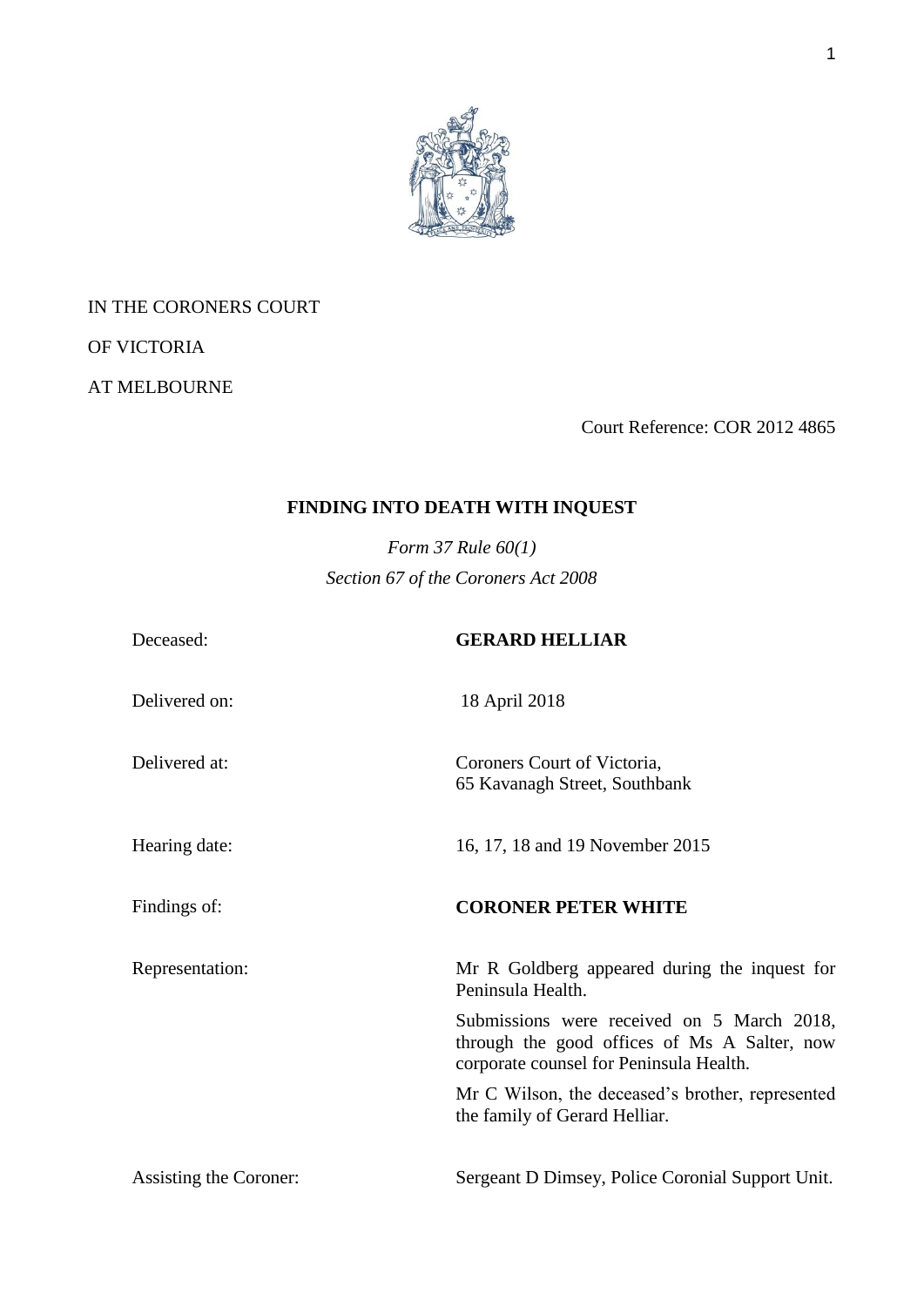IN THE CORONERS COURT

OF VICTORIA

AT MELBOURNE

Court Reference: COR 2012 4865

## FINDING INTO DEATH WITH INQUEST

*Form 37 Rule 60(1)*

*Section 67 of the Coroners Act 2008*

| | |
|---|---|
| Deceased: | **GERARD HELLIAR** |
| Delivered on: | 18 April 2018 |
| Delivered at: | Coroners Court of Victoria, 65 Kavanagh Street, Southbank |
| Hearing date: | 16, 17, 18 and 19 November 2015 |
| Findings of: | **CORONER PETER WHITE** |
| Representation: | Mr R Goldberg appeared during the inquest for Peninsula Health. Submissions were received on 5 March 2018, through the good offices of Ms A Salter, now corporate counsel for Peninsula Health. Mr C Wilson, the deceased's brother, represented the family of Gerard Helliar. |
| Assisting the Coroner: | Sergeant D Dimsey, Police Coronial Support Unit. |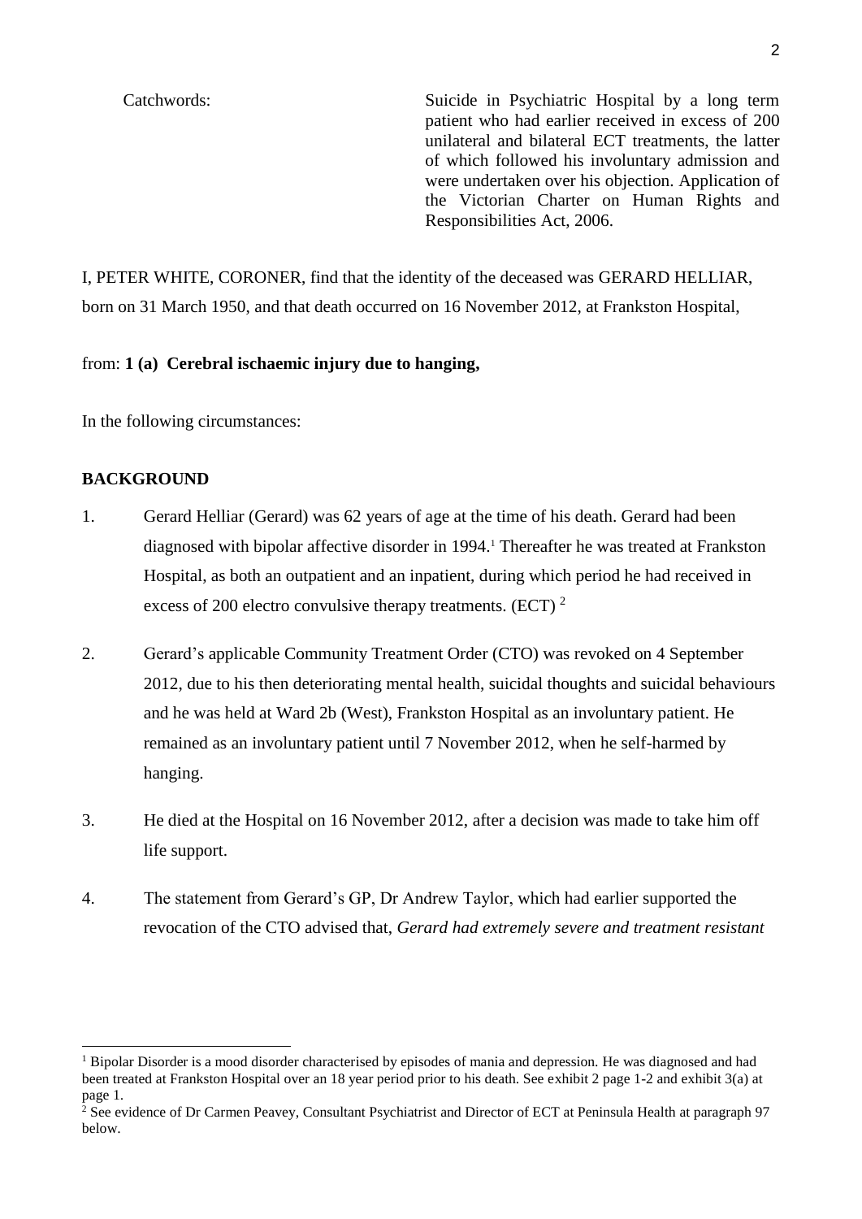Catchwords: Suicide in Psychiatric Hospital by a long term patient who had earlier received in excess of 200 unilateral and bilateral ECT treatments, the latter of which followed his involuntary admission and were undertaken over his objection. Application of the Victorian Charter on Human Rights and Responsibilities Act, 2006.

I, PETER WHITE, CORONER, find that the identity of the deceased was GERARD HELLIAR, born on 31 March 1950, and that death occurred on 16 November 2012, at Frankston Hospital,

from: **1 (a) Cerebral ischaemic injury due to hanging,**

In the following circumstances:

**BACKGROUND**

1. Gerard Helliar (Gerard) was 62 years of age at the time of his death. Gerard had been diagnosed with bipolar affective disorder in 1994.[1] Thereafter he was treated at Frankston Hospital, as both an outpatient and an inpatient, during which period he had received in excess of 200 electro convulsive therapy treatments. (ECT) [2]

2. Gerard's applicable Community Treatment Order (CTO) was revoked on 4 September 2012, due to his then deteriorating mental health, suicidal thoughts and suicidal behaviours and he was held at Ward 2b (West), Frankston Hospital as an involuntary patient. He remained as an involuntary patient until 7 November 2012, when he self-harmed by hanging.

3. He died at the Hospital on 16 November 2012, after a decision was made to take him off life support.

4. The statement from Gerard's GP, Dr Andrew Taylor, which had earlier supported the revocation of the CTO advised that, *Gerard had extremely severe and treatment resistant*

[1] Bipolar Disorder is a mood disorder characterised by episodes of mania and depression. He was diagnosed and had been treated at Frankston Hospital over an 18 year period prior to his death. See exhibit 2 page 1-2 and exhibit 3(a) at page 1.

[2] See evidence of Dr Carmen Peavey, Consultant Psychiatrist and Director of ECT at Peninsula Health at paragraph 97 below.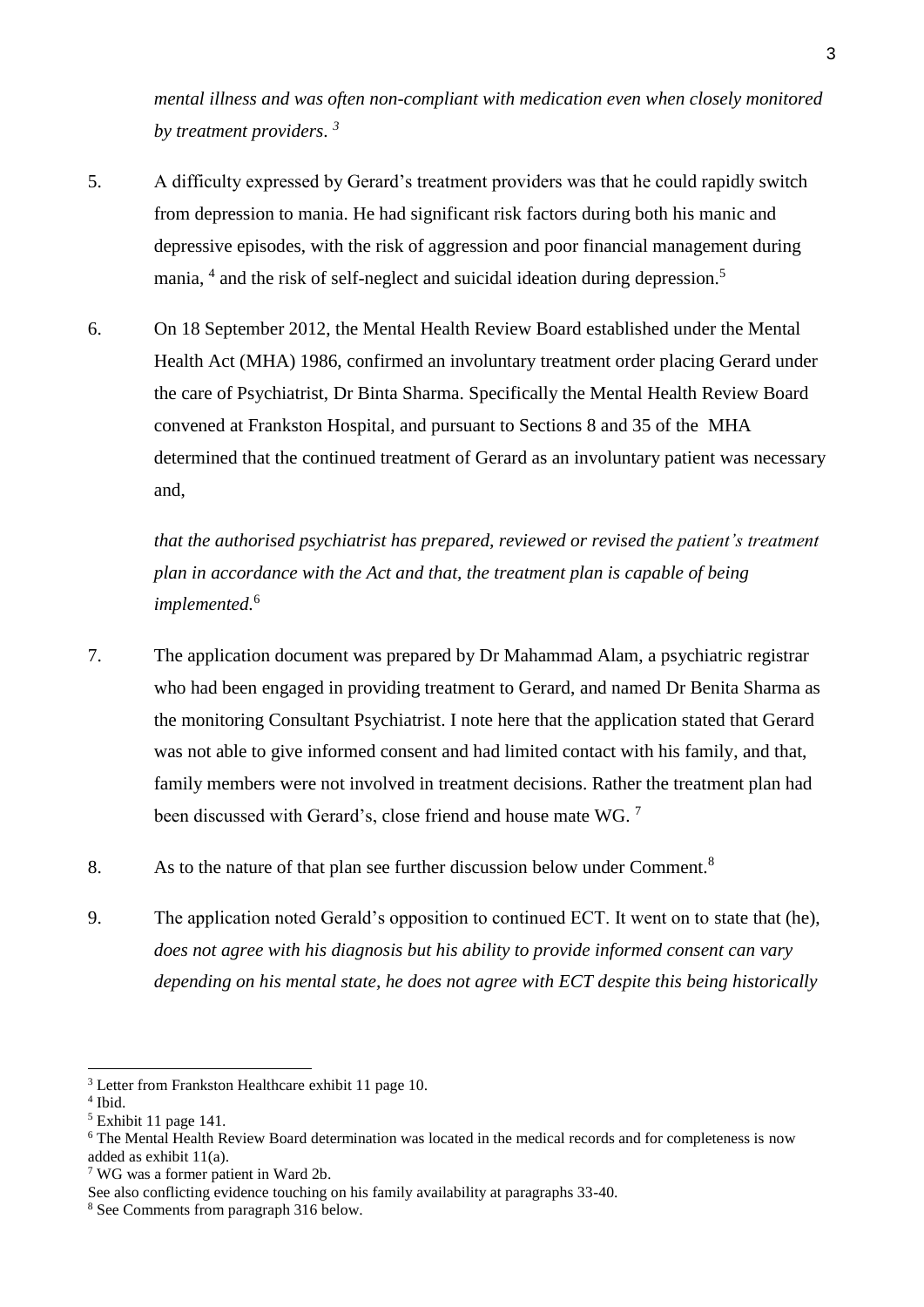*mental illness and was often non-compliant with medication even when closely monitored by treatment providers*. [3]

5. A difficulty expressed by Gerard's treatment providers was that he could rapidly switch from depression to mania. He had significant risk factors during both his manic and depressive episodes, with the risk of aggression and poor financial management during mania, [4] and the risk of self-neglect and suicidal ideation during depression.[5]

6. On 18 September 2012, the Mental Health Review Board established under the Mental Health Act (MHA) 1986, confirmed an involuntary treatment order placing Gerard under the care of Psychiatrist, Dr Binta Sharma. Specifically the Mental Health Review Board convened at Frankston Hospital, and pursuant to Sections 8 and 35 of the MHA determined that the continued treatment of Gerard as an involuntary patient was necessary and,

   *that the authorised psychiatrist has prepared, reviewed or revised the patient's treatment plan in accordance with the Act and that, the treatment plan is capable of being implemented.*[6]

7. The application document was prepared by Dr Mahammad Alam, a psychiatric registrar who had been engaged in providing treatment to Gerard, and named Dr Benita Sharma as the monitoring Consultant Psychiatrist. I note here that the application stated that Gerard was not able to give informed consent and had limited contact with his family, and that, family members were not involved in treatment decisions. Rather the treatment plan had been discussed with Gerard's, close friend and house mate WG. [7]

8. As to the nature of that plan see further discussion below under Comment.[8]

9. The application noted Gerald's opposition to continued ECT. It went on to state that (he), *does not agree with his diagnosis but his ability to provide informed consent can vary depending on his mental state, he does not agree with ECT despite this being historically*

---

[3] Letter from Frankston Healthcare exhibit 11 page 10.

[4] Ibid.

[5] Exhibit 11 page 141.

[6] The Mental Health Review Board determination was located in the medical records and for completeness is now added as exhibit 11(a).

[7] WG was a former patient in Ward 2b.
See also conflicting evidence touching on his family availability at paragraphs 33-40.

[8] See Comments from paragraph 316 below.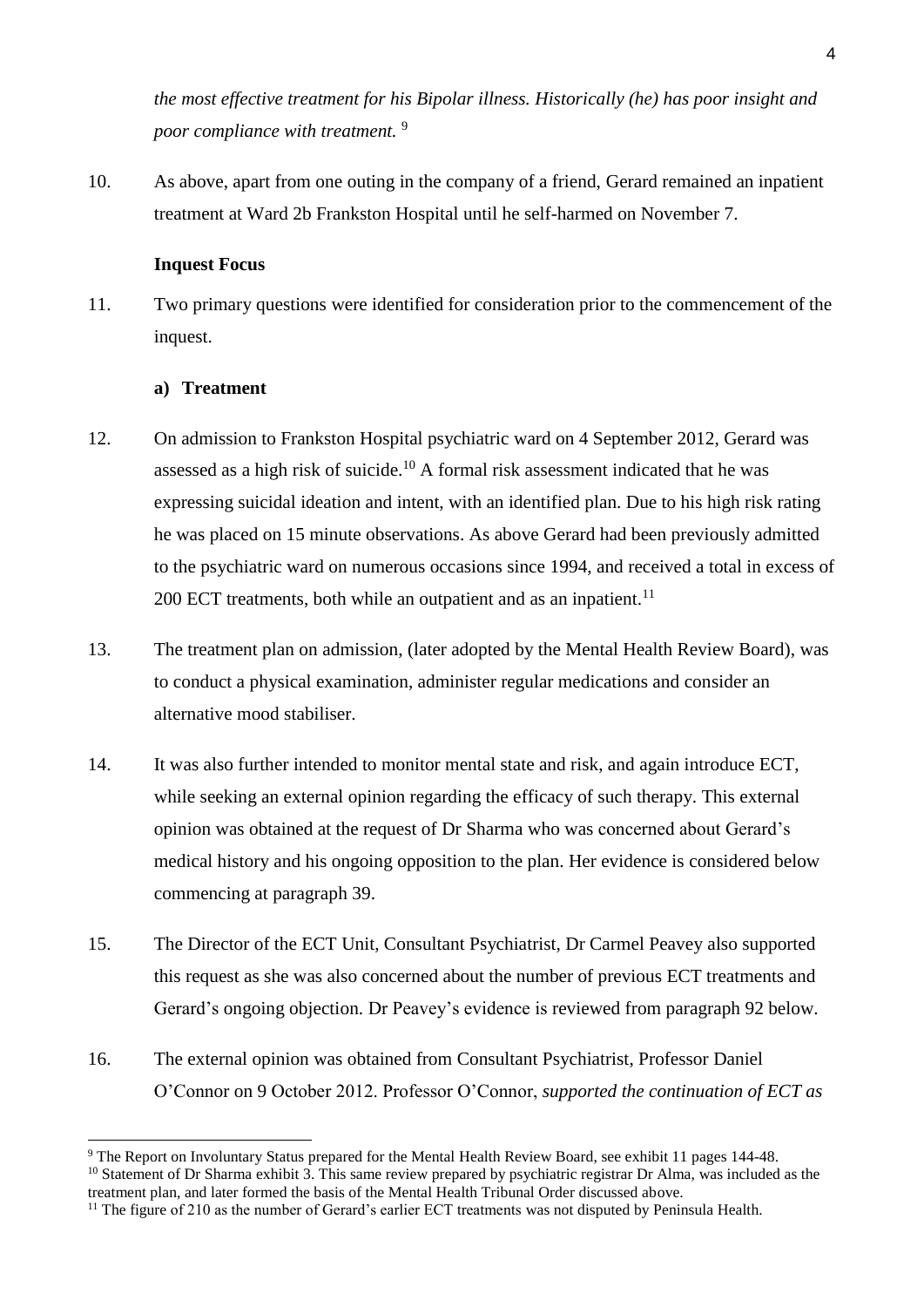*the most effective treatment for his Bipolar illness. Historically (he) has poor insight and poor compliance with treatment.* [9]

10. As above, apart from one outing in the company of a friend, Gerard remained an inpatient treatment at Ward 2b Frankston Hospital until he self-harmed on November 7.

**Inquest Focus**

11. Two primary questions were identified for consideration prior to the commencement of the inquest.

**a) Treatment**

12. On admission to Frankston Hospital psychiatric ward on 4 September 2012, Gerard was assessed as a high risk of suicide.[10] A formal risk assessment indicated that he was expressing suicidal ideation and intent, with an identified plan. Due to his high risk rating he was placed on 15 minute observations. As above Gerard had been previously admitted to the psychiatric ward on numerous occasions since 1994, and received a total in excess of 200 ECT treatments, both while an outpatient and as an inpatient.[11]

13. The treatment plan on admission, (later adopted by the Mental Health Review Board), was to conduct a physical examination, administer regular medications and consider an alternative mood stabiliser.

14. It was also further intended to monitor mental state and risk, and again introduce ECT, while seeking an external opinion regarding the efficacy of such therapy. This external opinion was obtained at the request of Dr Sharma who was concerned about Gerard's medical history and his ongoing opposition to the plan. Her evidence is considered below commencing at paragraph 39.

15. The Director of the ECT Unit, Consultant Psychiatrist, Dr Carmel Peavey also supported this request as she was also concerned about the number of previous ECT treatments and Gerard's ongoing objection. Dr Peavey's evidence is reviewed from paragraph 92 below.

16. The external opinion was obtained from Consultant Psychiatrist, Professor Daniel O'Connor on 9 October 2012. Professor O'Connor, *supported the continuation of ECT as*

---

[9] The Report on Involuntary Status prepared for the Mental Health Review Board, see exhibit 11 pages 144-48.

[10] Statement of Dr Sharma exhibit 3. This same review prepared by psychiatric registrar Dr Alma, was included as the treatment plan, and later formed the basis of the Mental Health Tribunal Order discussed above.

[11] The figure of 210 as the number of Gerard's earlier ECT treatments was not disputed by Peninsula Health.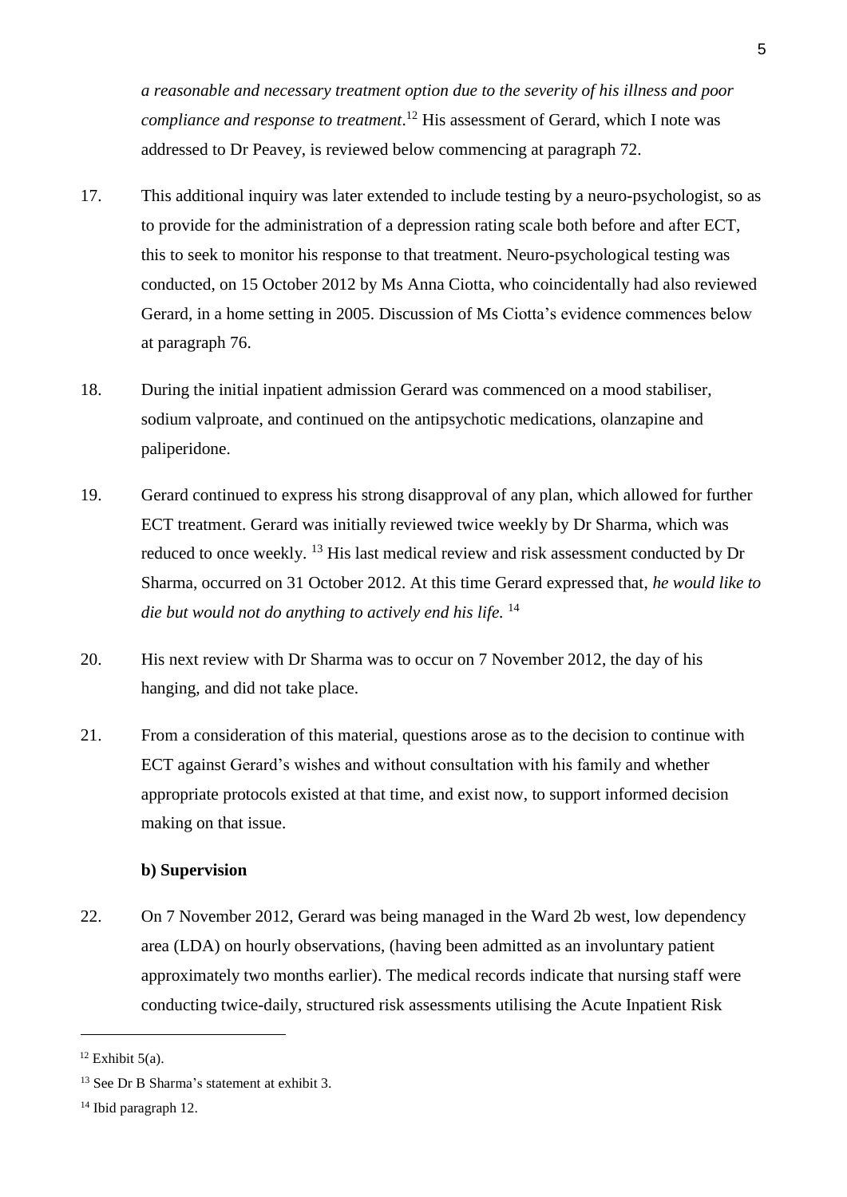*a reasonable and necessary treatment option due to the severity of his illness and poor compliance and response to treatment*.[12] His assessment of Gerard, which I note was addressed to Dr Peavey, is reviewed below commencing at paragraph 72.

17. This additional inquiry was later extended to include testing by a neuro-psychologist, so as to provide for the administration of a depression rating scale both before and after ECT, this to seek to monitor his response to that treatment. Neuro-psychological testing was conducted, on 15 October 2012 by Ms Anna Ciotta, who coincidentally had also reviewed Gerard, in a home setting in 2005. Discussion of Ms Ciotta's evidence commences below at paragraph 76.

18. During the initial inpatient admission Gerard was commenced on a mood stabiliser, sodium valproate, and continued on the antipsychotic medications, olanzapine and paliperidone.

19. Gerard continued to express his strong disapproval of any plan, which allowed for further ECT treatment. Gerard was initially reviewed twice weekly by Dr Sharma, which was reduced to once weekly. [13] His last medical review and risk assessment conducted by Dr Sharma, occurred on 31 October 2012. At this time Gerard expressed that, *he would like to die but would not do anything to actively end his life.* [14]

20. His next review with Dr Sharma was to occur on 7 November 2012, the day of his hanging, and did not take place.

21. From a consideration of this material, questions arose as to the decision to continue with ECT against Gerard's wishes and without consultation with his family and whether appropriate protocols existed at that time, and exist now, to support informed decision making on that issue.

**b) Supervision**

22. On 7 November 2012, Gerard was being managed in the Ward 2b west, low dependency area (LDA) on hourly observations, (having been admitted as an involuntary patient approximately two months earlier). The medical records indicate that nursing staff were conducting twice-daily, structured risk assessments utilising the Acute Inpatient Risk

---

[12] Exhibit 5(a).

[13] See Dr B Sharma's statement at exhibit 3.

[14] Ibid paragraph 12.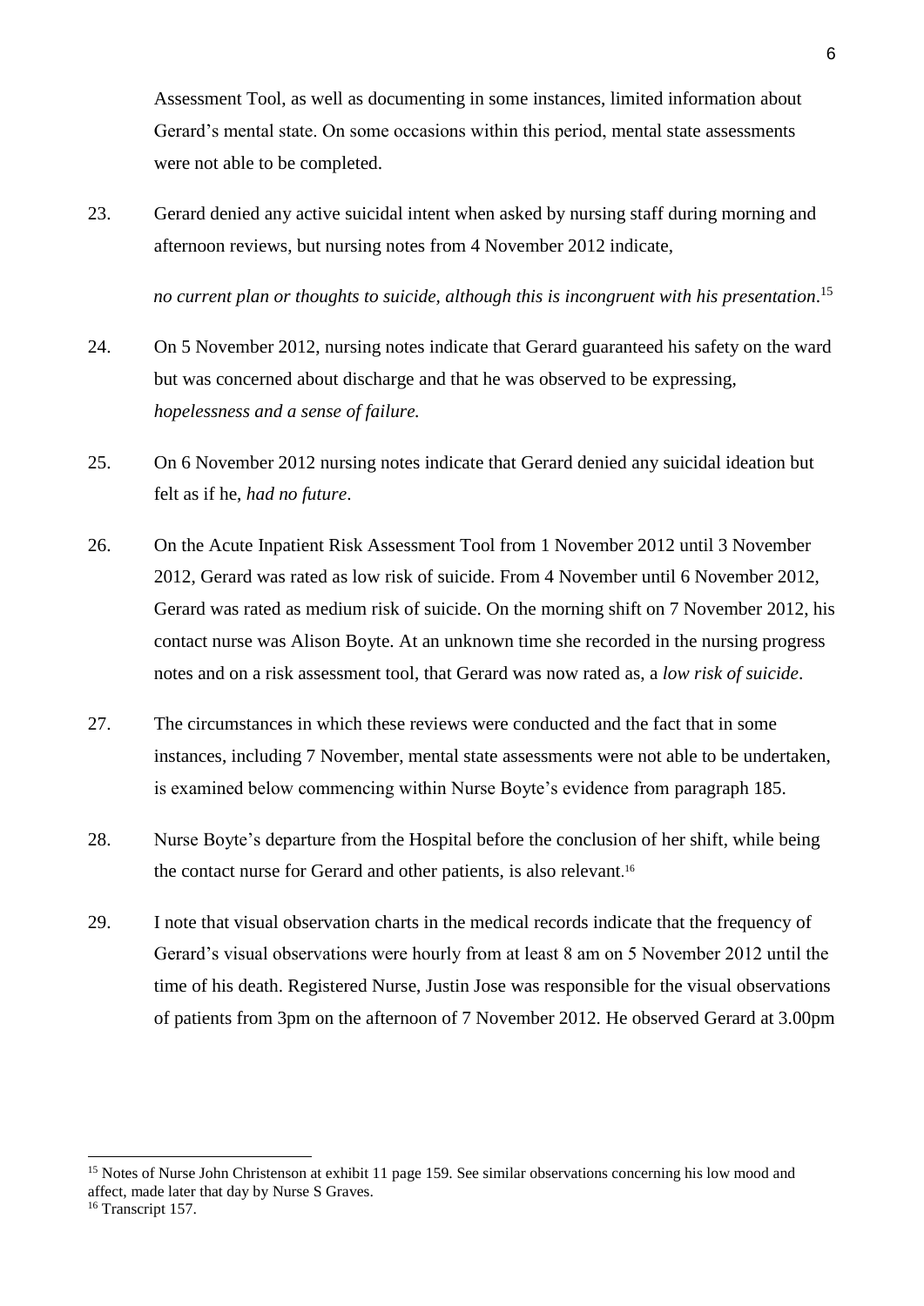Assessment Tool, as well as documenting in some instances, limited information about Gerard's mental state. On some occasions within this period, mental state assessments were not able to be completed.

23. Gerard denied any active suicidal intent when asked by nursing staff during morning and afternoon reviews, but nursing notes from 4 November 2012 indicate,

    *no current plan or thoughts to suicide, although this is incongruent with his presentation.*[15]

24. On 5 November 2012, nursing notes indicate that Gerard guaranteed his safety on the ward but was concerned about discharge and that he was observed to be expressing, *hopelessness and a sense of failure.*

25. On 6 November 2012 nursing notes indicate that Gerard denied any suicidal ideation but felt as if he, *had no future*.

26. On the Acute Inpatient Risk Assessment Tool from 1 November 2012 until 3 November 2012, Gerard was rated as low risk of suicide. From 4 November until 6 November 2012, Gerard was rated as medium risk of suicide. On the morning shift on 7 November 2012, his contact nurse was Alison Boyte. At an unknown time she recorded in the nursing progress notes and on a risk assessment tool, that Gerard was now rated as, a *low risk of suicide*.

27. The circumstances in which these reviews were conducted and the fact that in some instances, including 7 November, mental state assessments were not able to be undertaken, is examined below commencing within Nurse Boyte's evidence from paragraph 185.

28. Nurse Boyte's departure from the Hospital before the conclusion of her shift, while being the contact nurse for Gerard and other patients, is also relevant.[16]

29. I note that visual observation charts in the medical records indicate that the frequency of Gerard's visual observations were hourly from at least 8 am on 5 November 2012 until the time of his death. Registered Nurse, Justin Jose was responsible for the visual observations of patients from 3pm on the afternoon of 7 November 2012. He observed Gerard at 3.00pm

---

[15] Notes of Nurse John Christenson at exhibit 11 page 159. See similar observations concerning his low mood and affect, made later that day by Nurse S Graves.

[16] Transcript 157.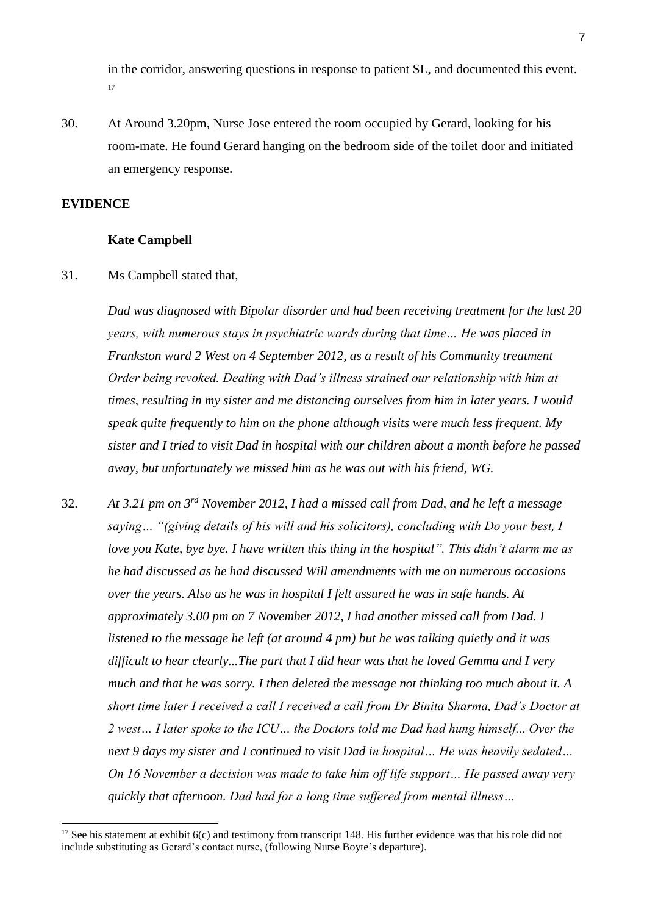in the corridor, answering questions in response to patient SL, and documented this event.[17]

30. At Around 3.20pm, Nurse Jose entered the room occupied by Gerard, looking for his room-mate. He found Gerard hanging on the bedroom side of the toilet door and initiated an emergency response.

**EVIDENCE**

**Kate Campbell**

31. Ms Campbell stated that,

*Dad was diagnosed with Bipolar disorder and had been receiving treatment for the last 20 years, with numerous stays in psychiatric wards during that time… He was placed in Frankston ward 2 West on 4 September 2012, as a result of his Community treatment Order being revoked. Dealing with Dad's illness strained our relationship with him at times, resulting in my sister and me distancing ourselves from him in later years. I would speak quite frequently to him on the phone although visits were much less frequent. My sister and I tried to visit Dad in hospital with our children about a month before he passed away, but unfortunately we missed him as he was out with his friend, WG.*

32. *At 3.21 pm on 3rd November 2012, I had a missed call from Dad, and he left a message saying… "(giving details of his will and his solicitors), concluding with Do your best, I love you Kate, bye bye. I have written this thing in the hospital". This didn't alarm me as he had discussed as he had discussed Will amendments with me on numerous occasions over the years. Also as he was in hospital I felt assured he was in safe hands. At approximately 3.00 pm on 7 November 2012, I had another missed call from Dad. I listened to the message he left (at around 4 pm) but he was talking quietly and it was difficult to hear clearly...The part that I did hear was that he loved Gemma and I very much and that he was sorry. I then deleted the message not thinking too much about it. A short time later I received a call I received a call from Dr Binita Sharma, Dad's Doctor at 2 west… I later spoke to the ICU… the Doctors told me Dad had hung himself... Over the next 9 days my sister and I continued to visit Dad in hospital… He was heavily sedated… On 16 November a decision was made to take him off life support… He passed away very quickly that afternoon. Dad had for a long time suffered from mental illness…*

---

[17] See his statement at exhibit 6(c) and testimony from transcript 148. His further evidence was that his role did not include substituting as Gerard's contact nurse, (following Nurse Boyte's departure).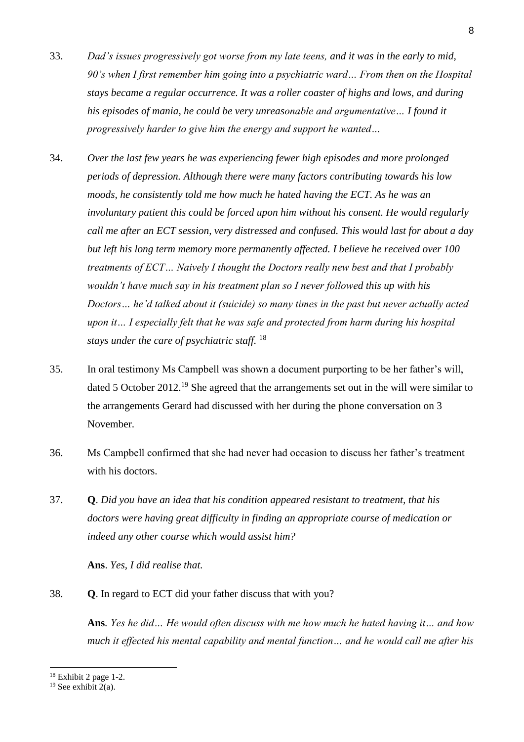33. *Dad's issues progressively got worse from my late teens, and it was in the early to mid, 90's when I first remember him going into a psychiatric ward… From then on the Hospital stays became a regular occurrence. It was a roller coaster of highs and lows, and during his episodes of mania, he could be very unreasonable and argumentative… I found it progressively harder to give him the energy and support he wanted…*

34. *Over the last few years he was experiencing fewer high episodes and more prolonged periods of depression. Although there were many factors contributing towards his low moods, he consistently told me how much he hated having the ECT. As he was an involuntary patient this could be forced upon him without his consent. He would regularly call me after an ECT session, very distressed and confused. This would last for about a day but left his long term memory more permanently affected. I believe he received over 100 treatments of ECT… Naively I thought the Doctors really new best and that I probably wouldn't have much say in his treatment plan so I never followed this up with his Doctors… he'd talked about it (suicide) so many times in the past but never actually acted upon it… I especially felt that he was safe and protected from harm during his hospital stays under the care of psychiatric staff.* [18]

35. In oral testimony Ms Campbell was shown a document purporting to be her father's will, dated 5 October 2012.[19] She agreed that the arrangements set out in the will were similar to the arrangements Gerard had discussed with her during the phone conversation on 3 November.

36. Ms Campbell confirmed that she had never had occasion to discuss her father's treatment with his doctors.

37. **Q**. *Did you have an idea that his condition appeared resistant to treatment, that his doctors were having great difficulty in finding an appropriate course of medication or indeed any other course which would assist him?*

    **Ans**. *Yes, I did realise that.*

38. **Q**. In regard to ECT did your father discuss that with you?

    **Ans**. *Yes he did… He would often discuss with me how much he hated having it… and how much it effected his mental capability and mental function… and he would call me after his*

---

[18] Exhibit 2 page 1-2.

[19] See exhibit 2(a).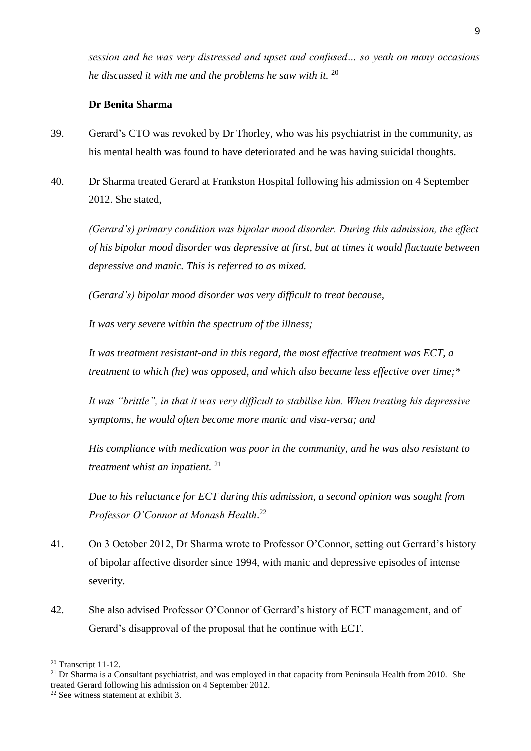*session and he was very distressed and upset and confused… so yeah on many occasions he discussed it with me and the problems he saw with it.* [20]

**Dr Benita Sharma**

39. Gerard's CTO was revoked by Dr Thorley, who was his psychiatrist in the community, as his mental health was found to have deteriorated and he was having suicidal thoughts.

40. Dr Sharma treated Gerard at Frankston Hospital following his admission on 4 September 2012. She stated,

    *(Gerard's) primary condition was bipolar mood disorder. During this admission, the effect of his bipolar mood disorder was depressive at first, but at times it would fluctuate between depressive and manic. This is referred to as mixed.*

    *(Gerard's) bipolar mood disorder was very difficult to treat because,*

    *It was very severe within the spectrum of the illness;*

    *It was treatment resistant-and in this regard, the most effective treatment was ECT, a treatment to which (he) was opposed, and which also became less effective over time;**

    *It was "brittle", in that it was very difficult to stabilise him. When treating his depressive symptoms, he would often become more manic and visa-versa; and*

    *His compliance with medication was poor in the community, and he was also resistant to treatment whist an inpatient.* [21]

    *Due to his reluctance for ECT during this admission, a second opinion was sought from Professor O'Connor at Monash Health*.[22]

41. On 3 October 2012, Dr Sharma wrote to Professor O'Connor, setting out Gerrard's history of bipolar affective disorder since 1994, with manic and depressive episodes of intense severity.

42. She also advised Professor O'Connor of Gerrard's history of ECT management, and of Gerard's disapproval of the proposal that he continue with ECT.

---

[20] Transcript 11-12.

[21] Dr Sharma is a Consultant psychiatrist, and was employed in that capacity from Peninsula Health from 2010. She treated Gerard following his admission on 4 September 2012.

[22] See witness statement at exhibit 3.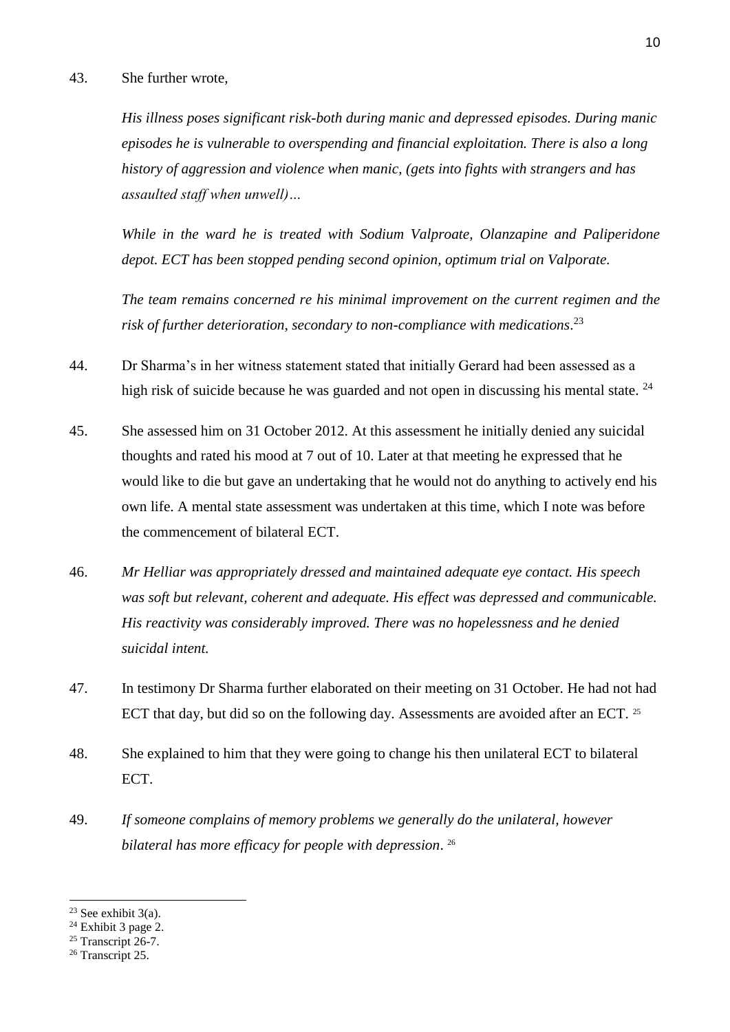43. She further wrote,

*His illness poses significant risk-both during manic and depressed episodes. During manic episodes he is vulnerable to overspending and financial exploitation. There is also a long history of aggression and violence when manic, (gets into fights with strangers and has assaulted staff when unwell)…*

*While in the ward he is treated with Sodium Valproate, Olanzapine and Paliperidone depot. ECT has been stopped pending second opinion, optimum trial on Valporate.*

*The team remains concerned re his minimal improvement on the current regimen and the risk of further deterioration, secondary to non-compliance with medications*.[23]

44. Dr Sharma's in her witness statement stated that initially Gerard had been assessed as a high risk of suicide because he was guarded and not open in discussing his mental state. [24]

45. She assessed him on 31 October 2012. At this assessment he initially denied any suicidal thoughts and rated his mood at 7 out of 10. Later at that meeting he expressed that he would like to die but gave an undertaking that he would not do anything to actively end his own life. A mental state assessment was undertaken at this time, which I note was before the commencement of bilateral ECT.

46. *Mr Helliar was appropriately dressed and maintained adequate eye contact. His speech was soft but relevant, coherent and adequate. His effect was depressed and communicable. His reactivity was considerably improved. There was no hopelessness and he denied suicidal intent.*

47. In testimony Dr Sharma further elaborated on their meeting on 31 October. He had not had ECT that day, but did so on the following day. Assessments are avoided after an ECT. [25]

48. She explained to him that they were going to change his then unilateral ECT to bilateral ECT.

49. *If someone complains of memory problems we generally do the unilateral, however bilateral has more efficacy for people with depression*. [26]

---

[23] See exhibit 3(a).

[24] Exhibit 3 page 2.

[25] Transcript 26-7.

[26] Transcript 25.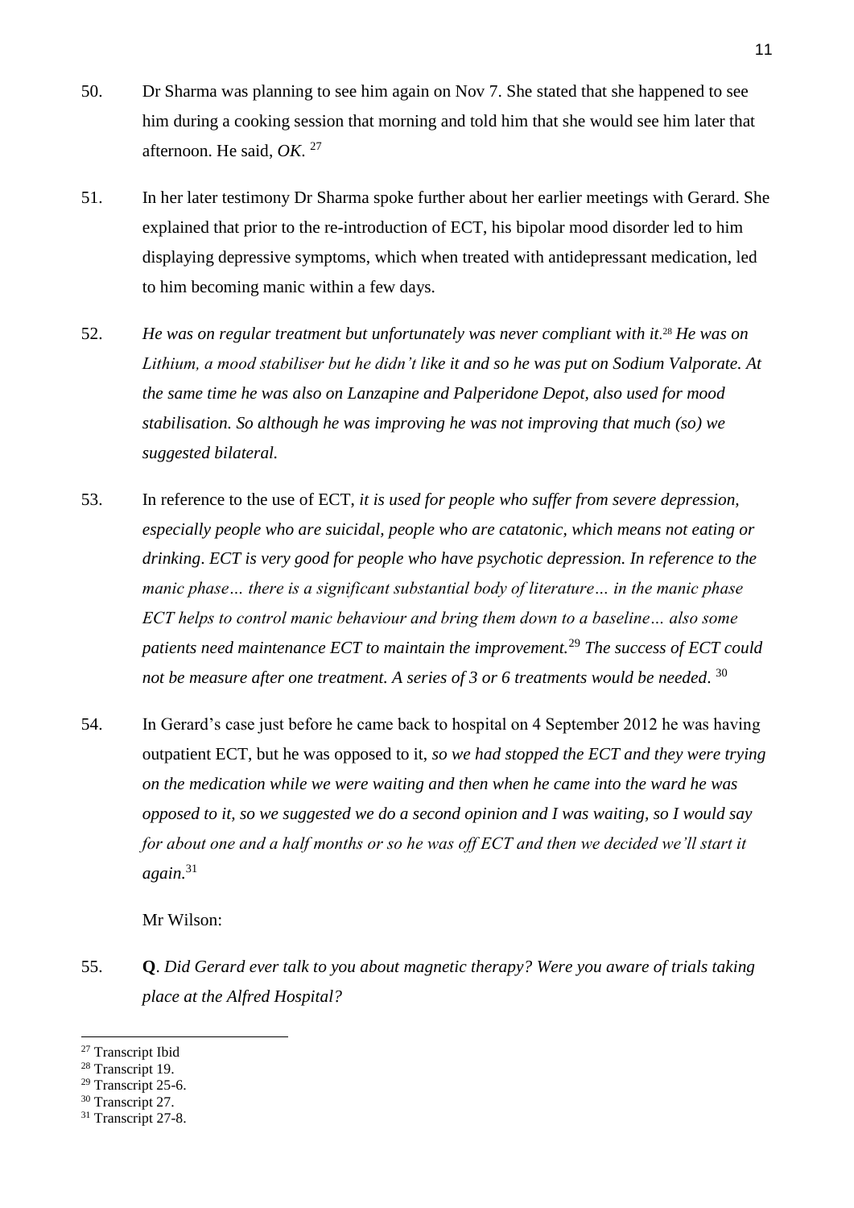50. Dr Sharma was planning to see him again on Nov 7. She stated that she happened to see him during a cooking session that morning and told him that she would see him later that afternoon. He said, *OK*. [27]

51. In her later testimony Dr Sharma spoke further about her earlier meetings with Gerard. She explained that prior to the re-introduction of ECT, his bipolar mood disorder led to him displaying depressive symptoms, which when treated with antidepressant medication, led to him becoming manic within a few days.

52. *He was on regular treatment but unfortunately was never compliant with it.*[28] *He was on Lithium, a mood stabiliser but he didn't like it and so he was put on Sodium Valporate. At the same time he was also on Lanzapine and Palperidone Depot, also used for mood stabilisation. So although he was improving he was not improving that much (so) we suggested bilateral.*

53. In reference to the use of ECT, *it is used for people who suffer from severe depression, especially people who are suicidal, people who are catatonic, which means not eating or drinking. ECT is very good for people who have psychotic depression. In reference to the manic phase… there is a significant substantial body of literature… in the manic phase ECT helps to control manic behaviour and bring them down to a baseline… also some patients need maintenance ECT to maintain the improvement.*[29] *The success of ECT could not be measure after one treatment. A series of 3 or 6 treatments would be needed.* [30]

54. In Gerard's case just before he came back to hospital on 4 September 2012 he was having outpatient ECT, but he was opposed to it, *so we had stopped the ECT and they were trying on the medication while we were waiting and then when he came into the ward he was opposed to it, so we suggested we do a second opinion and I was waiting, so I would say for about one and a half months or so he was off ECT and then we decided we'll start it again.*[31]

Mr Wilson:

55. **Q**. *Did Gerard ever talk to you about magnetic therapy? Were you aware of trials taking place at the Alfred Hospital?*

---

[27] Transcript Ibid
[28] Transcript 19.
[29] Transcript 25-6.
[30] Transcript 27.
[31] Transcript 27-8.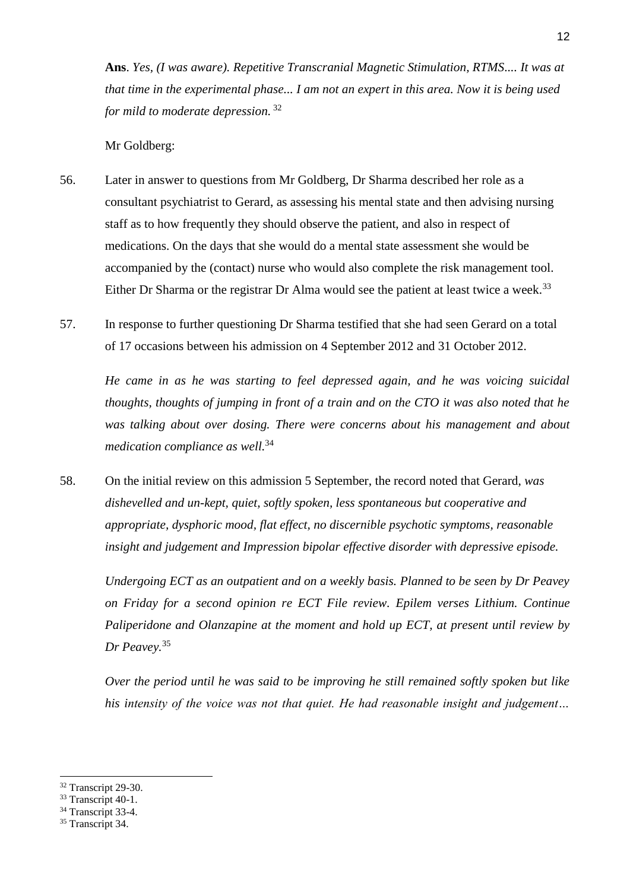**Ans**. *Yes, (I was aware). Repetitive Transcranial Magnetic Stimulation, RTMS.... It was at that time in the experimental phase... I am not an expert in this area. Now it is being used for mild to moderate depression.* [32]

Mr Goldberg:

56. Later in answer to questions from Mr Goldberg, Dr Sharma described her role as a consultant psychiatrist to Gerard, as assessing his mental state and then advising nursing staff as to how frequently they should observe the patient, and also in respect of medications. On the days that she would do a mental state assessment she would be accompanied by the (contact) nurse who would also complete the risk management tool. Either Dr Sharma or the registrar Dr Alma would see the patient at least twice a week.[33]

57. In response to further questioning Dr Sharma testified that she had seen Gerard on a total of 17 occasions between his admission on 4 September 2012 and 31 October 2012.

*He came in as he was starting to feel depressed again, and he was voicing suicidal thoughts, thoughts of jumping in front of a train and on the CTO it was also noted that he was talking about over dosing. There were concerns about his management and about medication compliance as well.*[34]

58. On the initial review on this admission 5 September, the record noted that Gerard, *was dishevelled and un-kept, quiet, softly spoken, less spontaneous but cooperative and appropriate, dysphoric mood, flat effect, no discernible psychotic symptoms, reasonable insight and judgement and Impression bipolar effective disorder with depressive episode.*

*Undergoing ECT as an outpatient and on a weekly basis. Planned to be seen by Dr Peavey on Friday for a second opinion re ECT File review. Epilem verses Lithium. Continue Paliperidone and Olanzapine at the moment and hold up ECT, at present until review by Dr Peavey.*[35]

*Over the period until he was said to be improving he still remained softly spoken but like his intensity of the voice was not that quiet. He had reasonable insight and judgement…*

---

[32] Transcript 29-30.
[33] Transcript 40-1.
[34] Transcript 33-4.
[35] Transcript 34.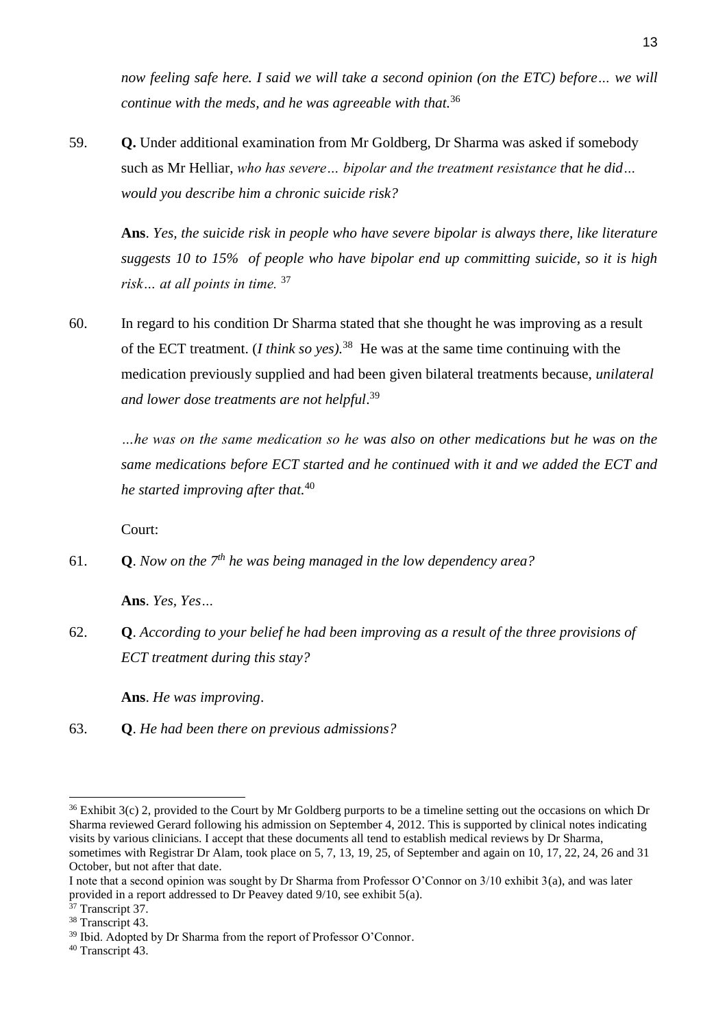*now feeling safe here. I said we will take a second opinion (on the ETC) before… we will continue with the meds, and he was agreeable with that.*[36]

59. **Q.** Under additional examination from Mr Goldberg, Dr Sharma was asked if somebody such as Mr Helliar, *who has severe… bipolar and the treatment resistance that he did… would you describe him a chronic suicide risk?*

    **Ans**. *Yes, the suicide risk in people who have severe bipolar is always there, like literature suggests 10 to 15% of people who have bipolar end up committing suicide, so it is high risk… at all points in time.* [37]

60. In regard to his condition Dr Sharma stated that she thought he was improving as a result of the ECT treatment. (*I think so yes).*[38] He was at the same time continuing with the medication previously supplied and had been given bilateral treatments because, *unilateral and lower dose treatments are not helpful*.[39]

    *…he was on the same medication so he was also on other medications but he was on the same medications before ECT started and he continued with it and we added the ECT and he started improving after that.*[40]

    Court:

61. **Q**. *Now on the 7th he was being managed in the low dependency area?*

    **Ans**. *Yes, Yes…*

62. **Q**. *According to your belief he had been improving as a result of the three provisions of ECT treatment during this stay?*

    **Ans**. *He was improving*.

63. **Q**. *He had been there on previous admissions?*

---

[36] Exhibit 3(c) 2, provided to the Court by Mr Goldberg purports to be a timeline setting out the occasions on which Dr Sharma reviewed Gerard following his admission on September 4, 2012. This is supported by clinical notes indicating visits by various clinicians. I accept that these documents all tend to establish medical reviews by Dr Sharma, sometimes with Registrar Dr Alam, took place on 5, 7, 13, 19, 25, of September and again on 10, 17, 22, 24, 26 and 31 October, but not after that date.

I note that a second opinion was sought by Dr Sharma from Professor O'Connor on 3/10 exhibit 3(a), and was later provided in a report addressed to Dr Peavey dated 9/10, see exhibit 5(a).

[37] Transcript 37.

[38] Transcript 43.

[39] Ibid. Adopted by Dr Sharma from the report of Professor O'Connor.

[40] Transcript 43.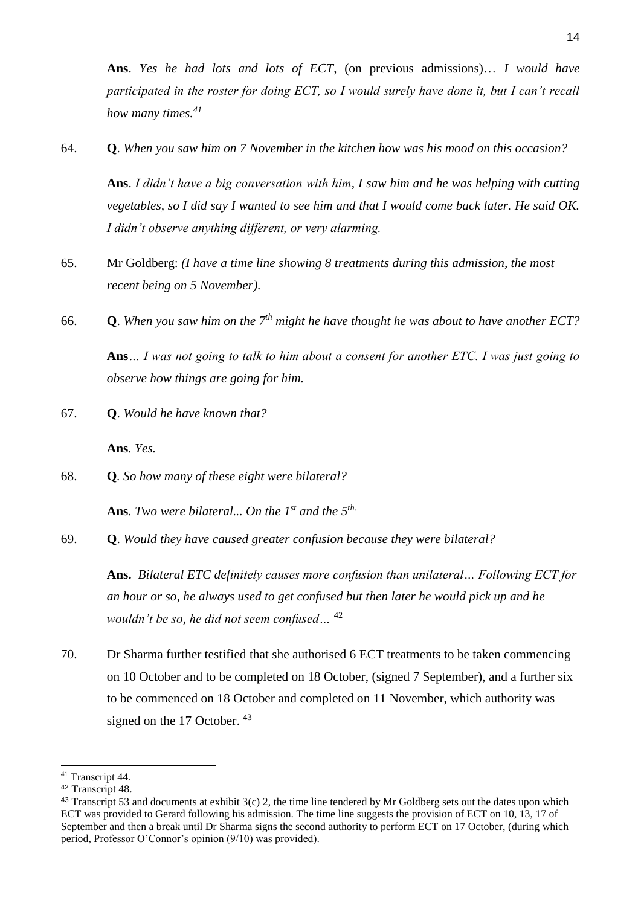**Ans**. *Yes he had lots and lots of ECT,* (on previous admissions)… *I would have participated in the roster for doing ECT, so I would surely have done it, but I can't recall how many times.*[41]

64. **Q**. *When you saw him on 7 November in the kitchen how was his mood on this occasion?*

    **Ans**. *I didn't have a big conversation with him, I saw him and he was helping with cutting vegetables, so I did say I wanted to see him and that I would come back later. He said OK. I didn't observe anything different, or very alarming.*

65. Mr Goldberg: *(I have a time line showing 8 treatments during this admission, the most recent being on 5 November).*

66. **Q**. *When you saw him on the 7th might he have thought he was about to have another ECT?*

    **Ans**… *I was not going to talk to him about a consent for another ETC. I was just going to observe how things are going for him.*

67. **Q**. *Would he have known that?*

    **Ans**. *Yes.*

68. **Q**. *So how many of these eight were bilateral?*

    **Ans**. *Two were bilateral... On the 1st and the 5th.*

69. **Q**. *Would they have caused greater confusion because they were bilateral?*

    **Ans.** *Bilateral ETC definitely causes more confusion than unilateral… Following ECT for an hour or so, he always used to get confused but then later he would pick up and he wouldn't be so, he did not seem confused…* [42]

70. Dr Sharma further testified that she authorised 6 ECT treatments to be taken commencing on 10 October and to be completed on 18 October, (signed 7 September), and a further six to be commenced on 18 October and completed on 11 November, which authority was signed on the 17 October. [43]

---

[41] Transcript 44.

[42] Transcript 48.

[43] Transcript 53 and documents at exhibit 3(c) 2, the time line tendered by Mr Goldberg sets out the dates upon which ECT was provided to Gerard following his admission. The time line suggests the provision of ECT on 10, 13, 17 of September and then a break until Dr Sharma signs the second authority to perform ECT on 17 October, (during which period, Professor O'Connor's opinion (9/10) was provided).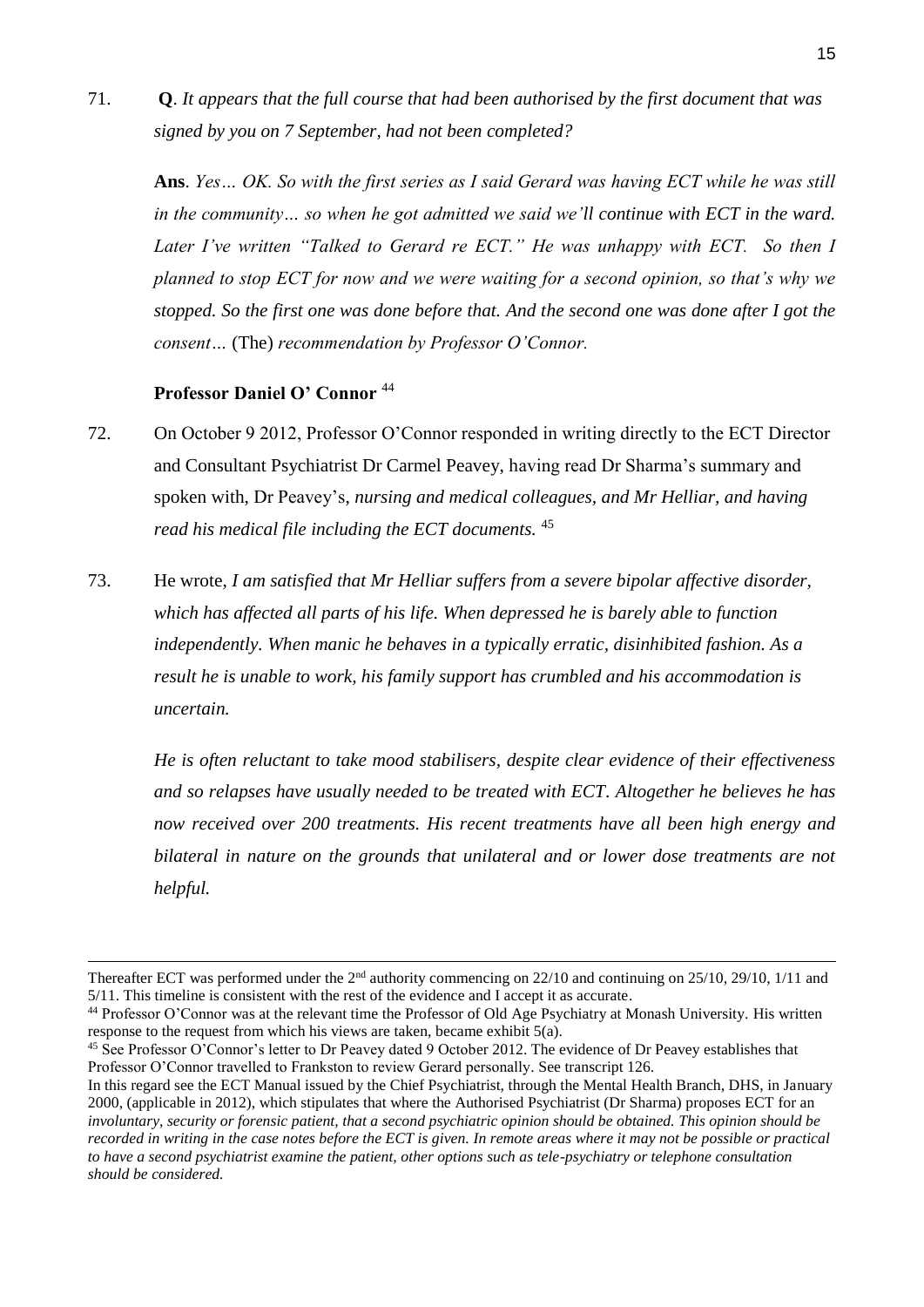71. **Q**. *It appears that the full course that had been authorised by the first document that was signed by you on 7 September, had not been completed?*

    **Ans**. *Yes… OK. So with the first series as I said Gerard was having ECT while he was still in the community… so when he got admitted we said we'll continue with ECT in the ward. Later I've written "Talked to Gerard re ECT." He was unhappy with ECT. So then I planned to stop ECT for now and we were waiting for a second opinion, so that's why we stopped. So the first one was done before that. And the second one was done after I got the consent…* (The) *recommendation by Professor O'Connor.*

**Professor Daniel O' Connor** [44]

72. On October 9 2012, Professor O'Connor responded in writing directly to the ECT Director and Consultant Psychiatrist Dr Carmel Peavey, having read Dr Sharma's summary and spoken with, Dr Peavey's, *nursing and medical colleagues, and Mr Helliar, and having read his medical file including the ECT documents.* [45]

73. He wrote, *I am satisfied that Mr Helliar suffers from a severe bipolar affective disorder, which has affected all parts of his life. When depressed he is barely able to function independently. When manic he behaves in a typically erratic, disinhibited fashion. As a result he is unable to work, his family support has crumbled and his accommodation is uncertain.*

    *He is often reluctant to take mood stabilisers, despite clear evidence of their effectiveness and so relapses have usually needed to be treated with ECT. Altogether he believes he has now received over 200 treatments. His recent treatments have all been high energy and bilateral in nature on the grounds that unilateral and or lower dose treatments are not helpful.*

---

Thereafter ECT was performed under the 2nd authority commencing on 22/10 and continuing on 25/10, 29/10, 1/11 and 5/11. This timeline is consistent with the rest of the evidence and I accept it as accurate.

[44] Professor O'Connor was at the relevant time the Professor of Old Age Psychiatry at Monash University. His written response to the request from which his views are taken, became exhibit 5(a).

[45] See Professor O'Connor's letter to Dr Peavey dated 9 October 2012. The evidence of Dr Peavey establishes that Professor O'Connor travelled to Frankston to review Gerard personally. See transcript 126.

In this regard see the ECT Manual issued by the Chief Psychiatrist, through the Mental Health Branch, DHS, in January 2000, (applicable in 2012), which stipulates that where the Authorised Psychiatrist (Dr Sharma) proposes ECT for an *involuntary, security or forensic patient, that a second psychiatric opinion should be obtained. This opinion should be recorded in writing in the case notes before the ECT is given. In remote areas where it may not be possible or practical to have a second psychiatrist examine the patient, other options such as tele-psychiatry or telephone consultation should be considered.*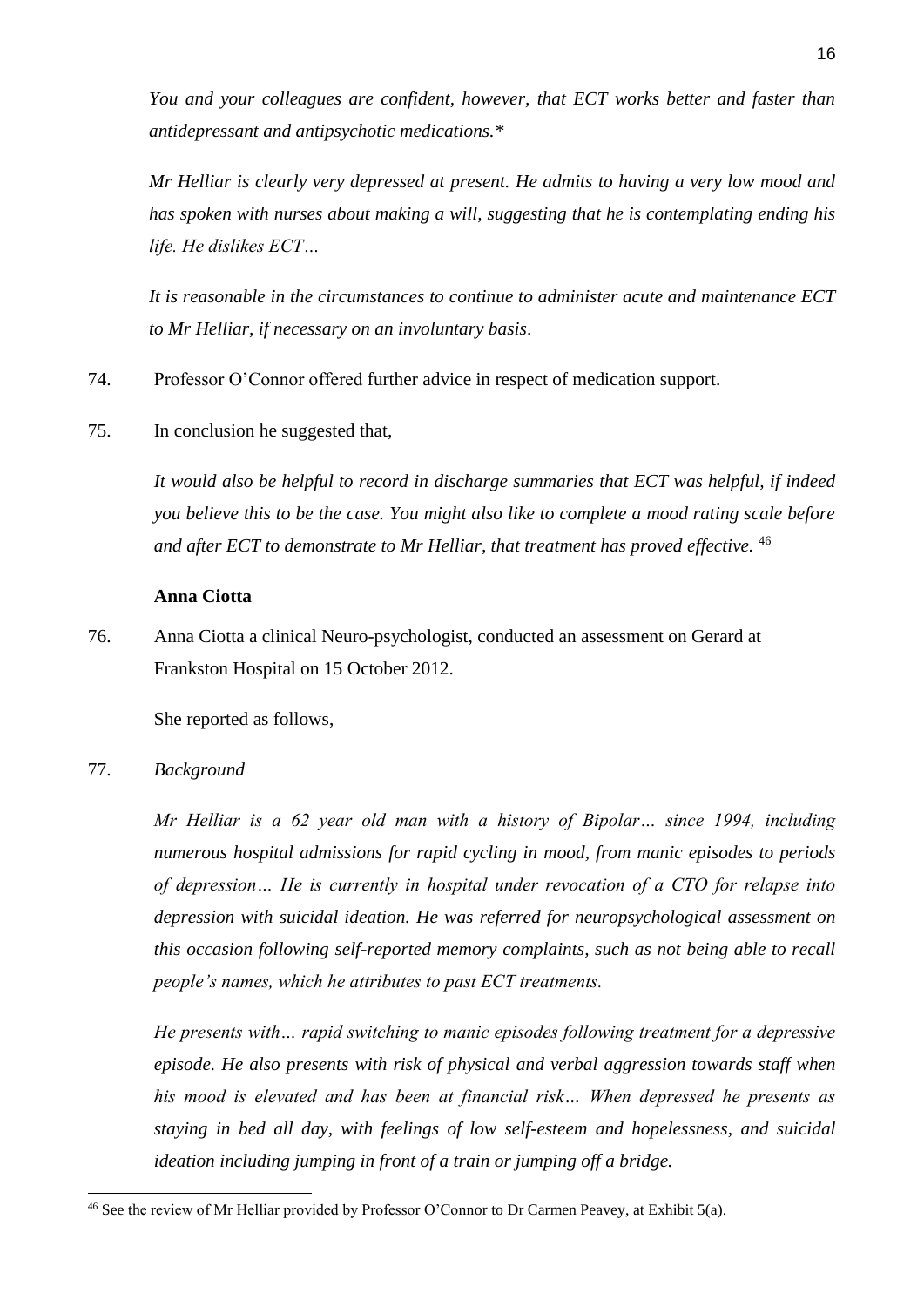*You and your colleagues are confident, however, that ECT works better and faster than antidepressant and antipsychotic medications.**

*Mr Helliar is clearly very depressed at present. He admits to having a very low mood and has spoken with nurses about making a will, suggesting that he is contemplating ending his life. He dislikes ECT…*

*It is reasonable in the circumstances to continue to administer acute and maintenance ECT to Mr Helliar, if necessary on an involuntary basis.*

74. Professor O'Connor offered further advice in respect of medication support.

75. In conclusion he suggested that,

*It would also be helpful to record in discharge summaries that ECT was helpful, if indeed you believe this to be the case. You might also like to complete a mood rating scale before and after ECT to demonstrate to Mr Helliar, that treatment has proved effective.* [46]

**Anna Ciotta**

76. Anna Ciotta a clinical Neuro-psychologist, conducted an assessment on Gerard at Frankston Hospital on 15 October 2012.

She reported as follows,

77. *Background*

*Mr Helliar is a 62 year old man with a history of Bipolar… since 1994, including numerous hospital admissions for rapid cycling in mood, from manic episodes to periods of depression… He is currently in hospital under revocation of a CTO for relapse into depression with suicidal ideation. He was referred for neuropsychological assessment on this occasion following self-reported memory complaints, such as not being able to recall people's names, which he attributes to past ECT treatments.*

*He presents with… rapid switching to manic episodes following treatment for a depressive episode. He also presents with risk of physical and verbal aggression towards staff when his mood is elevated and has been at financial risk… When depressed he presents as staying in bed all day, with feelings of low self-esteem and hopelessness, and suicidal ideation including jumping in front of a train or jumping off a bridge.*

[46] See the review of Mr Helliar provided by Professor O'Connor to Dr Carmen Peavey, at Exhibit 5(a).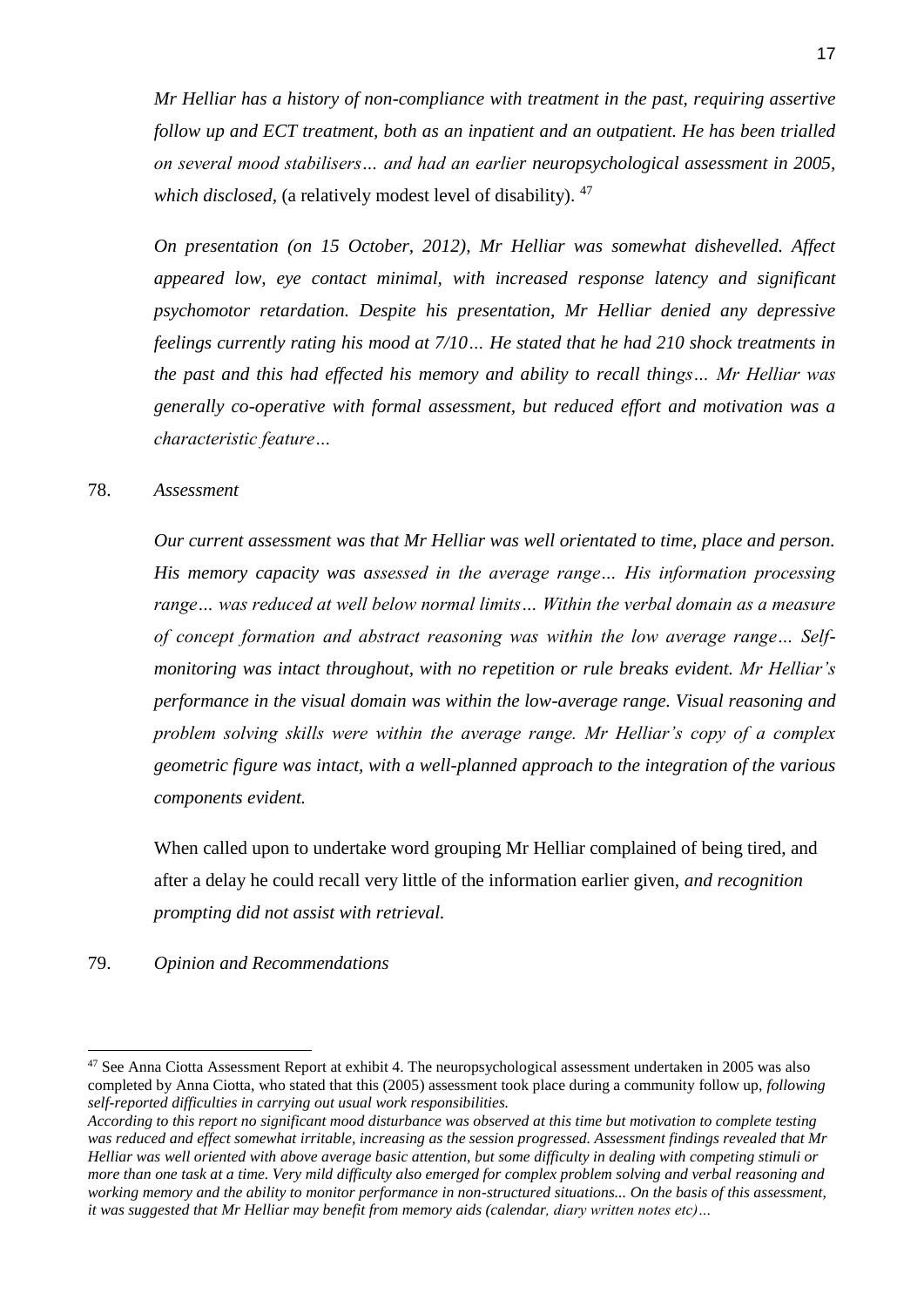*Mr Helliar has a history of non-compliance with treatment in the past, requiring assertive follow up and ECT treatment, both as an inpatient and an outpatient. He has been trialled on several mood stabilisers… and had an earlier neuropsychological assessment in 2005, which disclosed,* (a relatively modest level of disability). [47]

*On presentation (on 15 October, 2012), Mr Helliar was somewhat dishevelled. Affect appeared low, eye contact minimal, with increased response latency and significant psychomotor retardation. Despite his presentation, Mr Helliar denied any depressive feelings currently rating his mood at 7/10… He stated that he had 210 shock treatments in the past and this had effected his memory and ability to recall things… Mr Helliar was generally co-operative with formal assessment, but reduced effort and motivation was a characteristic feature…*

78. *Assessment*

*Our current assessment was that Mr Helliar was well orientated to time, place and person. His memory capacity was assessed in the average range… His information processing range… was reduced at well below normal limits… Within the verbal domain as a measure of concept formation and abstract reasoning was within the low average range… Self-monitoring was intact throughout, with no repetition or rule breaks evident. Mr Helliar's performance in the visual domain was within the low-average range. Visual reasoning and problem solving skills were within the average range. Mr Helliar's copy of a complex geometric figure was intact, with a well-planned approach to the integration of the various components evident.*

When called upon to undertake word grouping Mr Helliar complained of being tired, and after a delay he could recall very little of the information earlier given, *and recognition prompting did not assist with retrieval.*

79. *Opinion and Recommendations*

---

[47] See Anna Ciotta Assessment Report at exhibit 4. The neuropsychological assessment undertaken in 2005 was also completed by Anna Ciotta, who stated that this (2005) assessment took place during a community follow up, *following self-reported difficulties in carrying out usual work responsibilities.*
*According to this report no significant mood disturbance was observed at this time but motivation to complete testing was reduced and effect somewhat irritable, increasing as the session progressed. Assessment findings revealed that Mr Helliar was well oriented with above average basic attention, but some difficulty in dealing with competing stimuli or more than one task at a time. Very mild difficulty also emerged for complex problem solving and verbal reasoning and working memory and the ability to monitor performance in non-structured situations... On the basis of this assessment, it was suggested that Mr Helliar may benefit from memory aids (calendar, diary written notes etc)…*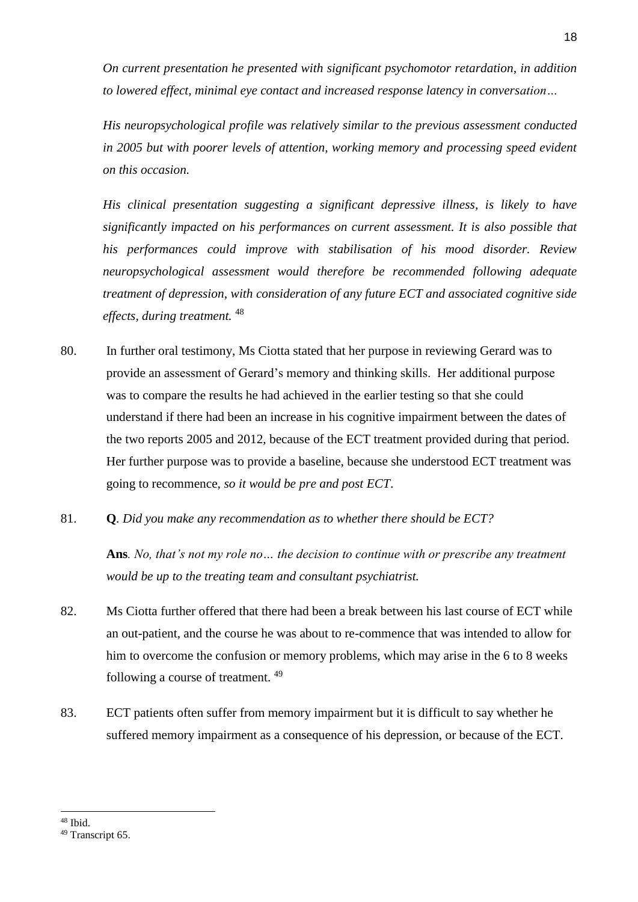*On current presentation he presented with significant psychomotor retardation, in addition to lowered effect, minimal eye contact and increased response latency in conversation…*

*His neuropsychological profile was relatively similar to the previous assessment conducted in 2005 but with poorer levels of attention, working memory and processing speed evident on this occasion.*

*His clinical presentation suggesting a significant depressive illness, is likely to have significantly impacted on his performances on current assessment. It is also possible that his performances could improve with stabilisation of his mood disorder. Review neuropsychological assessment would therefore be recommended following adequate treatment of depression, with consideration of any future ECT and associated cognitive side effects, during treatment.* [48]

80. In further oral testimony, Ms Ciotta stated that her purpose in reviewing Gerard was to provide an assessment of Gerard's memory and thinking skills. Her additional purpose was to compare the results he had achieved in the earlier testing so that she could understand if there had been an increase in his cognitive impairment between the dates of the two reports 2005 and 2012, because of the ECT treatment provided during that period. Her further purpose was to provide a baseline, because she understood ECT treatment was going to recommence, *so it would be pre and post ECT*.

81. **Q**. *Did you make any recommendation as to whether there should be ECT?*

    **Ans**. *No, that's not my role no… the decision to continue with or prescribe any treatment would be up to the treating team and consultant psychiatrist.*

82. Ms Ciotta further offered that there had been a break between his last course of ECT while an out-patient, and the course he was about to re-commence that was intended to allow for him to overcome the confusion or memory problems, which may arise in the 6 to 8 weeks following a course of treatment. [49]

83. ECT patients often suffer from memory impairment but it is difficult to say whether he suffered memory impairment as a consequence of his depression, or because of the ECT.

---

[48] Ibid.

[49] Transcript 65.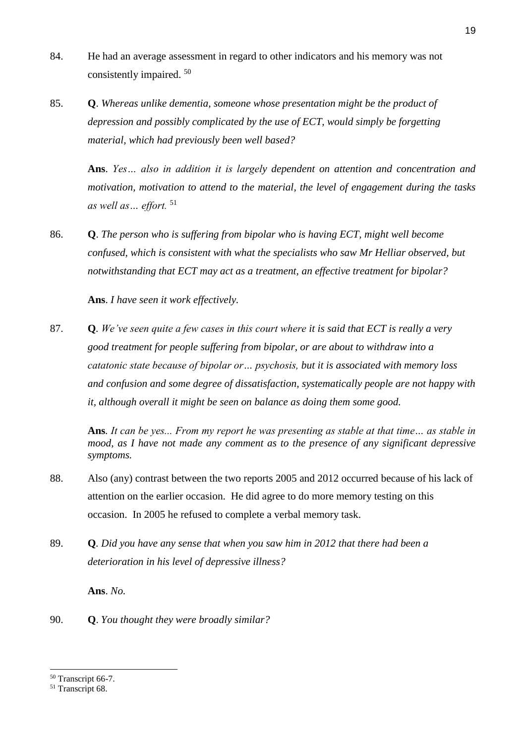84. He had an average assessment in regard to other indicators and his memory was not consistently impaired. [50]

85. **Q**. *Whereas unlike dementia, someone whose presentation might be the product of depression and possibly complicated by the use of ECT, would simply be forgetting material, which had previously been well based?*

    **Ans**. *Yes… also in addition it is largely dependent on attention and concentration and motivation, motivation to attend to the material, the level of engagement during the tasks as well as… effort.* [51]

86. **Q**. *The person who is suffering from bipolar who is having ECT, might well become confused, which is consistent with what the specialists who saw Mr Helliar observed, but notwithstanding that ECT may act as a treatment, an effective treatment for bipolar?*

    **Ans**. *I have seen it work effectively.*

87. **Q**. *We've seen quite a few cases in this court where it is said that ECT is really a very good treatment for people suffering from bipolar, or are about to withdraw into a catatonic state because of bipolar or… psychosis, but it is associated with memory loss and confusion and some degree of dissatisfaction, systematically people are not happy with it, although overall it might be seen on balance as doing them some good.*

    **Ans**. *It can be yes... From my report he was presenting as stable at that time… as stable in mood, as I have not made any comment as to the presence of any significant depressive symptoms.*

88. Also (any) contrast between the two reports 2005 and 2012 occurred because of his lack of attention on the earlier occasion. He did agree to do more memory testing on this occasion. In 2005 he refused to complete a verbal memory task.

89. **Q**. *Did you have any sense that when you saw him in 2012 that there had been a deterioration in his level of depressive illness?*

    **Ans**. *No.*

90. **Q**. *You thought they were broadly similar?*

---

[50] Transcript 66-7.

[51] Transcript 68.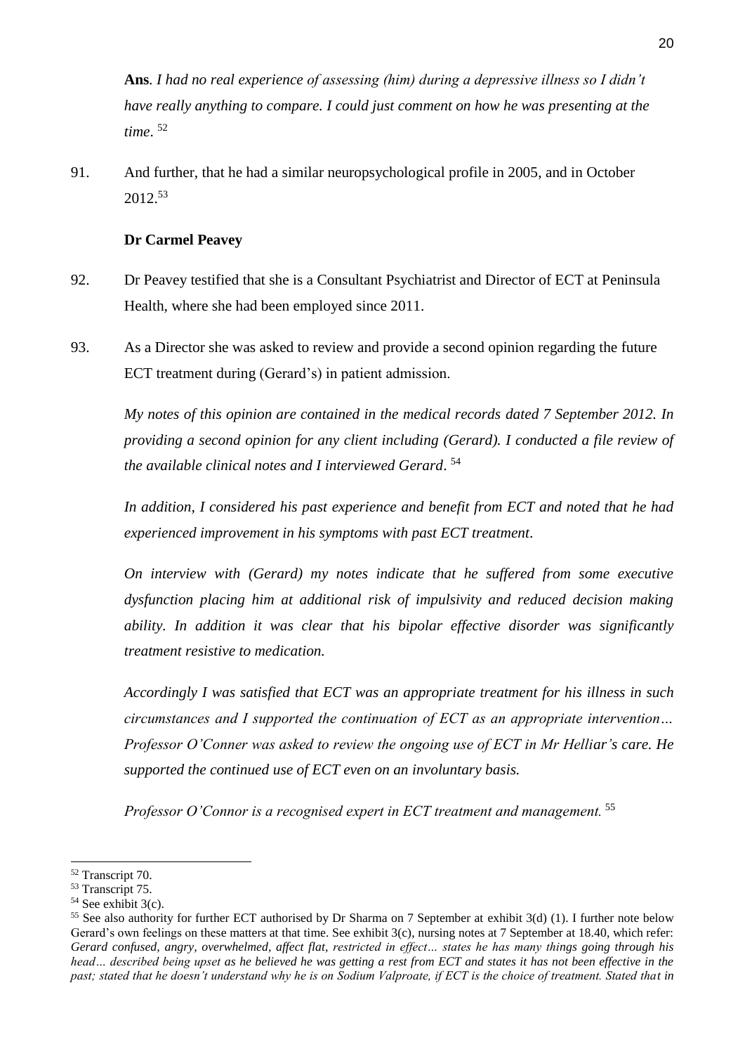**Ans**. *I had no real experience of assessing (him) during a depressive illness so I didn't have really anything to compare. I could just comment on how he was presenting at the time*. [52]

91. And further, that he had a similar neuropsychological profile in 2005, and in October 2012.[53]

**Dr Carmel Peavey**

92. Dr Peavey testified that she is a Consultant Psychiatrist and Director of ECT at Peninsula Health, where she had been employed since 2011.

93. As a Director she was asked to review and provide a second opinion regarding the future ECT treatment during (Gerard's) in patient admission.

*My notes of this opinion are contained in the medical records dated 7 September 2012. In providing a second opinion for any client including (Gerard). I conducted a file review of the available clinical notes and I interviewed Gerard*. [54]

*In addition, I considered his past experience and benefit from ECT and noted that he had experienced improvement in his symptoms with past ECT treatment*.

*On interview with (Gerard) my notes indicate that he suffered from some executive dysfunction placing him at additional risk of impulsivity and reduced decision making ability. In addition it was clear that his bipolar effective disorder was significantly treatment resistive to medication.*

*Accordingly I was satisfied that ECT was an appropriate treatment for his illness in such circumstances and I supported the continuation of ECT as an appropriate intervention… Professor O'Conner was asked to review the ongoing use of ECT in Mr Helliar's care. He supported the continued use of ECT even on an involuntary basis.*

*Professor O'Connor is a recognised expert in ECT treatment and management.* [55]

---

[52] Transcript 70.

[53] Transcript 75.

[54] See exhibit 3(c).

[55] See also authority for further ECT authorised by Dr Sharma on 7 September at exhibit 3(d) (1). I further note below Gerard's own feelings on these matters at that time. See exhibit 3(c), nursing notes at 7 September at 18.40, which refer: *Gerard confused, angry, overwhelmed, affect flat, restricted in effect… states he has many things going through his head… described being upset as he believed he was getting a rest from ECT and states it has not been effective in the past; stated that he doesn't understand why he is on Sodium Valproate, if ECT is the choice of treatment. Stated that in*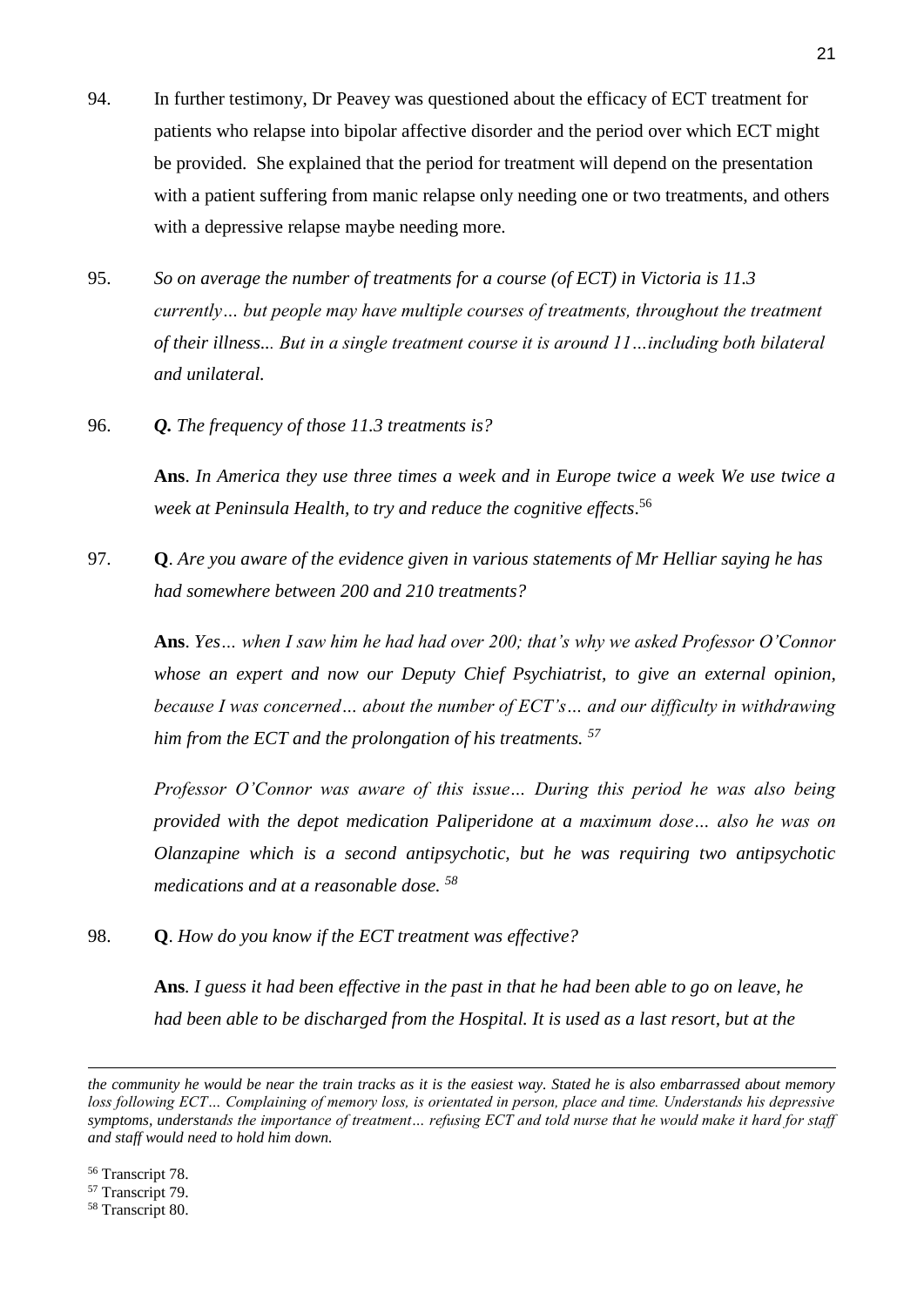94. In further testimony, Dr Peavey was questioned about the efficacy of ECT treatment for patients who relapse into bipolar affective disorder and the period over which ECT might be provided. She explained that the period for treatment will depend on the presentation with a patient suffering from manic relapse only needing one or two treatments, and others with a depressive relapse maybe needing more.

95. *So on average the number of treatments for a course (of ECT) in Victoria is 11.3 currently… but people may have multiple courses of treatments, throughout the treatment of their illness... But in a single treatment course it is around 11…including both bilateral and unilateral.*

96. ***Q.*** *The frequency of those 11.3 treatments is?*

    **Ans**. *In America they use three times a week and in Europe twice a week We use twice a week at Peninsula Health, to try and reduce the cognitive effects*.[56]

97. **Q**. *Are you aware of the evidence given in various statements of Mr Helliar saying he has had somewhere between 200 and 210 treatments?*

    **Ans**. *Yes… when I saw him he had had over 200; that's why we asked Professor O'Connor whose an expert and now our Deputy Chief Psychiatrist, to give an external opinion, because I was concerned… about the number of ECT's… and our difficulty in withdrawing him from the ECT and the prolongation of his treatments.* [57]

    *Professor O'Connor was aware of this issue… During this period he was also being provided with the depot medication Paliperidone at a maximum dose… also he was on Olanzapine which is a second antipsychotic, but he was requiring two antipsychotic medications and at a reasonable dose.* [58]

98. **Q**. *How do you know if the ECT treatment was effective?*

    **Ans**. *I guess it had been effective in the past in that he had been able to go on leave, he had been able to be discharged from the Hospital. It is used as a last resort, but at the*

---

*the community he would be near the train tracks as it is the easiest way. Stated he is also embarrassed about memory loss following ECT… Complaining of memory loss, is orientated in person, place and time. Understands his depressive symptoms, understands the importance of treatment… refusing ECT and told nurse that he would make it hard for staff and staff would need to hold him down.*

[56] Transcript 78.

[57] Transcript 79.

[58] Transcript 80.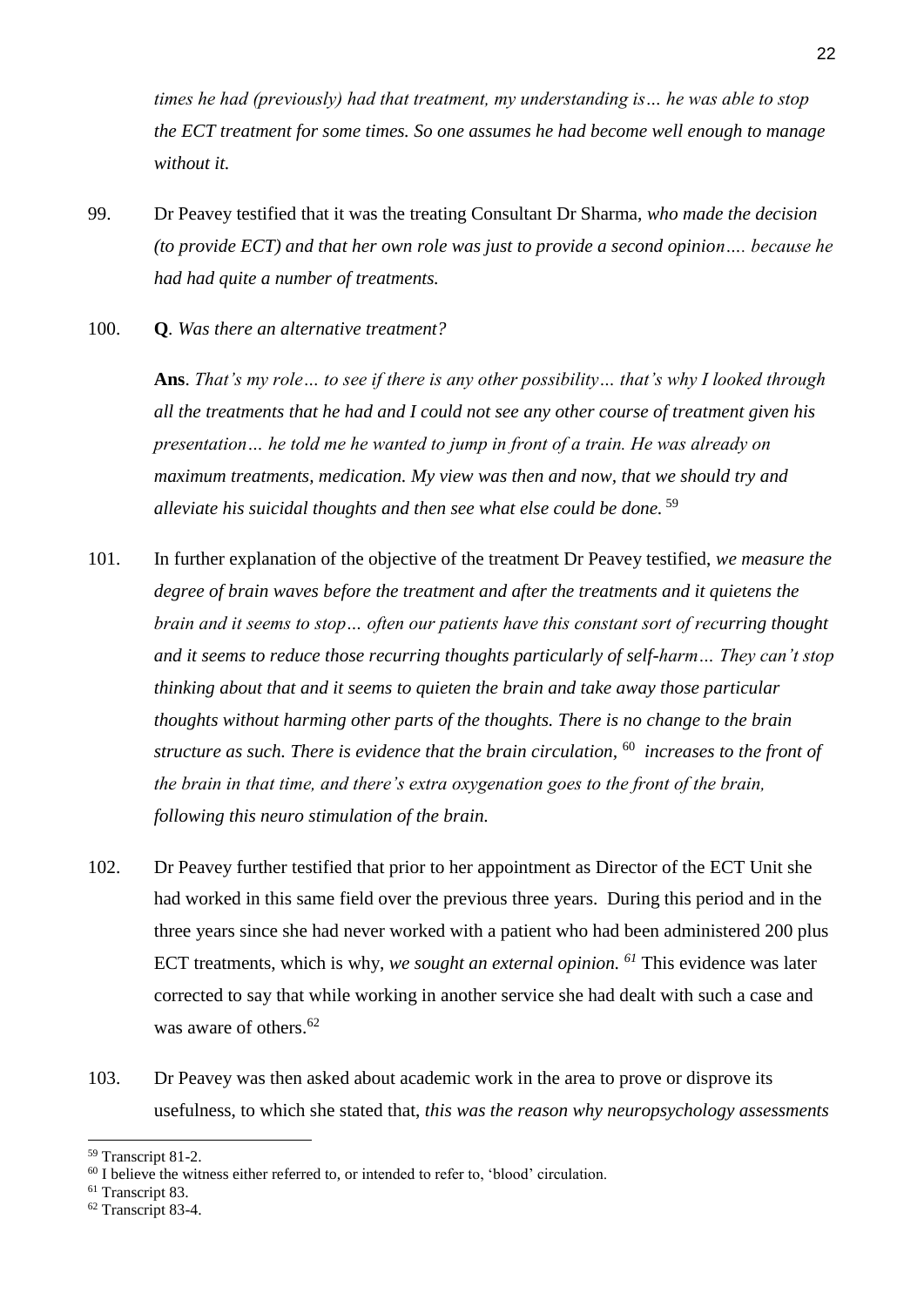*times he had (previously) had that treatment, my understanding is… he was able to stop the ECT treatment for some times. So one assumes he had become well enough to manage without it.*

99. Dr Peavey testified that it was the treating Consultant Dr Sharma, *who made the decision (to provide ECT) and that her own role was just to provide a second opinion…. because he had had quite a number of treatments.*

100. **Q**. *Was there an alternative treatment?*

**Ans**. *That's my role… to see if there is any other possibility… that's why I looked through all the treatments that he had and I could not see any other course of treatment given his presentation… he told me he wanted to jump in front of a train. He was already on maximum treatments, medication. My view was then and now, that we should try and alleviate his suicidal thoughts and then see what else could be done.* [59]

101. In further explanation of the objective of the treatment Dr Peavey testified, *we measure the degree of brain waves before the treatment and after the treatments and it quietens the brain and it seems to stop… often our patients have this constant sort of recurring thought and it seems to reduce those recurring thoughts particularly of self-harm… They can't stop thinking about that and it seems to quieten the brain and take away those particular thoughts without harming other parts of the thoughts. There is no change to the brain structure as such. There is evidence that the brain circulation,* [60] *increases to the front of the brain in that time, and there's extra oxygenation goes to the front of the brain, following this neuro stimulation of the brain.*

102. Dr Peavey further testified that prior to her appointment as Director of the ECT Unit she had worked in this same field over the previous three years. During this period and in the three years since she had never worked with a patient who had been administered 200 plus ECT treatments, which is why, *we sought an external opinion.* [61] This evidence was later corrected to say that while working in another service she had dealt with such a case and was aware of others.[62]

103. Dr Peavey was then asked about academic work in the area to prove or disprove its usefulness, to which she stated that, *this was the reason why neuropsychology assessments*

---

[59] Transcript 81-2.

[60] I believe the witness either referred to, or intended to refer to, 'blood' circulation.

[61] Transcript 83.

[62] Transcript 83-4.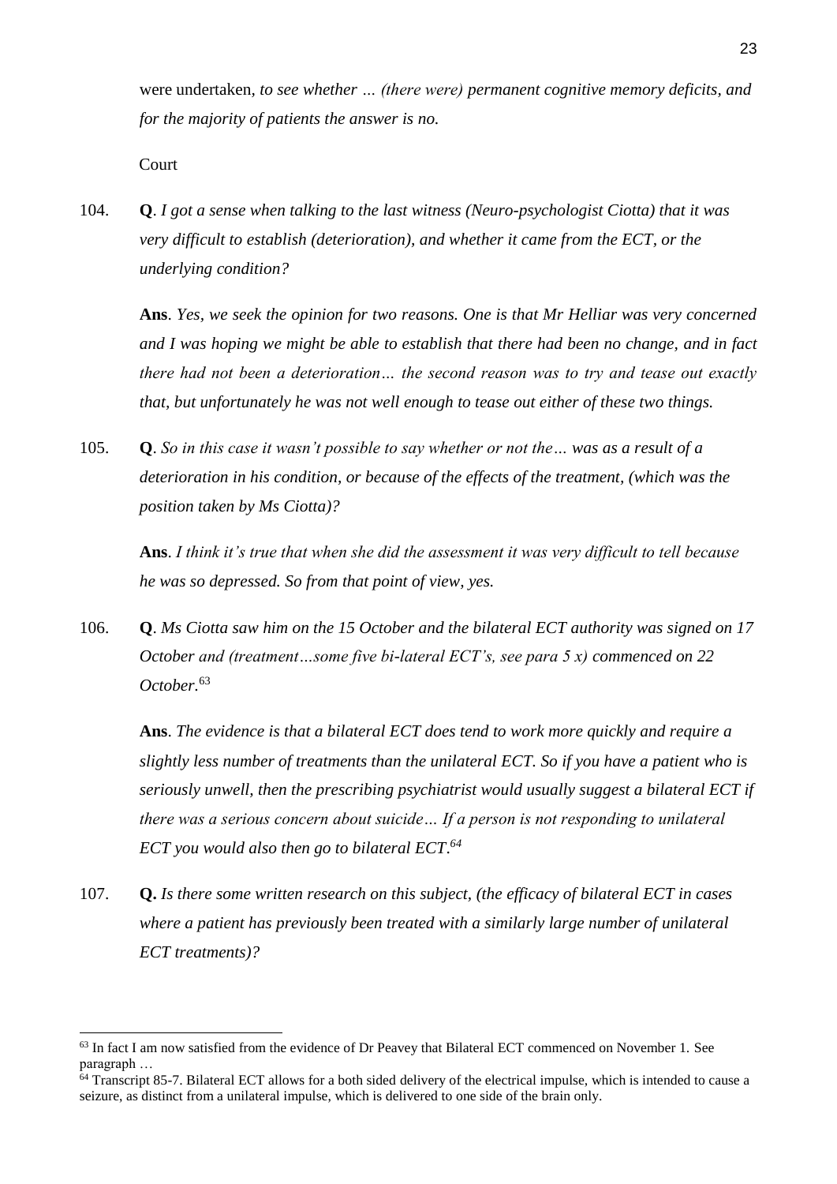were undertaken, *to see whether … (there were) permanent cognitive memory deficits, and for the majority of patients the answer is no.*

Court

104. **Q**. *I got a sense when talking to the last witness (Neuro-psychologist Ciotta) that it was very difficult to establish (deterioration), and whether it came from the ECT, or the underlying condition?*

**Ans**. *Yes, we seek the opinion for two reasons. One is that Mr Helliar was very concerned and I was hoping we might be able to establish that there had been no change, and in fact there had not been a deterioration… the second reason was to try and tease out exactly that, but unfortunately he was not well enough to tease out either of these two things.*

105. **Q**. *So in this case it wasn't possible to say whether or not the… was as a result of a deterioration in his condition, or because of the effects of the treatment, (which was the position taken by Ms Ciotta)?*

**Ans**. *I think it's true that when she did the assessment it was very difficult to tell because he was so depressed. So from that point of view, yes.*

106. **Q**. *Ms Ciotta saw him on the 15 October and the bilateral ECT authority was signed on 17 October and (treatment…some five bi-lateral ECT's, see para 5 x) commenced on 22 October.*[63]

**Ans**. *The evidence is that a bilateral ECT does tend to work more quickly and require a slightly less number of treatments than the unilateral ECT. So if you have a patient who is seriously unwell, then the prescribing psychiatrist would usually suggest a bilateral ECT if there was a serious concern about suicide… If a person is not responding to unilateral ECT you would also then go to bilateral ECT.*[64]

107. **Q.** *Is there some written research on this subject, (the efficacy of bilateral ECT in cases where a patient has previously been treated with a similarly large number of unilateral ECT treatments)?*

---

[63] In fact I am now satisfied from the evidence of Dr Peavey that Bilateral ECT commenced on November 1. See paragraph …

[64] Transcript 85-7. Bilateral ECT allows for a both sided delivery of the electrical impulse, which is intended to cause a seizure, as distinct from a unilateral impulse, which is delivered to one side of the brain only.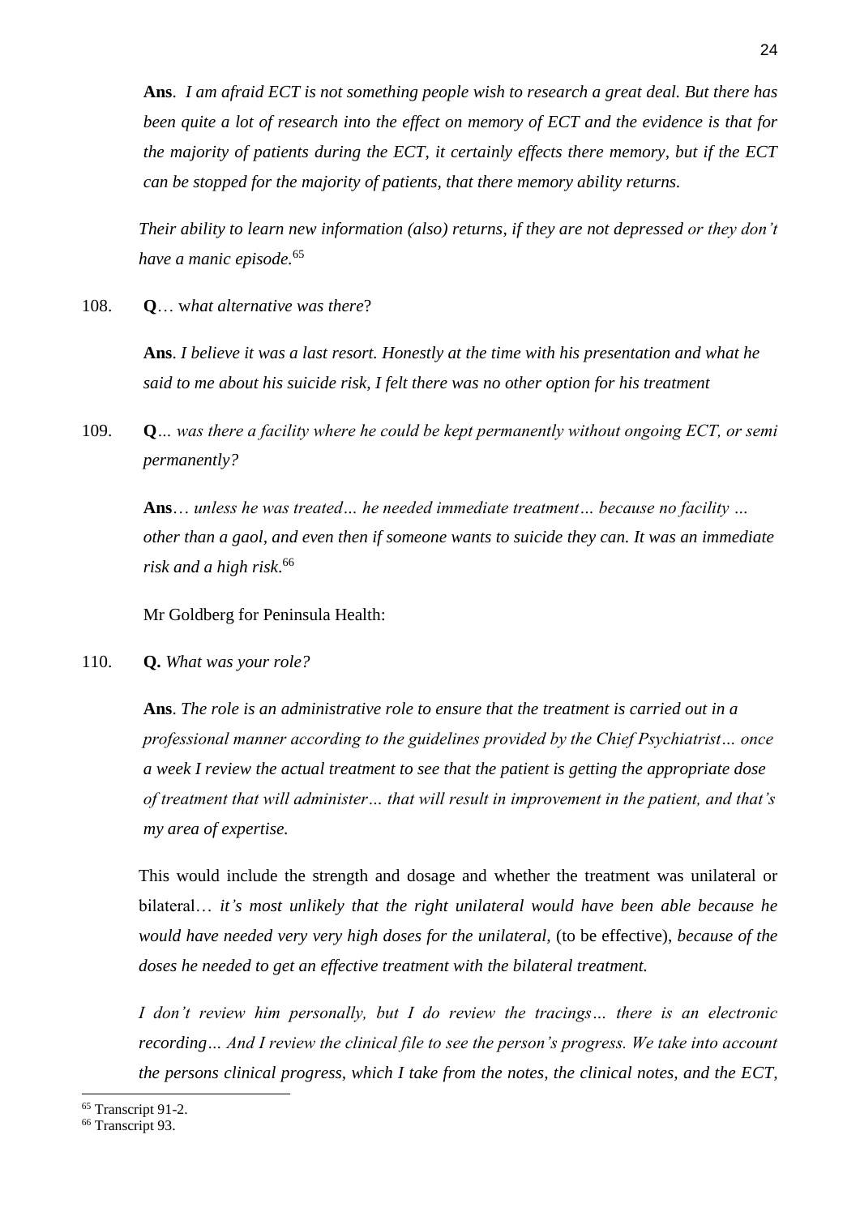**Ans**. *I am afraid ECT is not something people wish to research a great deal. But there has been quite a lot of research into the effect on memory of ECT and the evidence is that for the majority of patients during the ECT, it certainly effects there memory, but if the ECT can be stopped for the majority of patients, that there memory ability returns.*

*Their ability to learn new information (also) returns, if they are not depressed or they don't have a manic episode.*[65]

108. **Q**… w*hat alternative was there*?

**Ans**. *I believe it was a last resort. Honestly at the time with his presentation and what he said to me about his suicide risk, I felt there was no other option for his treatment*

109. **Q***… was there a facility where he could be kept permanently without ongoing ECT, or semi permanently?*

**Ans**… *unless he was treated… he needed immediate treatment… because no facility … other than a gaol, and even then if someone wants to suicide they can. It was an immediate risk and a high risk.*[66]

Mr Goldberg for Peninsula Health:

110. **Q.** *What was your role?*

**Ans**. *The role is an administrative role to ensure that the treatment is carried out in a professional manner according to the guidelines provided by the Chief Psychiatrist… once a week I review the actual treatment to see that the patient is getting the appropriate dose of treatment that will administer… that will result in improvement in the patient, and that's my area of expertise.*

This would include the strength and dosage and whether the treatment was unilateral or bilateral… *it's most unlikely that the right unilateral would have been able because he would have needed very very high doses for the unilateral,* (to be effective), *because of the doses he needed to get an effective treatment with the bilateral treatment.*

*I don't review him personally, but I do review the tracings… there is an electronic recording… And I review the clinical file to see the person's progress. We take into account the persons clinical progress, which I take from the notes, the clinical notes, and the ECT,*

---

[65] Transcript 91-2.

[66] Transcript 93.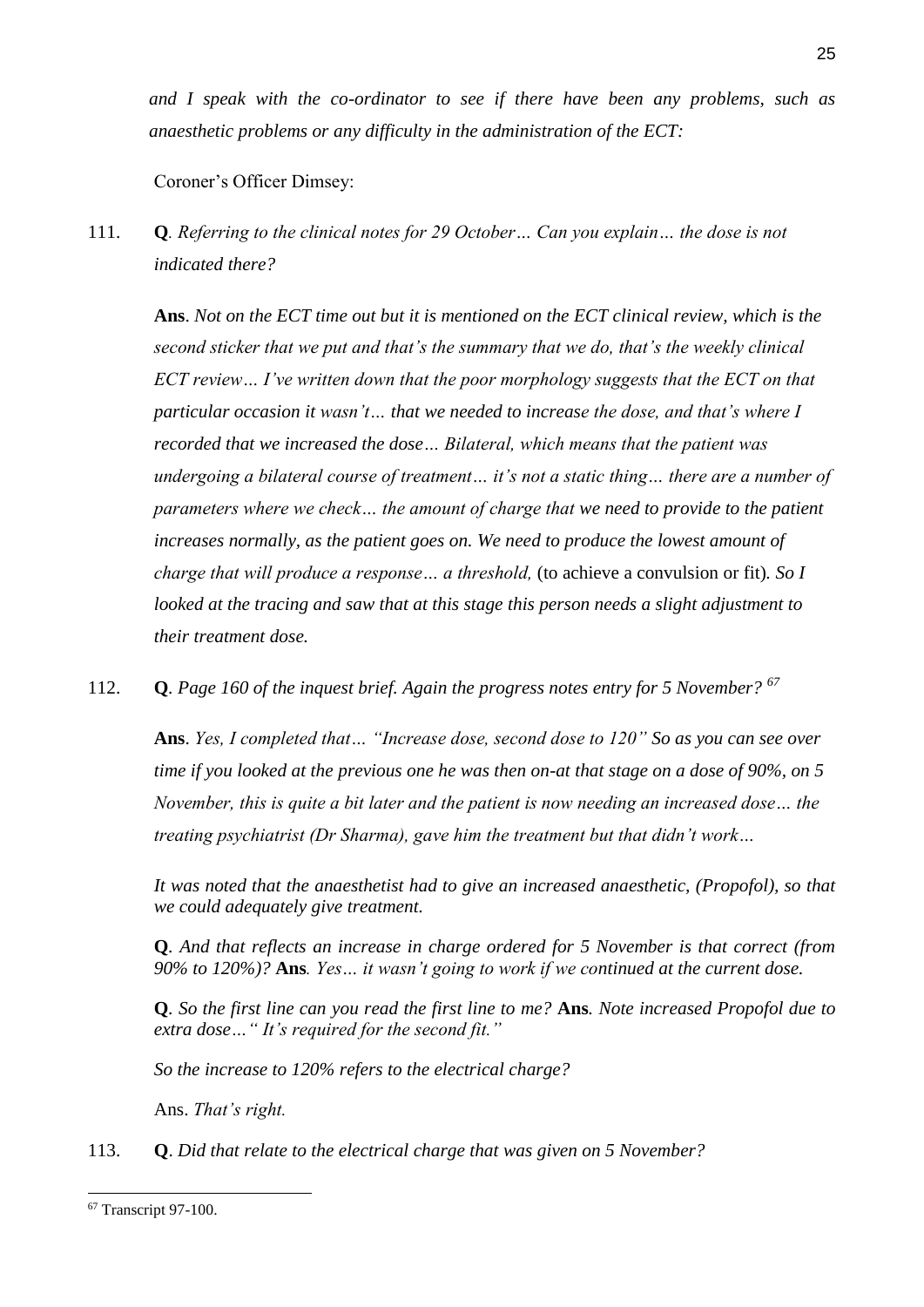*and I speak with the co-ordinator to see if there have been any problems, such as anaesthetic problems or any difficulty in the administration of the ECT:*

Coroner's Officer Dimsey:

111. **Q**. *Referring to the clinical notes for 29 October… Can you explain… the dose is not indicated there?*

**Ans**. *Not on the ECT time out but it is mentioned on the ECT clinical review, which is the second sticker that we put and that's the summary that we do, that's the weekly clinical ECT review… I've written down that the poor morphology suggests that the ECT on that particular occasion it wasn't… that we needed to increase the dose, and that's where I recorded that we increased the dose… Bilateral, which means that the patient was undergoing a bilateral course of treatment… it's not a static thing… there are a number of parameters where we check… the amount of charge that we need to provide to the patient increases normally, as the patient goes on. We need to produce the lowest amount of charge that will produce a response… a threshold,* (to achieve a convulsion or fit)*. So I looked at the tracing and saw that at this stage this person needs a slight adjustment to their treatment dose.*

112. **Q**. *Page 160 of the inquest brief. Again the progress notes entry for 5 November?* [67]

**Ans**. *Yes, I completed that… "Increase dose, second dose to 120" So as you can see over time if you looked at the previous one he was then on-at that stage on a dose of 90%, on 5 November, this is quite a bit later and the patient is now needing an increased dose… the treating psychiatrist (Dr Sharma), gave him the treatment but that didn't work…*

*It was noted that the anaesthetist had to give an increased anaesthetic, (Propofol), so that we could adequately give treatment.*

**Q**. *And that reflects an increase in charge ordered for 5 November is that correct (from 90% to 120%)?* **Ans***. Yes… it wasn't going to work if we continued at the current dose.*

**Q**. *So the first line can you read the first line to me?* **Ans***. Note increased Propofol due to extra dose…" It's required for the second fit."*

*So the increase to 120% refers to the electrical charge?*

Ans. *That's right.*

113. **Q**. *Did that relate to the electrical charge that was given on 5 November?*

---

[67] Transcript 97-100.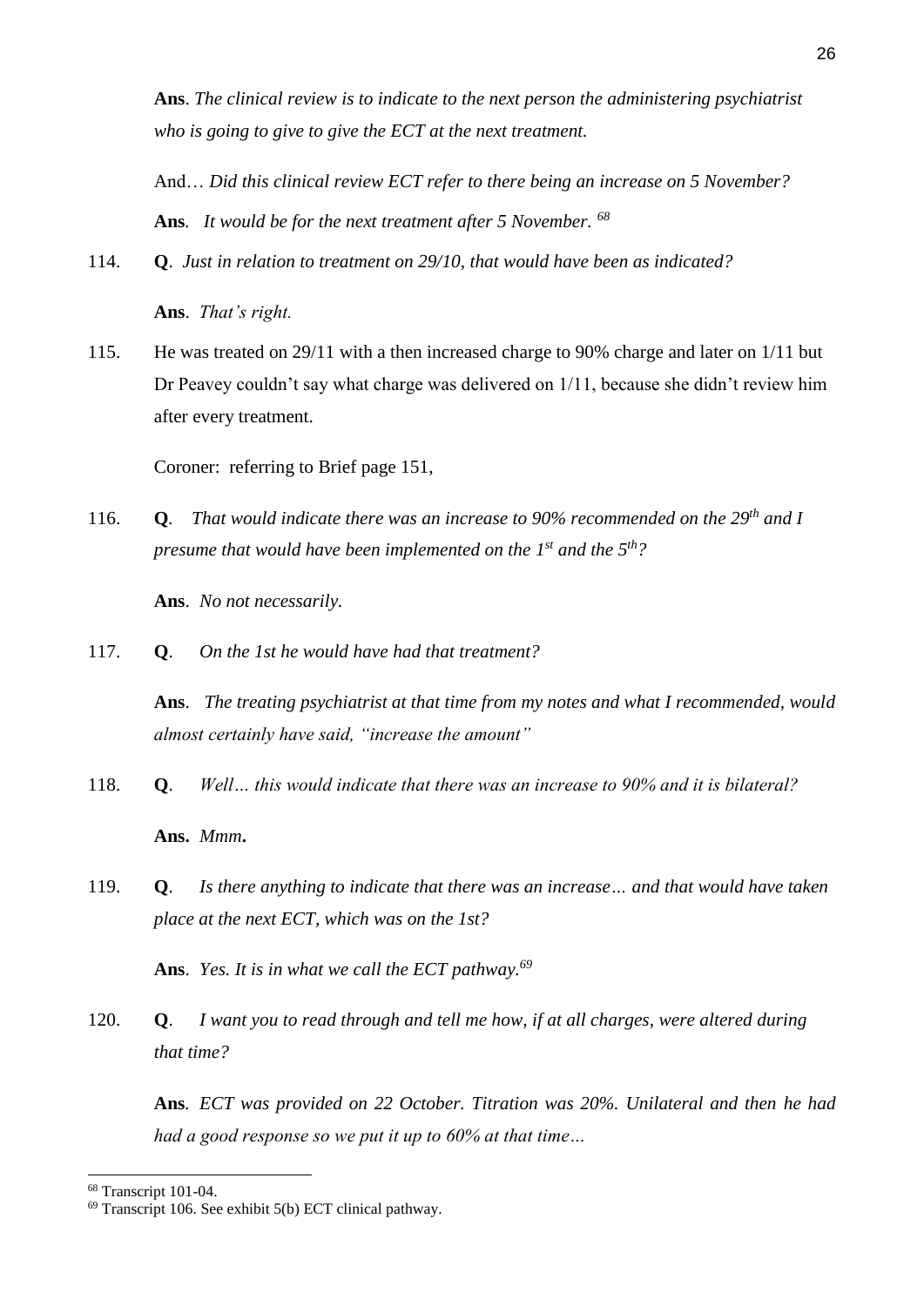**Ans**. *The clinical review is to indicate to the next person the administering psychiatrist who is going to give to give the ECT at the next treatment.*

And… *Did this clinical review ECT refer to there being an increase on 5 November?*

**Ans**. *It would be for the next treatment after 5 November.* [68]

114. **Q**. *Just in relation to treatment on 29/10, that would have been as indicated?*

**Ans**. *That's right.*

115. He was treated on 29/11 with a then increased charge to 90% charge and later on 1/11 but Dr Peavey couldn't say what charge was delivered on 1/11, because she didn't review him after every treatment.

Coroner: referring to Brief page 151,

116. **Q**. *That would indicate there was an increase to 90% recommended on the 29th and I presume that would have been implemented on the 1st and the 5th?*

**Ans**. *No not necessarily.*

117. **Q**. *On the 1st he would have had that treatment?*

**Ans**. *The treating psychiatrist at that time from my notes and what I recommended, would almost certainly have said, "increase the amount"*

118. **Q**. *Well… this would indicate that there was an increase to 90% and it is bilateral?*

**Ans.** *Mmm***.**

119. **Q**. *Is there anything to indicate that there was an increase… and that would have taken place at the next ECT, which was on the 1st?*

**Ans**. *Yes. It is in what we call the ECT pathway.*[69]

120. **Q**. *I want you to read through and tell me how, if at all charges, were altered during that time?*

**Ans**. *ECT was provided on 22 October. Titration was 20%. Unilateral and then he had had a good response so we put it up to 60% at that time…*

---

[68] Transcript 101-04.

[69] Transcript 106. See exhibit 5(b) ECT clinical pathway.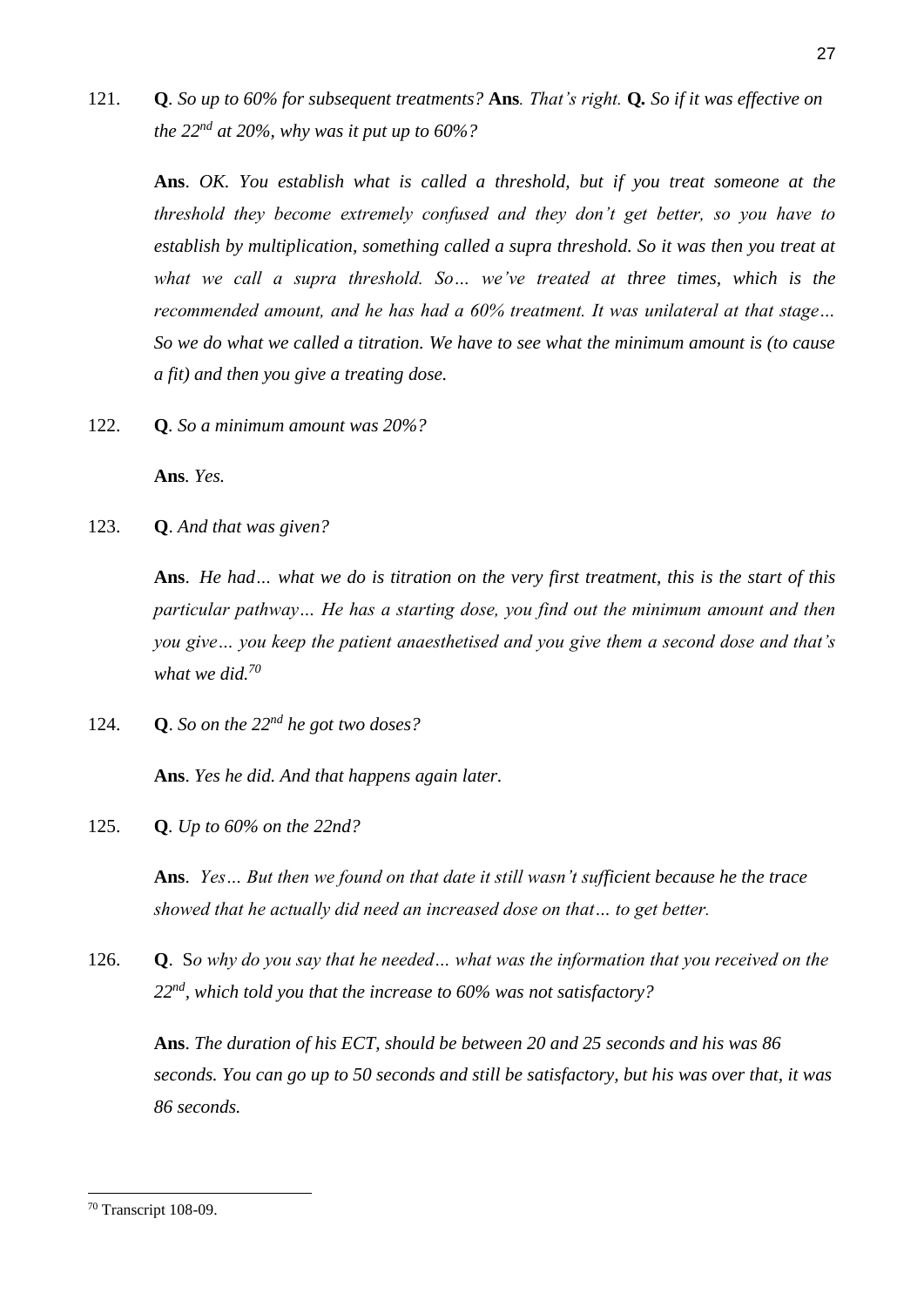121. **Q**. *So up to 60% for subsequent treatments?* **Ans***. That's right.* **Q.** *So if it was effective on the 22nd at 20%, why was it put up to 60%?*

 **Ans**. *OK. You establish what is called a threshold, but if you treat someone at the threshold they become extremely confused and they don't get better, so you have to establish by multiplication, something called a supra threshold. So it was then you treat at what we call a supra threshold. So… we've treated at three times, which is the recommended amount, and he has had a 60% treatment. It was unilateral at that stage… So we do what we called a titration. We have to see what the minimum amount is (to cause a fit) and then you give a treating dose.*

122. **Q**. *So a minimum amount was 20%?*

 **Ans***. Yes.*

123. **Q**. *And that was given?*

 **Ans**. *He had… what we do is titration on the very first treatment, this is the start of this particular pathway… He has a starting dose, you find out the minimum amount and then you give… you keep the patient anaesthetised and you give them a second dose and that's what we did.*[70]

124. **Q**. *So on the 22nd he got two doses?*

 **Ans**. *Yes he did. And that happens again later.*

125. **Q**. *Up to 60% on the 22nd?*

 **Ans**. *Yes… But then we found on that date it still wasn't sufficient because he the trace showed that he actually did need an increased dose on that… to get better.*

126. **Q**. S*o why do you say that he needed… what was the information that you received on the 22nd, which told you that the increase to 60% was not satisfactory?*

 **Ans**. *The duration of his ECT, should be between 20 and 25 seconds and his was 86 seconds. You can go up to 50 seconds and still be satisfactory, but his was over that, it was 86 seconds.*

---

[70] Transcript 108-09.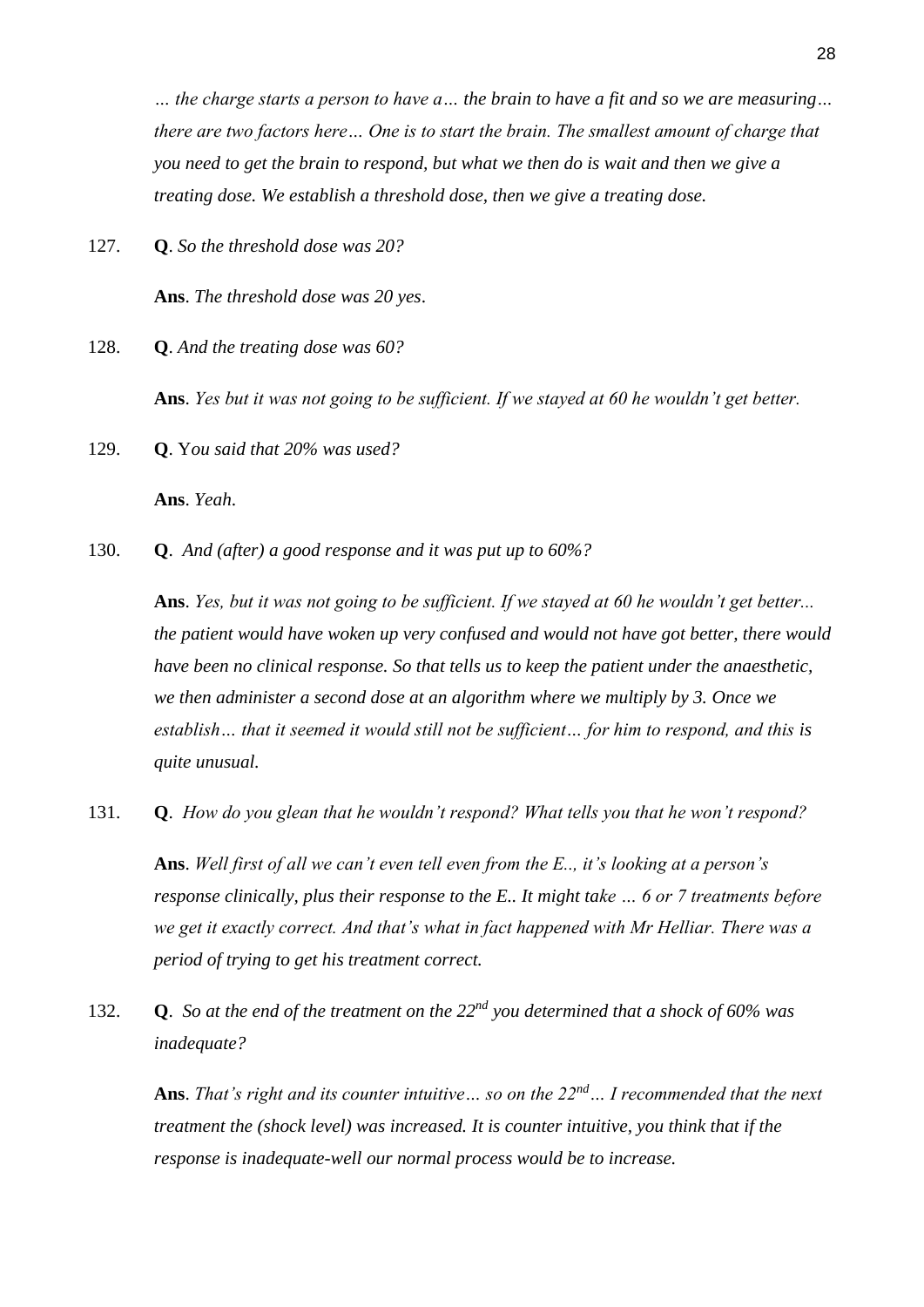*… the charge starts a person to have a… the brain to have a fit and so we are measuring… there are two factors here… One is to start the brain. The smallest amount of charge that you need to get the brain to respond, but what we then do is wait and then we give a treating dose. We establish a threshold dose, then we give a treating dose.*

127. **Q**. *So the threshold dose was 20?*

 **Ans**. *The threshold dose was 20 yes*.

128. **Q**. *And the treating dose was 60?*

 **Ans**. *Yes but it was not going to be sufficient. If we stayed at 60 he wouldn't get better.*

129. **Q**. Y*ou said that 20% was used?*

 **Ans**. *Yeah.*

130. **Q**. *And (after) a good response and it was put up to 60%?*

 **Ans**. *Yes, but it was not going to be sufficient. If we stayed at 60 he wouldn't get better... the patient would have woken up very confused and would not have got better, there would have been no clinical response. So that tells us to keep the patient under the anaesthetic, we then administer a second dose at an algorithm where we multiply by 3. Once we establish… that it seemed it would still not be sufficient… for him to respond, and this is quite unusual.*

131. **Q**. *How do you glean that he wouldn't respond? What tells you that he won't respond?*

 **Ans**. *Well first of all we can't even tell even from the E.., it's looking at a person's response clinically, plus their response to the E.. It might take … 6 or 7 treatments before we get it exactly correct. And that's what in fact happened with Mr Helliar. There was a period of trying to get his treatment correct.*

132. **Q**. *So at the end of the treatment on the 22nd you determined that a shock of 60% was inadequate?*

 **Ans**. *That's right and its counter intuitive… so on the 22nd… I recommended that the next treatment the (shock level) was increased. It is counter intuitive, you think that if the response is inadequate-well our normal process would be to increase.*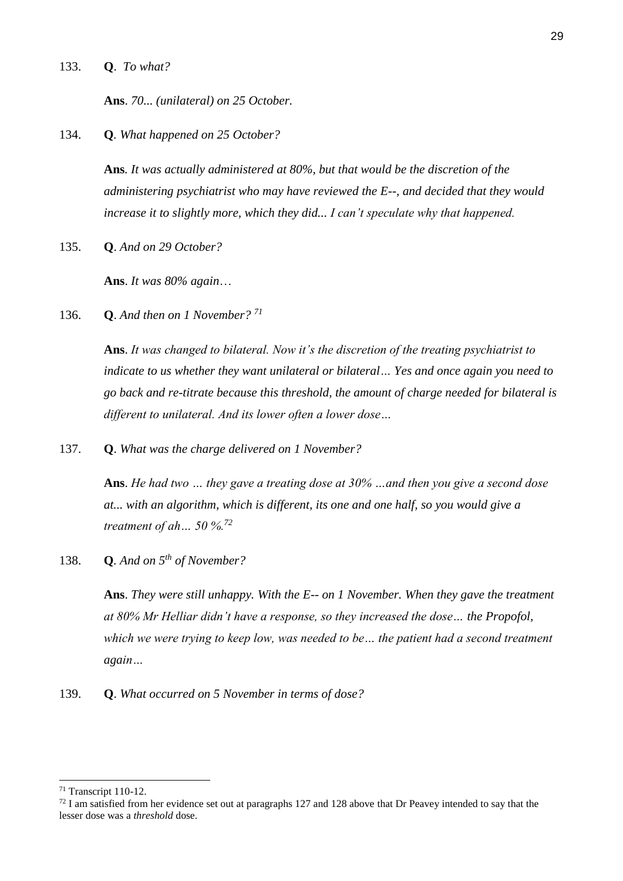133. **Q**. *To what?*

**Ans**. *70... (unilateral) on 25 October.*

134. **Q**. *What happened on 25 October?*

**Ans**. *It was actually administered at 80%, but that would be the discretion of the administering psychiatrist who may have reviewed the E--, and decided that they would increase it to slightly more, which they did... I can't speculate why that happened.*

135. **Q**. *And on 29 October?*

**Ans**. *It was 80% again…*

136. **Q**. *And then on 1 November?* [71]

**Ans**. *It was changed to bilateral. Now it's the discretion of the treating psychiatrist to indicate to us whether they want unilateral or bilateral… Yes and once again you need to go back and re-titrate because this threshold, the amount of charge needed for bilateral is different to unilateral. And its lower often a lower dose…*

137. **Q**. *What was the charge delivered on 1 November?*

**Ans**. *He had two … they gave a treating dose at 30% …and then you give a second dose at... with an algorithm, which is different, its one and one half, so you would give a treatment of ah… 50 %.*[72]

138. **Q**. *And on 5th of November?*

**Ans**. *They were still unhappy. With the E-- on 1 November. When they gave the treatment at 80% Mr Helliar didn't have a response, so they increased the dose… the Propofol, which we were trying to keep low, was needed to be… the patient had a second treatment again…*

139. **Q**. *What occurred on 5 November in terms of dose?*

---

[71] Transcript 110-12.

[72] I am satisfied from her evidence set out at paragraphs 127 and 128 above that Dr Peavey intended to say that the lesser dose was a *threshold* dose.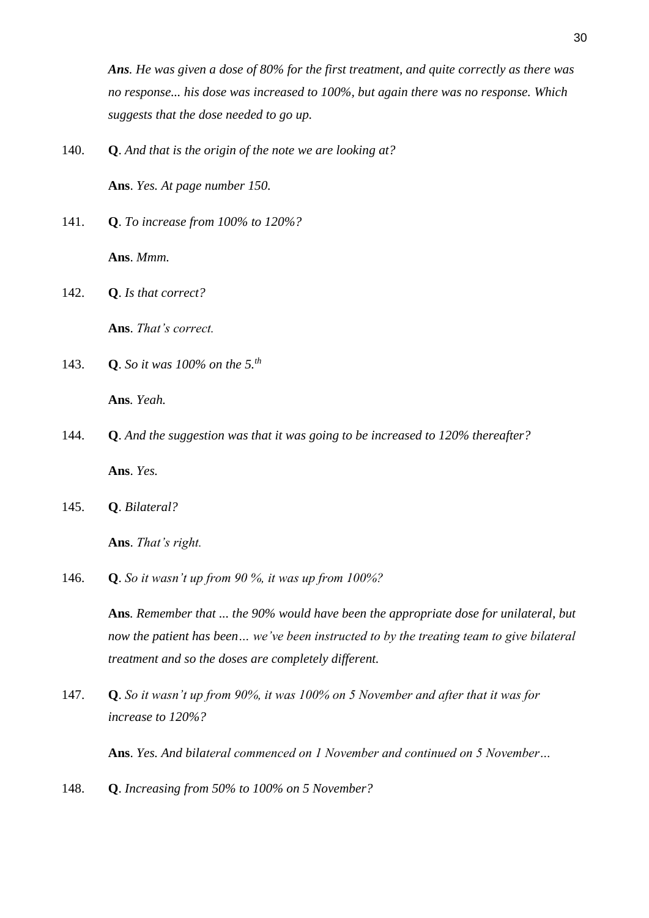***Ans**. He was given a dose of 80% for the first treatment, and quite correctly as there was no response... his dose was increased to 100%, but again there was no response. Which suggests that the dose needed to go up.*

140. **Q**. *And that is the origin of the note we are looking at?*

    **Ans**. *Yes. At page number 150.*

141. **Q**. *To increase from 100% to 120%?*

    **Ans**. *Mmm.*

142. **Q**. *Is that correct?*

    **Ans**. *That's correct.*

143. **Q**. *So it was 100% on the 5.th*

    **Ans**. *Yeah.*

144. **Q**. *And the suggestion was that it was going to be increased to 120% thereafter?*

    **Ans**. *Yes.*

145. **Q**. *Bilateral?*

    **Ans**. *That's right.*

146. **Q**. *So it wasn't up from 90 %, it was up from 100%?*

    **Ans**. *Remember that ... the 90% would have been the appropriate dose for unilateral, but now the patient has been… we've been instructed to by the treating team to give bilateral treatment and so the doses are completely different.*

147. **Q**. *So it wasn't up from 90%, it was 100% on 5 November and after that it was for increase to 120%?*

    **Ans**. *Yes. And bilateral commenced on 1 November and continued on 5 November…*

148. **Q**. *Increasing from 50% to 100% on 5 November?*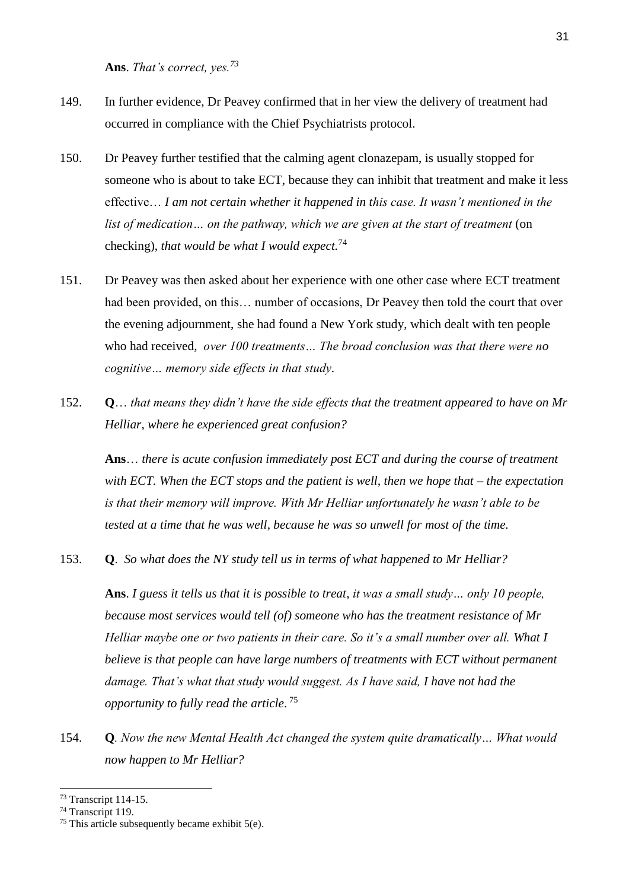**Ans**. *That's correct, yes.*[73]

149. In further evidence, Dr Peavey confirmed that in her view the delivery of treatment had occurred in compliance with the Chief Psychiatrists protocol.

150. Dr Peavey further testified that the calming agent clonazepam, is usually stopped for someone who is about to take ECT, because they can inhibit that treatment and make it less effective… *I am not certain whether it happened in this case. It wasn't mentioned in the list of medication… on the pathway, which we are given at the start of treatment* (on checking), *that would be what I would expect.*[74]

151. Dr Peavey was then asked about her experience with one other case where ECT treatment had been provided, on this… number of occasions, Dr Peavey then told the court that over the evening adjournment, she had found a New York study, which dealt with ten people who had received, *over 100 treatments… The broad conclusion was that there were no cognitive… memory side effects in that study.*

152. **Q**… *that means they didn't have the side effects that the treatment appeared to have on Mr Helliar, where he experienced great confusion?*

**Ans**… *there is acute confusion immediately post ECT and during the course of treatment with ECT. When the ECT stops and the patient is well, then we hope that – the expectation is that their memory will improve. With Mr Helliar unfortunately he wasn't able to be tested at a time that he was well, because he was so unwell for most of the time.*

153. **Q**. *So what does the NY study tell us in terms of what happened to Mr Helliar?*

**Ans**. *I guess it tells us that it is possible to treat, it was a small study… only 10 people, because most services would tell (of) someone who has the treatment resistance of Mr Helliar maybe one or two patients in their care. So it's a small number over all. What I believe is that people can have large numbers of treatments with ECT without permanent damage. That's what that study would suggest. As I have said, I have not had the opportunity to fully read the article.*[75]

154. **Q**. *Now the new Mental Health Act changed the system quite dramatically… What would now happen to Mr Helliar?*

---

[73] Transcript 114-15.

[74] Transcript 119.

[75] This article subsequently became exhibit 5(e).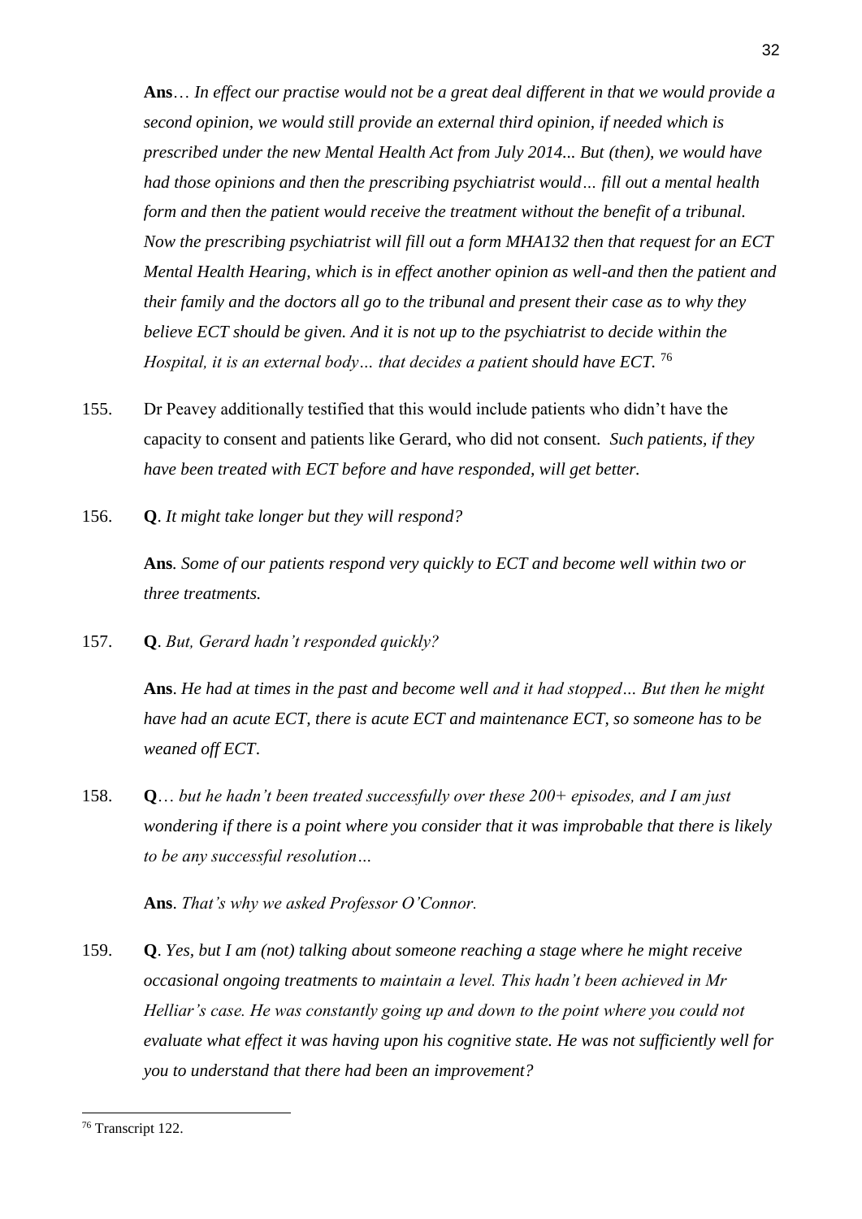**Ans**… *In effect our practise would not be a great deal different in that we would provide a second opinion, we would still provide an external third opinion, if needed which is prescribed under the new Mental Health Act from July 2014... But (then), we would have had those opinions and then the prescribing psychiatrist would… fill out a mental health form and then the patient would receive the treatment without the benefit of a tribunal. Now the prescribing psychiatrist will fill out a form MHA132 then that request for an ECT Mental Health Hearing, which is in effect another opinion as well-and then the patient and their family and the doctors all go to the tribunal and present their case as to why they believe ECT should be given. And it is not up to the psychiatrist to decide within the Hospital, it is an external body… that decides a patient should have ECT.* [76]

155. Dr Peavey additionally testified that this would include patients who didn't have the capacity to consent and patients like Gerard, who did not consent. *Such patients, if they have been treated with ECT before and have responded, will get better.*

156. **Q**. *It might take longer but they will respond?*

 **Ans**. *Some of our patients respond very quickly to ECT and become well within two or three treatments.*

157. **Q**. *But, Gerard hadn't responded quickly?*

 **Ans**. *He had at times in the past and become well and it had stopped… But then he might have had an acute ECT, there is acute ECT and maintenance ECT, so someone has to be weaned off ECT*.

158. **Q**… *but he hadn't been treated successfully over these 200+ episodes, and I am just wondering if there is a point where you consider that it was improbable that there is likely to be any successful resolution…*

 **Ans**. *That's why we asked Professor O'Connor.*

159. **Q**. *Yes, but I am (not) talking about someone reaching a stage where he might receive occasional ongoing treatments to maintain a level. This hadn't been achieved in Mr Helliar's case. He was constantly going up and down to the point where you could not evaluate what effect it was having upon his cognitive state. He was not sufficiently well for you to understand that there had been an improvement?*

---

[76] Transcript 122.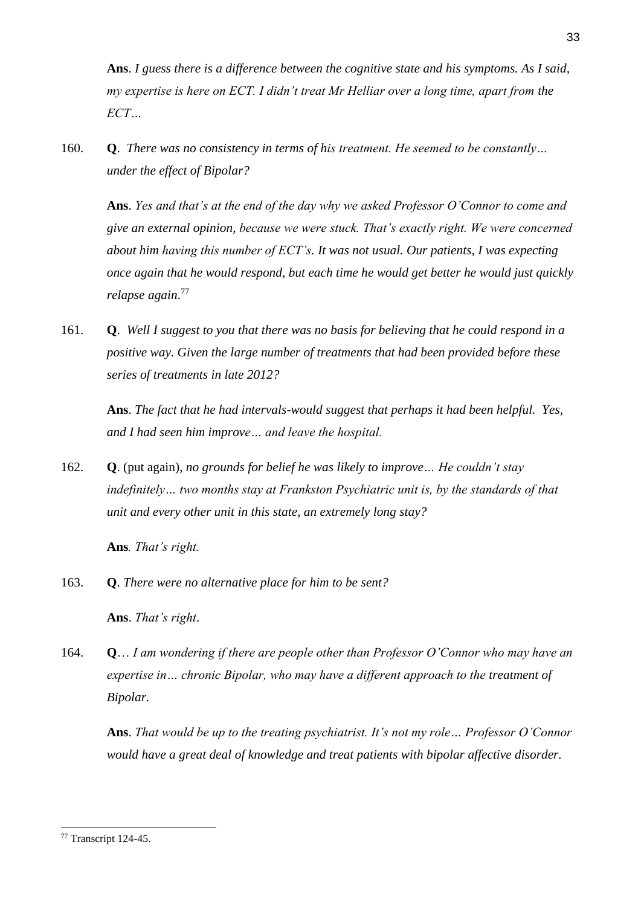**Ans**. *I guess there is a difference between the cognitive state and his symptoms. As I said, my expertise is here on ECT. I didn't treat Mr Helliar over a long time, apart from the ECT…*

160. **Q**. *There was no consistency in terms of his treatment. He seemed to be constantly… under the effect of Bipolar?*

 **Ans**. *Yes and that's at the end of the day why we asked Professor O'Connor to come and give an external opinion, because we were stuck. That's exactly right. We were concerned about him having this number of ECT's. It was not usual. Our patients, I was expecting once again that he would respond, but each time he would get better he would just quickly relapse again*.[77]

161. **Q**. *Well I suggest to you that there was no basis for believing that he could respond in a positive way. Given the large number of treatments that had been provided before these series of treatments in late 2012?*

 **Ans**. *The fact that he had intervals-would suggest that perhaps it had been helpful. Yes, and I had seen him improve… and leave the hospital.*

162. **Q**. (put again), *no grounds for belief he was likely to improve… He couldn't stay indefinitely… two months stay at Frankston Psychiatric unit is, by the standards of that unit and every other unit in this state, an extremely long stay?*

 **Ans***. That's right.*

163. **Q**. *There were no alternative place for him to be sent?*

 **Ans**. *That's right*.

164. **Q**… *I am wondering if there are people other than Professor O'Connor who may have an expertise in… chronic Bipolar, who may have a different approach to the treatment of Bipolar.*

 **Ans**. *That would be up to the treating psychiatrist. It's not my role… Professor O'Connor would have a great deal of knowledge and treat patients with bipolar affective disorder.*

---

[77] Transcript 124-45.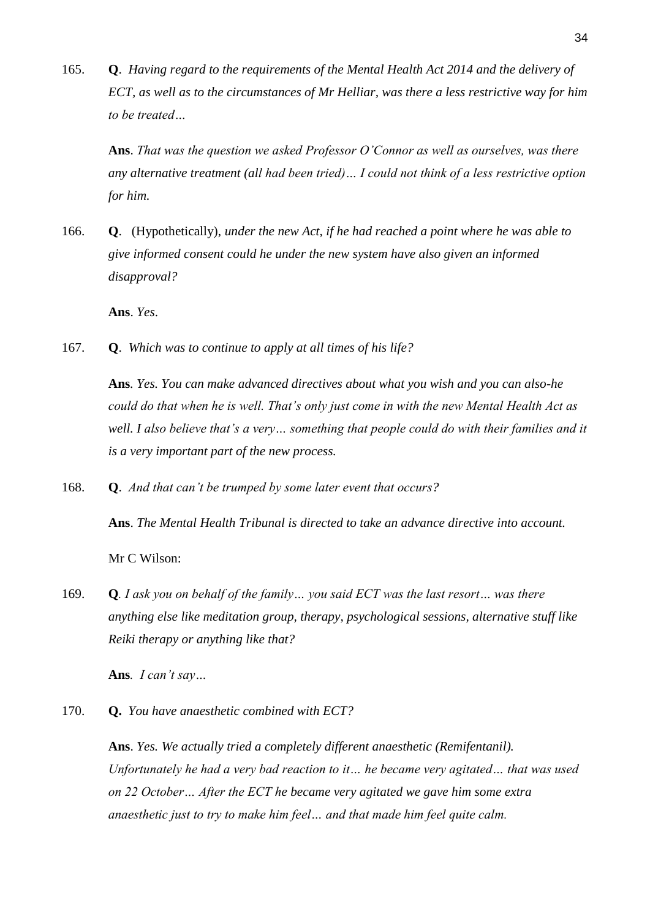165. **Q**. *Having regard to the requirements of the Mental Health Act 2014 and the delivery of ECT, as well as to the circumstances of Mr Helliar, was there a less restrictive way for him to be treated…*

     **Ans**. *That was the question we asked Professor O'Connor as well as ourselves, was there any alternative treatment (all had been tried)… I could not think of a less restrictive option for him.*

166. **Q**. (Hypothetically), *under the new Act, if he had reached a point where he was able to give informed consent could he under the new system have also given an informed disapproval?*

     **Ans**. *Yes.*

167. **Q**. *Which was to continue to apply at all times of his life?*

     **Ans**. *Yes. You can make advanced directives about what you wish and you can also-he could do that when he is well. That's only just come in with the new Mental Health Act as well. I also believe that's a very… something that people could do with their families and it is a very important part of the new process.*

168. **Q**. *And that can't be trumped by some later event that occurs?*

     **Ans**. *The Mental Health Tribunal is directed to take an advance directive into account.*

     Mr C Wilson:

169. **Q**. *I ask you on behalf of the family… you said ECT was the last resort… was there anything else like meditation group, therapy, psychological sessions, alternative stuff like Reiki therapy or anything like that?*

     **Ans**. *I can't say…*

170. **Q.** *You have anaesthetic combined with ECT?*

     **Ans**. *Yes. We actually tried a completely different anaesthetic (Remifentanil). Unfortunately he had a very bad reaction to it… he became very agitated… that was used on 22 October… After the ECT he became very agitated we gave him some extra anaesthetic just to try to make him feel… and that made him feel quite calm.*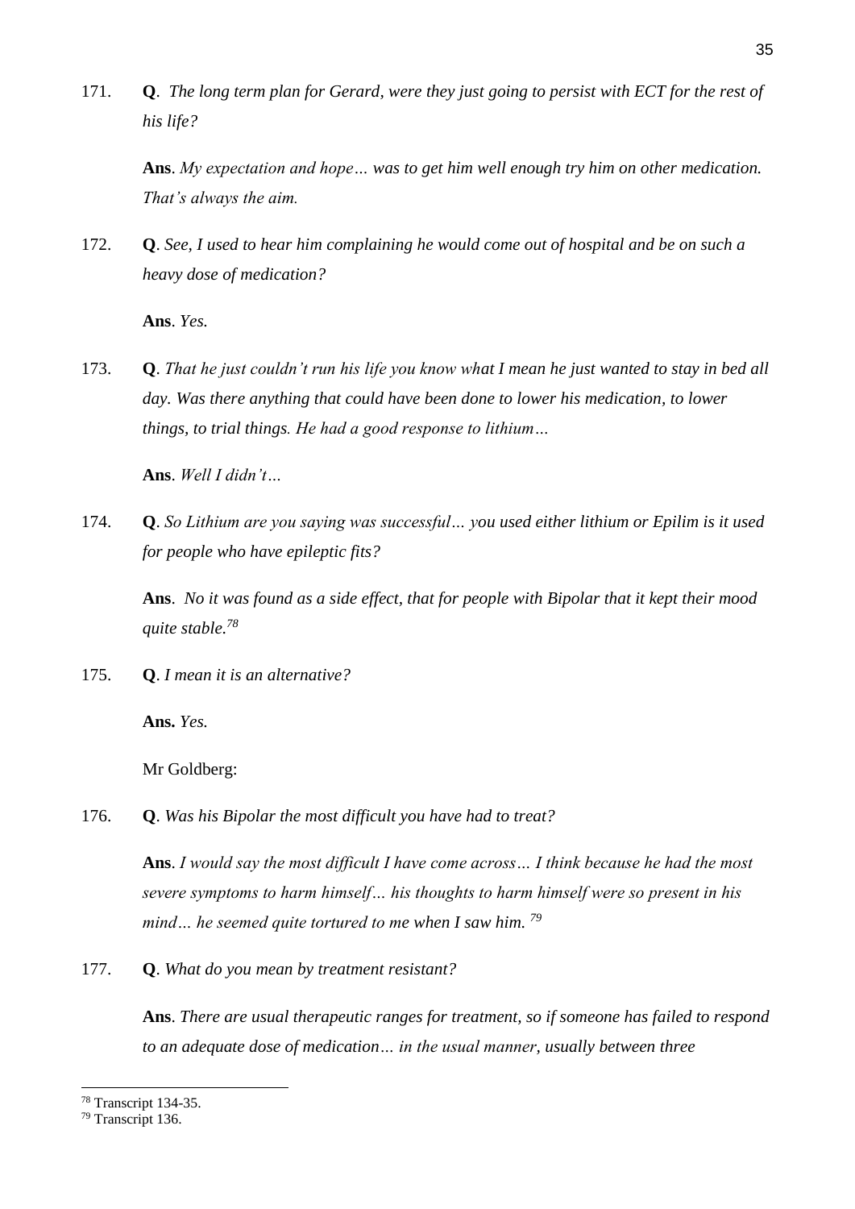171. **Q**. *The long term plan for Gerard, were they just going to persist with ECT for the rest of his life?*

 **Ans**. *My expectation and hope… was to get him well enough try him on other medication. That's always the aim.*

172. **Q**. *See, I used to hear him complaining he would come out of hospital and be on such a heavy dose of medication?*

 **Ans**. *Yes.*

173. **Q**. *That he just couldn't run his life you know what I mean he just wanted to stay in bed all day. Was there anything that could have been done to lower his medication, to lower things, to trial things. He had a good response to lithium…*

 **Ans**. *Well I didn't…*

174. **Q**. *So Lithium are you saying was successful… you used either lithium or Epilim is it used for people who have epileptic fits?*

 **Ans**. *No it was found as a side effect, that for people with Bipolar that it kept their mood quite stable.*[78]

175. **Q**. *I mean it is an alternative?*

 **Ans.** *Yes.*

 Mr Goldberg:

176. **Q**. *Was his Bipolar the most difficult you have had to treat?*

 **Ans**. *I would say the most difficult I have come across… I think because he had the most severe symptoms to harm himself… his thoughts to harm himself were so present in his mind… he seemed quite tortured to me when I saw him.* [79]

177. **Q**. *What do you mean by treatment resistant?*

 **Ans**. *There are usual therapeutic ranges for treatment, so if someone has failed to respond to an adequate dose of medication… in the usual manner, usually between three*

---

[78] Transcript 134-35.

[79] Transcript 136.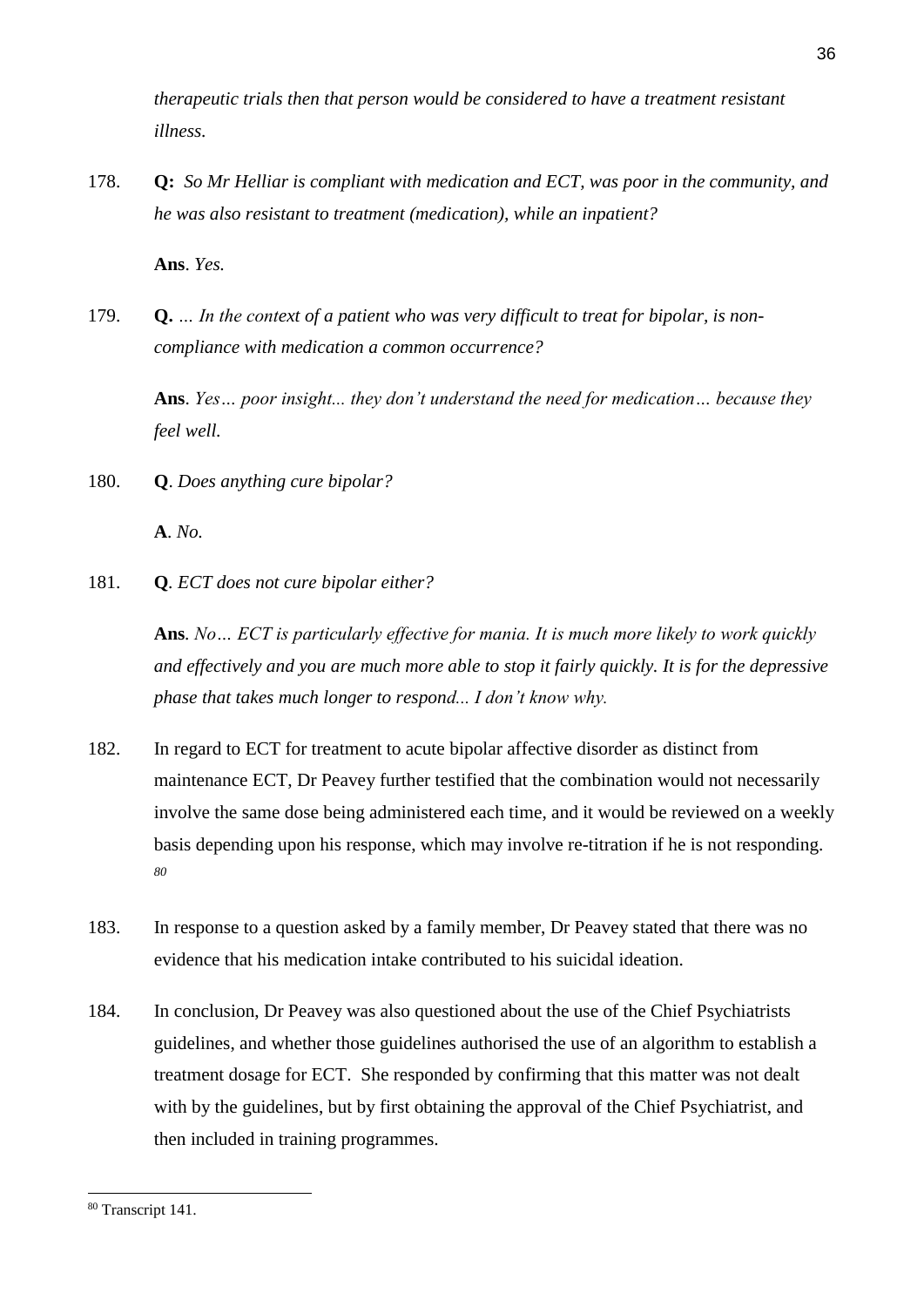*therapeutic trials then that person would be considered to have a treatment resistant illness.*

178. **Q:** *So Mr Helliar is compliant with medication and ECT, was poor in the community, and he was also resistant to treatment (medication), while an inpatient?*

 **Ans**. *Yes.*

179. **Q.** *… In the context of a patient who was very difficult to treat for bipolar, is non-compliance with medication a common occurrence?*

 **Ans**. *Yes… poor insight... they don't understand the need for medication… because they feel well.*

180. **Q**. *Does anything cure bipolar?*

 **A**. *No.*

181. **Q**. *ECT does not cure bipolar either?*

 **Ans***. No… ECT is particularly effective for mania. It is much more likely to work quickly and effectively and you are much more able to stop it fairly quickly. It is for the depressive phase that takes much longer to respond... I don't know why.*

182. In regard to ECT for treatment to acute bipolar affective disorder as distinct from maintenance ECT, Dr Peavey further testified that the combination would not necessarily involve the same dose being administered each time, and it would be reviewed on a weekly basis depending upon his response, which may involve re-titration if he is not responding. [80]

183. In response to a question asked by a family member, Dr Peavey stated that there was no evidence that his medication intake contributed to his suicidal ideation.

184. In conclusion, Dr Peavey was also questioned about the use of the Chief Psychiatrists guidelines, and whether those guidelines authorised the use of an algorithm to establish a treatment dosage for ECT. She responded by confirming that this matter was not dealt with by the guidelines, but by first obtaining the approval of the Chief Psychiatrist, and then included in training programmes.

---

[80] Transcript 141.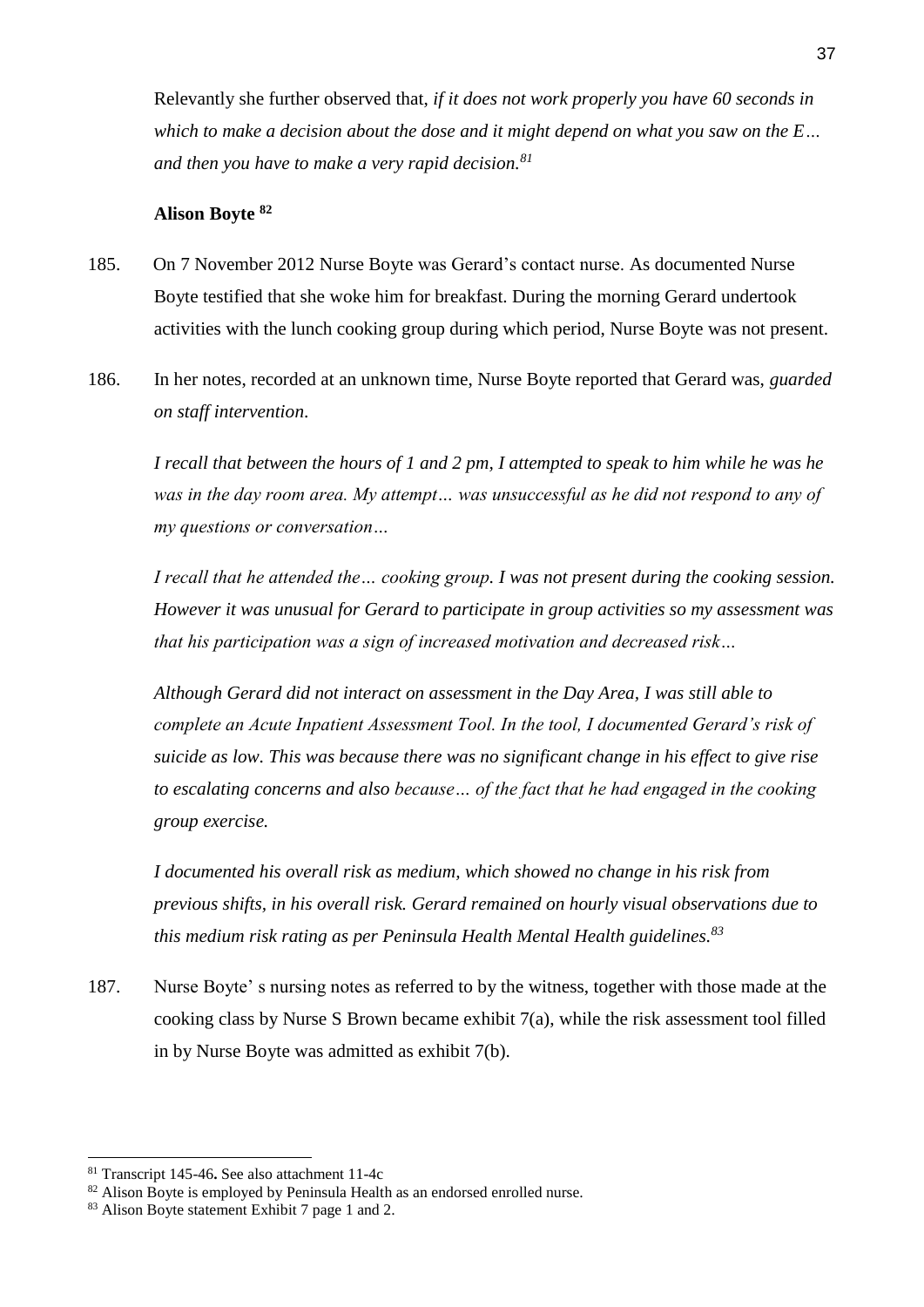Relevantly she further observed that, *if it does not work properly you have 60 seconds in which to make a decision about the dose and it might depend on what you saw on the E… and then you have to make a very rapid decision.*[81]

**Alison Boyte** [82]

185. On 7 November 2012 Nurse Boyte was Gerard's contact nurse. As documented Nurse Boyte testified that she woke him for breakfast. During the morning Gerard undertook activities with the lunch cooking group during which period, Nurse Boyte was not present.

186. In her notes, recorded at an unknown time, Nurse Boyte reported that Gerard was, *guarded on staff intervention*.

*I recall that between the hours of 1 and 2 pm, I attempted to speak to him while he was he was in the day room area. My attempt… was unsuccessful as he did not respond to any of my questions or conversation…*

*I recall that he attended the… cooking group. I was not present during the cooking session. However it was unusual for Gerard to participate in group activities so my assessment was that his participation was a sign of increased motivation and decreased risk…*

*Although Gerard did not interact on assessment in the Day Area, I was still able to complete an Acute Inpatient Assessment Tool. In the tool, I documented Gerard's risk of suicide as low. This was because there was no significant change in his effect to give rise to escalating concerns and also because… of the fact that he had engaged in the cooking group exercise.*

*I documented his overall risk as medium, which showed no change in his risk from previous shifts, in his overall risk. Gerard remained on hourly visual observations due to this medium risk rating as per Peninsula Health Mental Health guidelines.*[83]

187. Nurse Boyte' s nursing notes as referred to by the witness, together with those made at the cooking class by Nurse S Brown became exhibit 7(a), while the risk assessment tool filled in by Nurse Boyte was admitted as exhibit 7(b).

---

[81] Transcript 145-46**.** See also attachment 11-4c

[82] Alison Boyte is employed by Peninsula Health as an endorsed enrolled nurse.

[83] Alison Boyte statement Exhibit 7 page 1 and 2.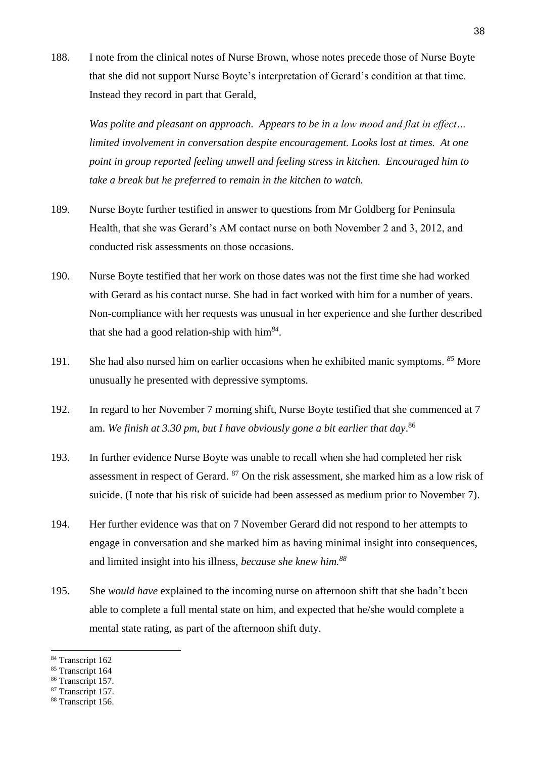188. I note from the clinical notes of Nurse Brown, whose notes precede those of Nurse Boyte that she did not support Nurse Boyte's interpretation of Gerard's condition at that time. Instead they record in part that Gerald,

> *Was polite and pleasant on approach. Appears to be in a low mood and flat in effect… limited involvement in conversation despite encouragement. Looks lost at times. At one point in group reported feeling unwell and feeling stress in kitchen. Encouraged him to take a break but he preferred to remain in the kitchen to watch.*

189. Nurse Boyte further testified in answer to questions from Mr Goldberg for Peninsula Health, that she was Gerard's AM contact nurse on both November 2 and 3, 2012, and conducted risk assessments on those occasions.

190. Nurse Boyte testified that her work on those dates was not the first time she had worked with Gerard as his contact nurse. She had in fact worked with him for a number of years. Non-compliance with her requests was unusual in her experience and she further described that she had a good relation-ship with him[84].

191. She had also nursed him on earlier occasions when he exhibited manic symptoms. [85] More unusually he presented with depressive symptoms.

192. In regard to her November 7 morning shift, Nurse Boyte testified that she commenced at 7 am. *We finish at 3.30 pm, but I have obviously gone a bit earlier that day*.[86]

193. In further evidence Nurse Boyte was unable to recall when she had completed her risk assessment in respect of Gerard. [87] On the risk assessment, she marked him as a low risk of suicide. (I note that his risk of suicide had been assessed as medium prior to November 7).

194. Her further evidence was that on 7 November Gerard did not respond to her attempts to engage in conversation and she marked him as having minimal insight into consequences, and limited insight into his illness, *because she knew him.*[88]

195. She *would have* explained to the incoming nurse on afternoon shift that she hadn't been able to complete a full mental state on him, and expected that he/she would complete a mental state rating, as part of the afternoon shift duty.

---

[84] Transcript 162

[85] Transcript 164

[86] Transcript 157.

[87] Transcript 157.

[88] Transcript 156.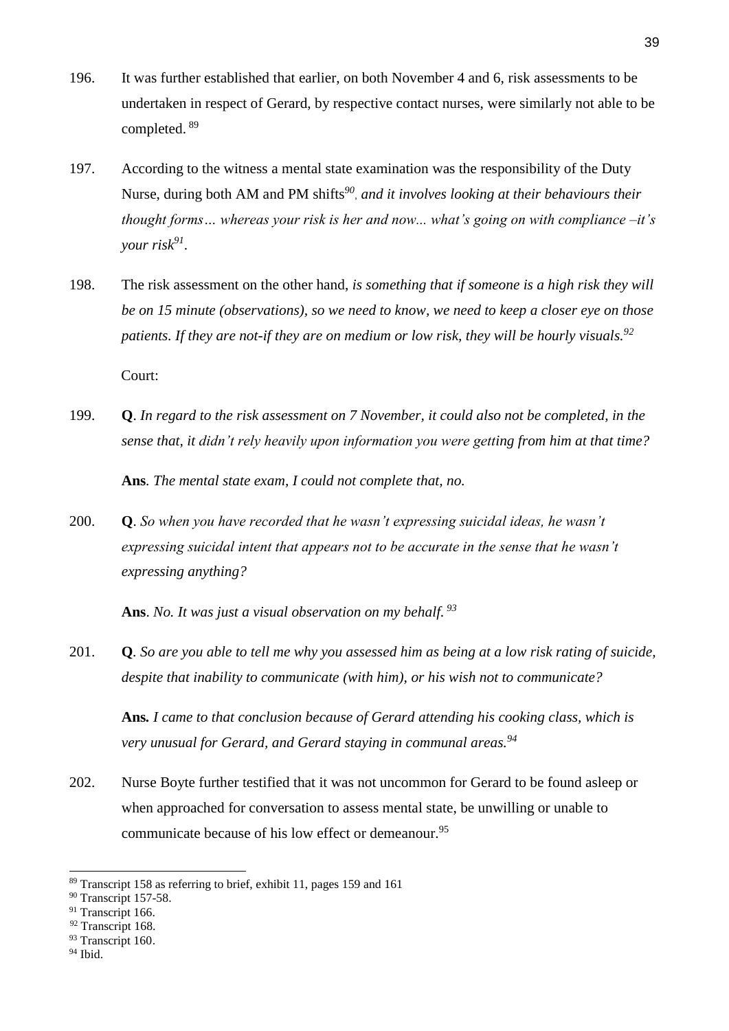196. It was further established that earlier, on both November 4 and 6, risk assessments to be undertaken in respect of Gerard, by respective contact nurses, were similarly not able to be completed. [89]

197. According to the witness a mental state examination was the responsibility of the Duty Nurse, during both AM and PM shifts[90], *and it involves looking at their behaviours their thought forms… whereas your risk is her and now... what's going on with compliance –it's your risk*[91].

198. The risk assessment on the other hand, *is something that if someone is a high risk they will be on 15 minute (observations), so we need to know, we need to keep a closer eye on those patients. If they are not-if they are on medium or low risk, they will be hourly visuals.*[92]

Court:

199. **Q**. *In regard to the risk assessment on 7 November, it could also not be completed, in the sense that, it didn't rely heavily upon information you were getting from him at that time?*

    **Ans**. *The mental state exam, I could not complete that, no.*

200. **Q**. *So when you have recorded that he wasn't expressing suicidal ideas, he wasn't expressing suicidal intent that appears not to be accurate in the sense that he wasn't expressing anything?*

    **Ans**. *No. It was just a visual observation on my behalf.* [93]

201. **Q**. *So are you able to tell me why you assessed him as being at a low risk rating of suicide, despite that inability to communicate (with him), or his wish not to communicate?*

    **Ans.** *I came to that conclusion because of Gerard attending his cooking class, which is very unusual for Gerard, and Gerard staying in communal areas.*[94]

202. Nurse Boyte further testified that it was not uncommon for Gerard to be found asleep or when approached for conversation to assess mental state, be unwilling or unable to communicate because of his low effect or demeanour.[95]

---

[89] Transcript 158 as referring to brief, exhibit 11, pages 159 and 161
[90] Transcript 157-58.
[91] Transcript 166.
[92] Transcript 168.
[93] Transcript 160.
[94] Ibid.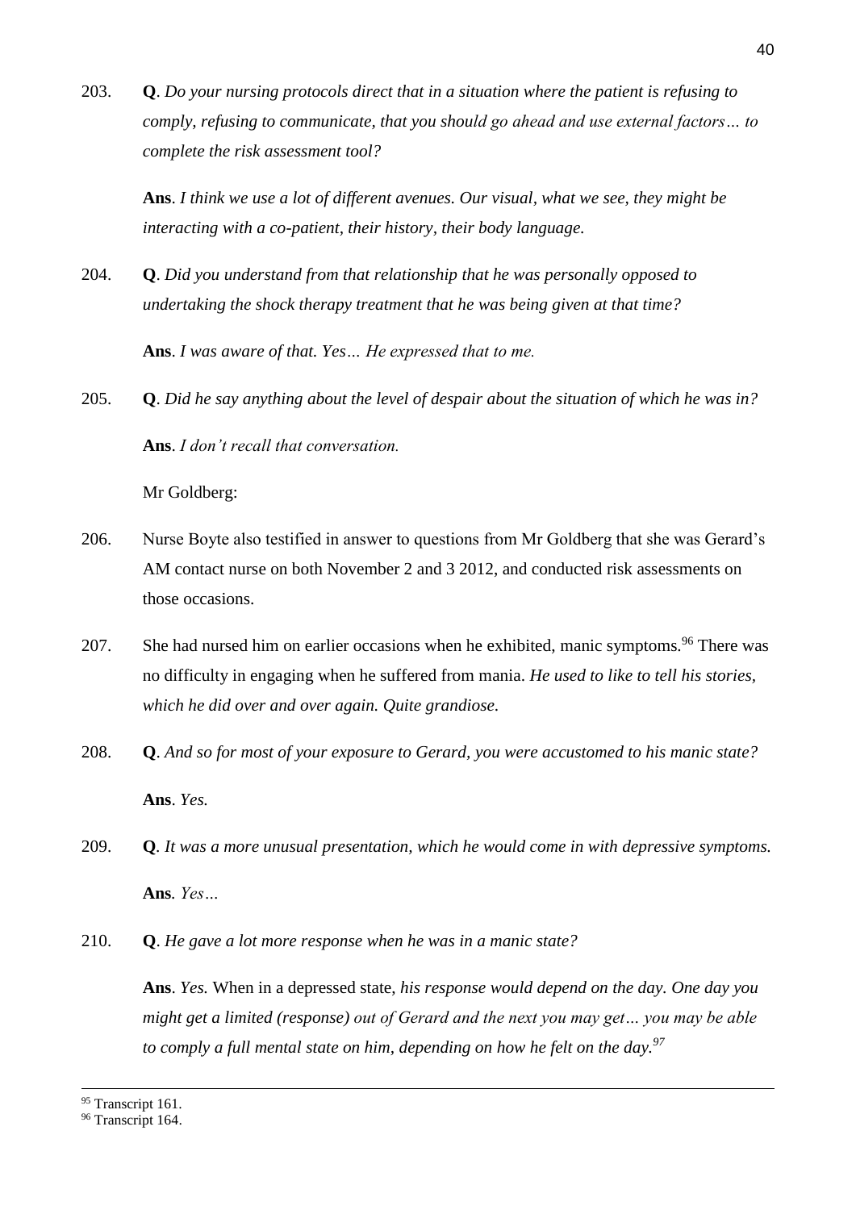203. **Q**. *Do your nursing protocols direct that in a situation where the patient is refusing to comply, refusing to communicate, that you should go ahead and use external factors… to complete the risk assessment tool?*

 **Ans**. *I think we use a lot of different avenues. Our visual, what we see, they might be interacting with a co-patient, their history, their body language.*

204. **Q**. *Did you understand from that relationship that he was personally opposed to undertaking the shock therapy treatment that he was being given at that time?*

 **Ans**. *I was aware of that. Yes… He expressed that to me.*

205. **Q**. *Did he say anything about the level of despair about the situation of which he was in?*

 **Ans**. *I don't recall that conversation.*

 Mr Goldberg:

206. Nurse Boyte also testified in answer to questions from Mr Goldberg that she was Gerard's AM contact nurse on both November 2 and 3 2012, and conducted risk assessments on those occasions.

207. She had nursed him on earlier occasions when he exhibited, manic symptoms.[96] There was no difficulty in engaging when he suffered from mania. *He used to like to tell his stories, which he did over and over again. Quite grandiose.*

208. **Q**. *And so for most of your exposure to Gerard, you were accustomed to his manic state?*

 **Ans**. *Yes.*

209. **Q**. *It was a more unusual presentation, which he would come in with depressive symptoms.*

 **Ans**. *Yes…*

210. **Q**. *He gave a lot more response when he was in a manic state?*

 **Ans**. *Yes.* When in a depressed state, *his response would depend on the day. One day you might get a limited (response) out of Gerard and the next you may get… you may be able to comply a full mental state on him, depending on how he felt on the day.*[97]

---

[95] Transcript 161.
[96] Transcript 164.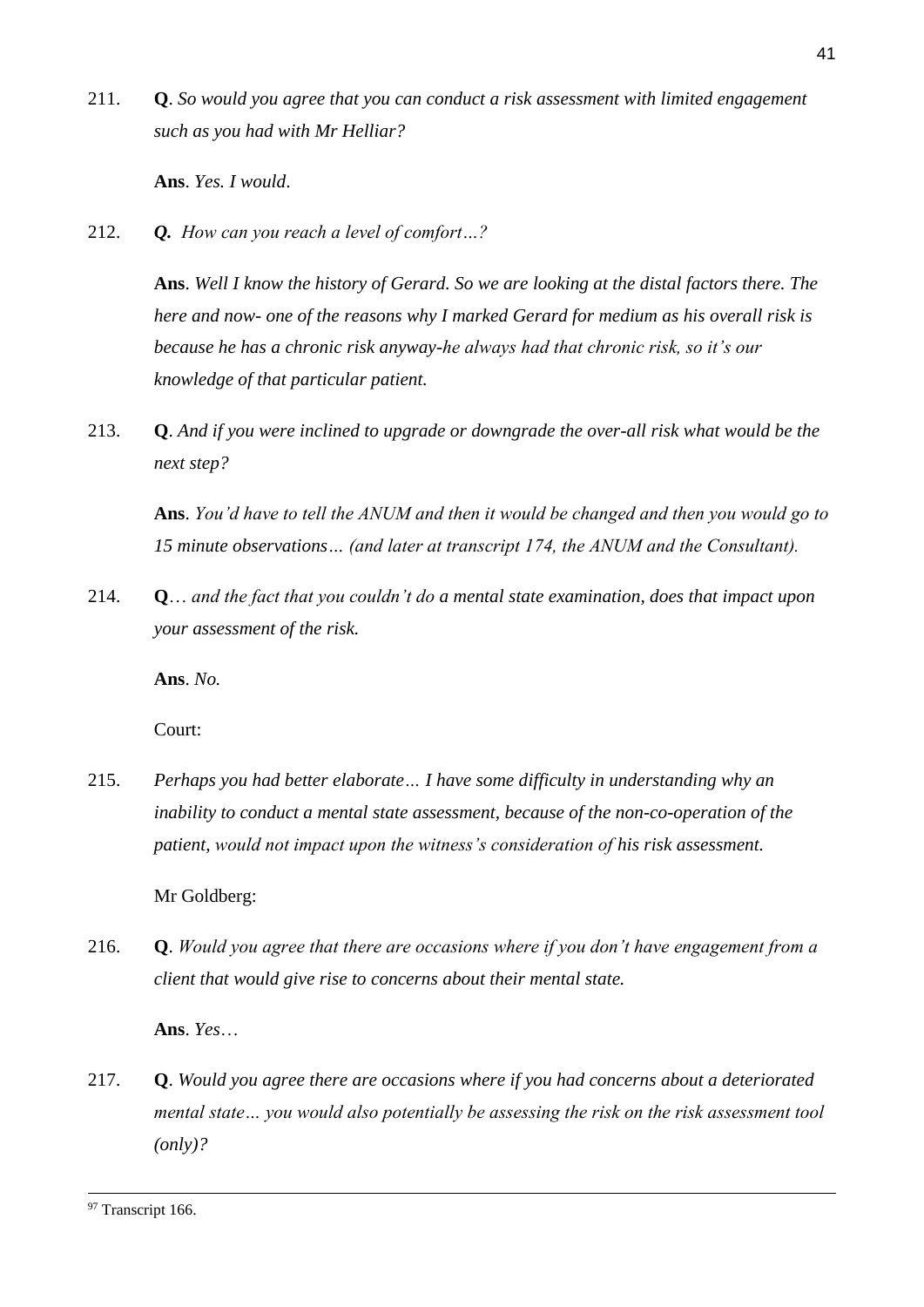211. **Q**. *So would you agree that you can conduct a risk assessment with limited engagement such as you had with Mr Helliar?*

 **Ans**. *Yes. I would*.

212. ***Q.*** *How can you reach a level of comfort…?*

 **Ans**. *Well I know the history of Gerard. So we are looking at the distal factors there. The here and now- one of the reasons why I marked Gerard for medium as his overall risk is because he has a chronic risk anyway-he always had that chronic risk, so it's our knowledge of that particular patient.*

213. **Q**. *And if you were inclined to upgrade or downgrade the over-all risk what would be the next step?*

 **Ans**. *You'd have to tell the ANUM and then it would be changed and then you would go to 15 minute observations… (and later at transcript 174, the ANUM and the Consultant).*

214. **Q**… *and the fact that you couldn't do a mental state examination, does that impact upon your assessment of the risk.*

 **Ans**. *No.*

 Court:

215. *Perhaps you had better elaborate… I have some difficulty in understanding why an inability to conduct a mental state assessment, because of the non-co-operation of the patient, would not impact upon the witness's consideration of his risk assessment.*

 Mr Goldberg:

216. **Q**. *Would you agree that there are occasions where if you don't have engagement from a client that would give rise to concerns about their mental state.*

 **Ans**. *Yes*…

217. **Q**. *Would you agree there are occasions where if you had concerns about a deteriorated mental state… you would also potentially be assessing the risk on the risk assessment tool (only)?*

---

[97] Transcript 166.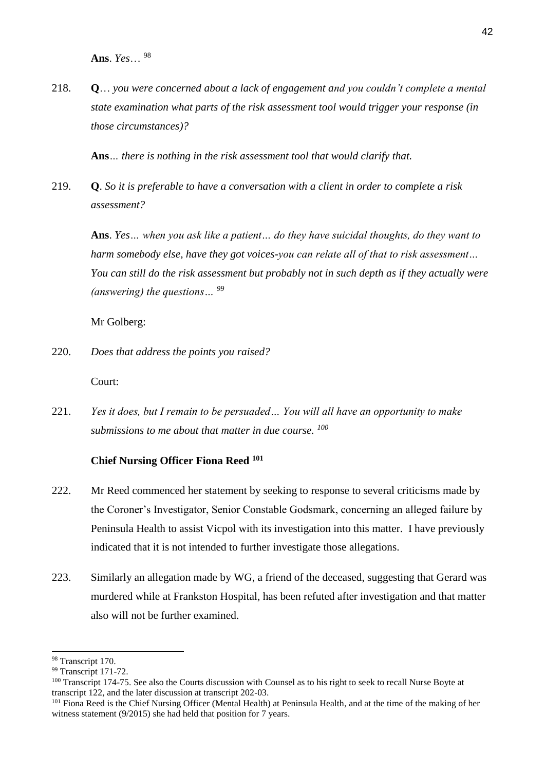**Ans**. *Yes…* [98]

218. **Q**… *you were concerned about a lack of engagement and you couldn't complete a mental state examination what parts of the risk assessment tool would trigger your response (in those circumstances)?*

**Ans**… *there is nothing in the risk assessment tool that would clarify that.*

219. **Q**. *So it is preferable to have a conversation with a client in order to complete a risk assessment?*

**Ans**. *Yes… when you ask like a patient… do they have suicidal thoughts, do they want to harm somebody else, have they got voices-you can relate all of that to risk assessment… You can still do the risk assessment but probably not in such depth as if they actually were (answering) the questions…* [99]

Mr Golberg:

220. *Does that address the points you raised?*

Court:

221. *Yes it does, but I remain to be persuaded… You will all have an opportunity to make submissions to me about that matter in due course.* [100]

**Chief Nursing Officer Fiona Reed** [101]

222. Mr Reed commenced her statement by seeking to response to several criticisms made by the Coroner's Investigator, Senior Constable Godsmark, concerning an alleged failure by Peninsula Health to assist Vicpol with its investigation into this matter. I have previously indicated that it is not intended to further investigate those allegations.

223. Similarly an allegation made by WG, a friend of the deceased, suggesting that Gerard was murdered while at Frankston Hospital, has been refuted after investigation and that matter also will not be further examined.

---

[98] Transcript 170.

[99] Transcript 171-72.

[100] Transcript 174-75. See also the Courts discussion with Counsel as to his right to seek to recall Nurse Boyte at transcript 122, and the later discussion at transcript 202-03.

[101] Fiona Reed is the Chief Nursing Officer (Mental Health) at Peninsula Health, and at the time of the making of her witness statement (9/2015) she had held that position for 7 years.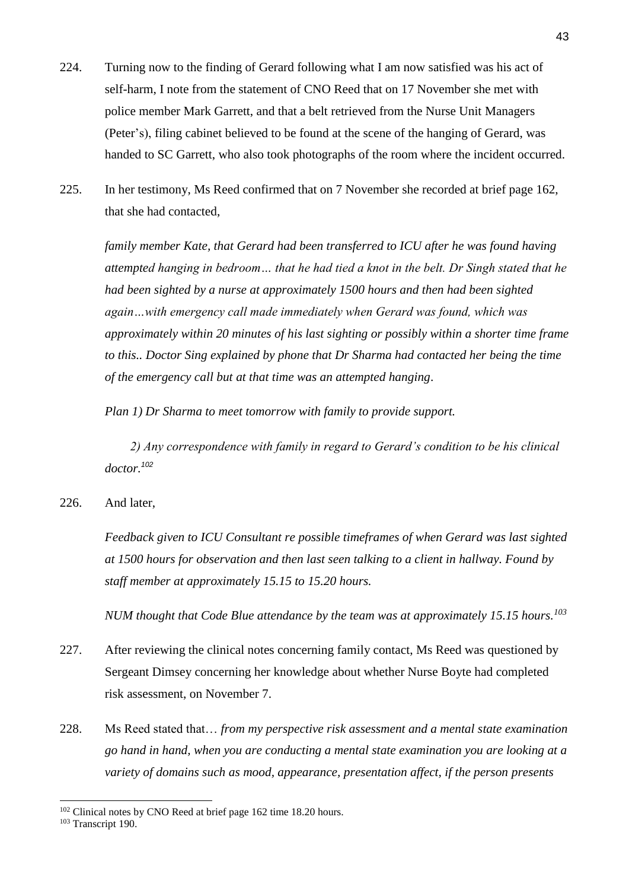224. Turning now to the finding of Gerard following what I am now satisfied was his act of self-harm, I note from the statement of CNO Reed that on 17 November she met with police member Mark Garrett, and that a belt retrieved from the Nurse Unit Managers (Peter's), filing cabinet believed to be found at the scene of the hanging of Gerard, was handed to SC Garrett, who also took photographs of the room where the incident occurred.

225. In her testimony, Ms Reed confirmed that on 7 November she recorded at brief page 162, that she had contacted,

*family member Kate, that Gerard had been transferred to ICU after he was found having attempted hanging in bedroom… that he had tied a knot in the belt. Dr Singh stated that he had been sighted by a nurse at approximately 1500 hours and then had been sighted again…with emergency call made immediately when Gerard was found, which was approximately within 20 minutes of his last sighting or possibly within a shorter time frame to this.. Doctor Sing explained by phone that Dr Sharma had contacted her being the time of the emergency call but at that time was an attempted hanging.*

*Plan 1) Dr Sharma to meet tomorrow with family to provide support.*

*2) Any correspondence with family in regard to Gerard's condition to be his clinical doctor.*[102]

226. And later,

*Feedback given to ICU Consultant re possible timeframes of when Gerard was last sighted at 1500 hours for observation and then last seen talking to a client in hallway. Found by staff member at approximately 15.15 to 15.20 hours.*

*NUM thought that Code Blue attendance by the team was at approximately 15.15 hours.*[103]

227. After reviewing the clinical notes concerning family contact, Ms Reed was questioned by Sergeant Dimsey concerning her knowledge about whether Nurse Boyte had completed risk assessment, on November 7.

228. Ms Reed stated that… *from my perspective risk assessment and a mental state examination go hand in hand, when you are conducting a mental state examination you are looking at a variety of domains such as mood, appearance, presentation affect, if the person presents*

---

[102] Clinical notes by CNO Reed at brief page 162 time 18.20 hours.

[103] Transcript 190.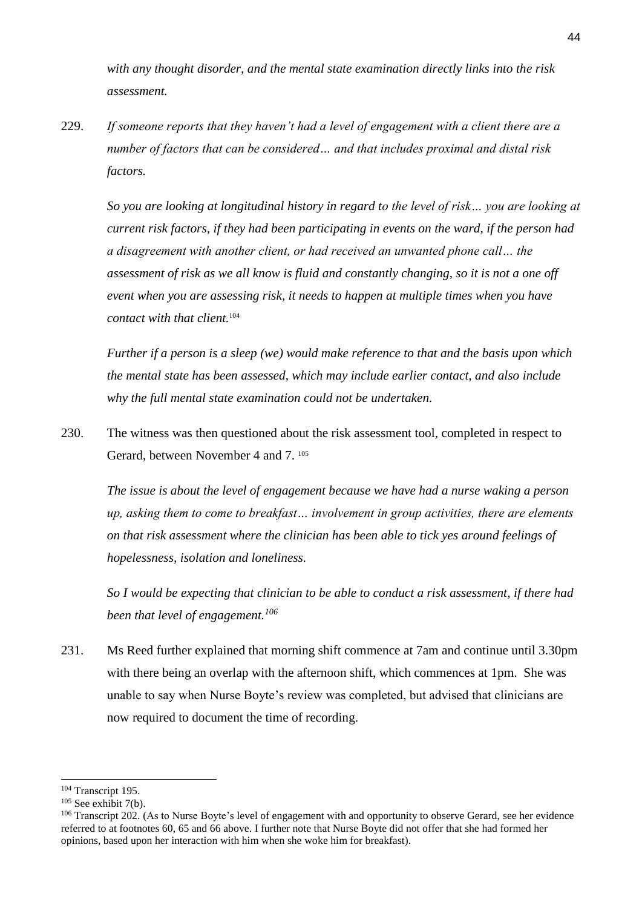*with any thought disorder, and the mental state examination directly links into the risk assessment.*

229. *If someone reports that they haven't had a level of engagement with a client there are a number of factors that can be considered… and that includes proximal and distal risk factors.*

*So you are looking at longitudinal history in regard to the level of risk… you are looking at current risk factors, if they had been participating in events on the ward, if the person had a disagreement with another client, or had received an unwanted phone call… the assessment of risk as we all know is fluid and constantly changing, so it is not a one off event when you are assessing risk, it needs to happen at multiple times when you have contact with that client.*[104]

*Further if a person is a sleep (we) would make reference to that and the basis upon which the mental state has been assessed, which may include earlier contact, and also include why the full mental state examination could not be undertaken.*

230. The witness was then questioned about the risk assessment tool, completed in respect to Gerard, between November 4 and 7. [105]

*The issue is about the level of engagement because we have had a nurse waking a person up, asking them to come to breakfast… involvement in group activities, there are elements on that risk assessment where the clinician has been able to tick yes around feelings of hopelessness, isolation and loneliness.*

*So I would be expecting that clinician to be able to conduct a risk assessment, if there had been that level of engagement.*[106]

231. Ms Reed further explained that morning shift commence at 7am and continue until 3.30pm with there being an overlap with the afternoon shift, which commences at 1pm. She was unable to say when Nurse Boyte's review was completed, but advised that clinicians are now required to document the time of recording.

---

[104] Transcript 195.

[105] See exhibit 7(b).

[106] Transcript 202. (As to Nurse Boyte's level of engagement with and opportunity to observe Gerard, see her evidence referred to at footnotes 60, 65 and 66 above. I further note that Nurse Boyte did not offer that she had formed her opinions, based upon her interaction with him when she woke him for breakfast).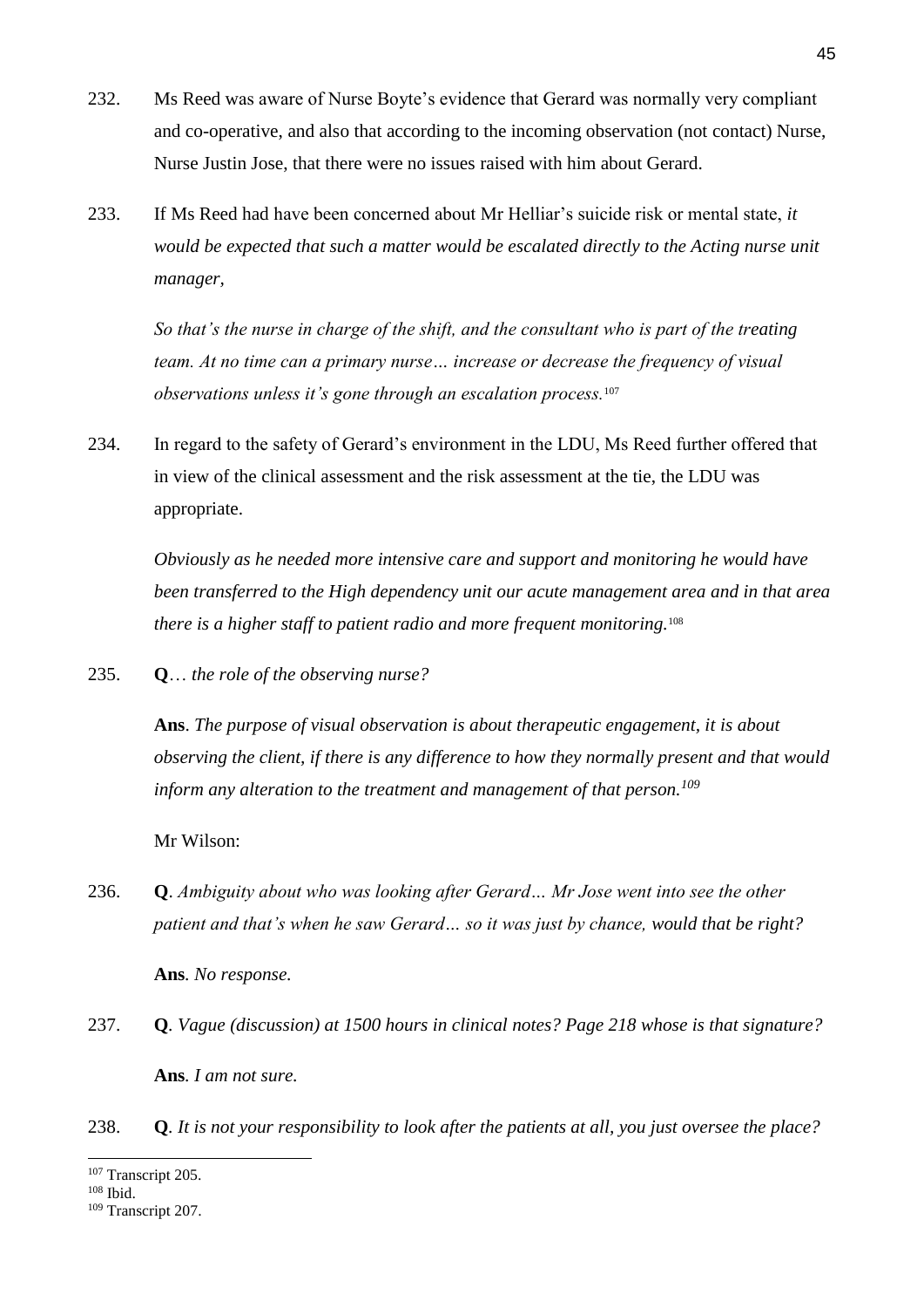232. Ms Reed was aware of Nurse Boyte's evidence that Gerard was normally very compliant and co-operative, and also that according to the incoming observation (not contact) Nurse, Nurse Justin Jose, that there were no issues raised with him about Gerard.

233. If Ms Reed had have been concerned about Mr Helliar's suicide risk or mental state, *it would be expected that such a matter would be escalated directly to the Acting nurse unit manager,*

    *So that's the nurse in charge of the shift, and the consultant who is part of the treating team. At no time can a primary nurse… increase or decrease the frequency of visual observations unless it's gone through an escalation process.*[107]

234. In regard to the safety of Gerard's environment in the LDU, Ms Reed further offered that in view of the clinical assessment and the risk assessment at the tie, the LDU was appropriate.

    *Obviously as he needed more intensive care and support and monitoring he would have been transferred to the High dependency unit our acute management area and in that area there is a higher staff to patient radio and more frequent monitoring.*[108]

235. **Q**… *the role of the observing nurse?*

    **Ans**. *The purpose of visual observation is about therapeutic engagement, it is about observing the client, if there is any difference to how they normally present and that would inform any alteration to the treatment and management of that person.*[109]

    Mr Wilson:

236. **Q**. *Ambiguity about who was looking after Gerard… Mr Jose went into see the other patient and that's when he saw Gerard… so it was just by chance, would that be right?*

    **Ans**. *No response.*

237. **Q**. *Vague (discussion) at 1500 hours in clinical notes? Page 218 whose is that signature?*

    **Ans**. *I am not sure.*

238. **Q**. *It is not your responsibility to look after the patients at all, you just oversee the place?*

---

[107] Transcript 205.

[108] Ibid.

[109] Transcript 207.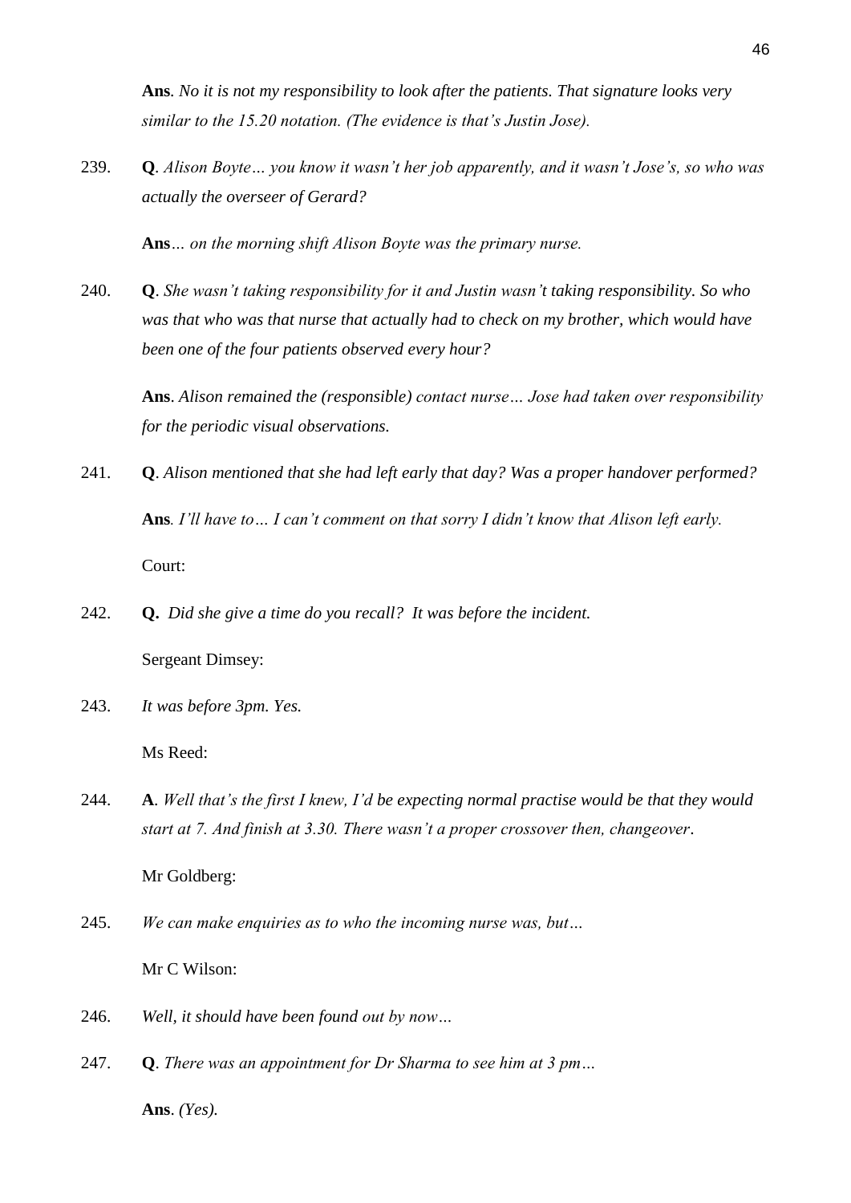**Ans**. *No it is not my responsibility to look after the patients. That signature looks very similar to the 15.20 notation. (The evidence is that's Justin Jose).*

239. **Q**. *Alison Boyte… you know it wasn't her job apparently, and it wasn't Jose's, so who was actually the overseer of Gerard?*

 **Ans**… *on the morning shift Alison Boyte was the primary nurse.*

240. **Q**. *She wasn't taking responsibility for it and Justin wasn't taking responsibility. So who was that who was that nurse that actually had to check on my brother, which would have been one of the four patients observed every hour?*

 **Ans**. *Alison remained the (responsible) contact nurse… Jose had taken over responsibility for the periodic visual observations.*

241. **Q**. *Alison mentioned that she had left early that day? Was a proper handover performed?*

 **Ans**. *I'll have to… I can't comment on that sorry I didn't know that Alison left early.*

 Court:

242. **Q.** *Did she give a time do you recall? It was before the incident.*

 Sergeant Dimsey:

243. *It was before 3pm. Yes.*

 Ms Reed:

244. **A**. *Well that's the first I knew, I'd be expecting normal practise would be that they would start at 7. And finish at 3.30. There wasn't a proper crossover then, changeover*.

 Mr Goldberg:

245. *We can make enquiries as to who the incoming nurse was, but…*

 Mr C Wilson:

246. *Well, it should have been found out by now…*

247. **Q**. *There was an appointment for Dr Sharma to see him at 3 pm…*

 **Ans**. *(Yes).*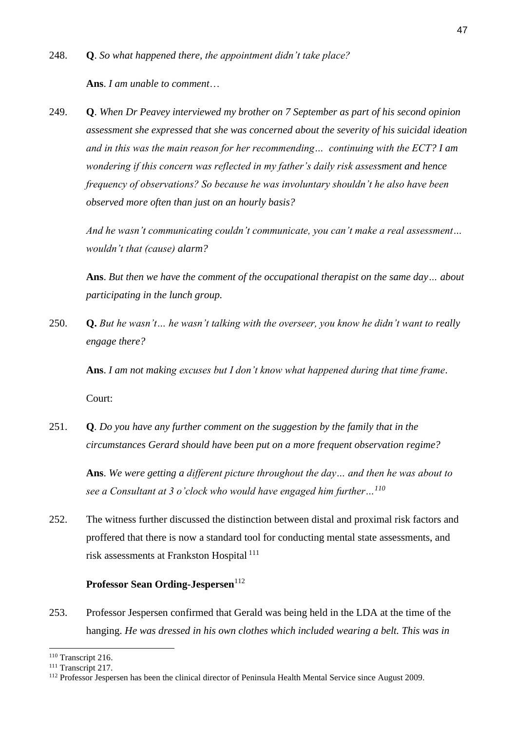248. **Q**. *So what happened there, the appointment didn't take place?*

**Ans**. *I am unable to comment…*

249. **Q**. *When Dr Peavey interviewed my brother on 7 September as part of his second opinion assessment she expressed that she was concerned about the severity of his suicidal ideation and in this was the main reason for her recommending… continuing with the ECT? I am wondering if this concern was reflected in my father's daily risk assessment and hence frequency of observations? So because he was involuntary shouldn't he also have been observed more often than just on an hourly basis?*

*And he wasn't communicating couldn't communicate, you can't make a real assessment… wouldn't that (cause) alarm?*

**Ans**. *But then we have the comment of the occupational therapist on the same day… about participating in the lunch group.*

250. **Q.** *But he wasn't… he wasn't talking with the overseer, you know he didn't want to really engage there?*

**Ans**. *I am not making excuses but I don't know what happened during that time frame*.

Court:

251. **Q**. *Do you have any further comment on the suggestion by the family that in the circumstances Gerard should have been put on a more frequent observation regime?*

**Ans**. *We were getting a different picture throughout the day… and then he was about to see a Consultant at 3 o'clock who would have engaged him further…*[110]

252. The witness further discussed the distinction between distal and proximal risk factors and proffered that there is now a standard tool for conducting mental state assessments, and risk assessments at Frankston Hospital [111]

**Professor Sean Ording-Jespersen**[112]

253. Professor Jespersen confirmed that Gerald was being held in the LDA at the time of the hanging. *He was dressed in his own clothes which included wearing a belt. This was in*

---

[110] Transcript 216.

[111] Transcript 217.

[112] Professor Jespersen has been the clinical director of Peninsula Health Mental Service since August 2009.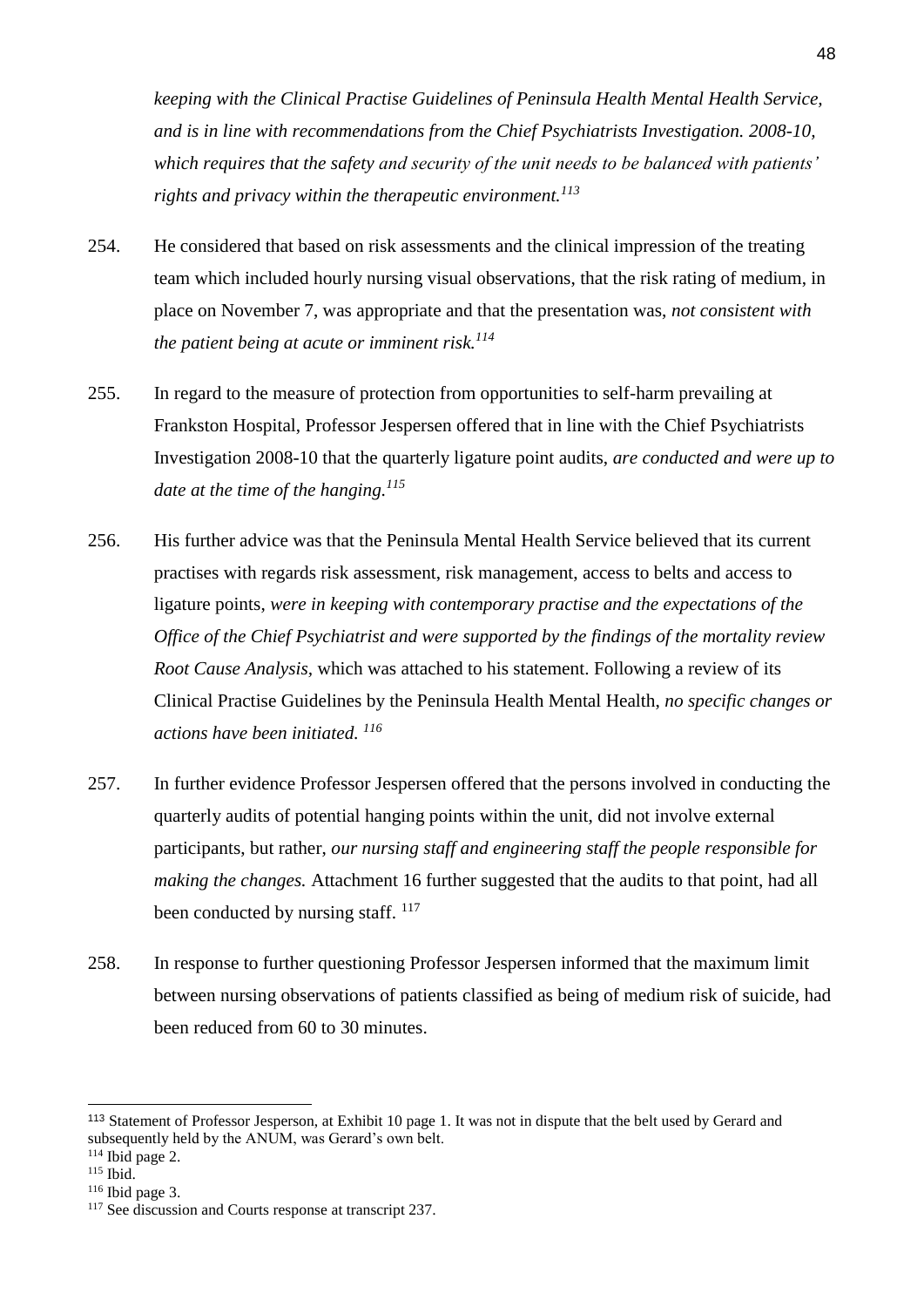*keeping with the Clinical Practise Guidelines of Peninsula Health Mental Health Service, and is in line with recommendations from the Chief Psychiatrists Investigation. 2008-10, which requires that the safety and security of the unit needs to be balanced with patients' rights and privacy within the therapeutic environment.*[113]

254. He considered that based on risk assessments and the clinical impression of the treating team which included hourly nursing visual observations, that the risk rating of medium, in place on November 7, was appropriate and that the presentation was, *not consistent with the patient being at acute or imminent risk.*[114]

255. In regard to the measure of protection from opportunities to self-harm prevailing at Frankston Hospital, Professor Jespersen offered that in line with the Chief Psychiatrists Investigation 2008-10 that the quarterly ligature point audits, *are conducted and were up to date at the time of the hanging.*[115]

256. His further advice was that the Peninsula Mental Health Service believed that its current practises with regards risk assessment, risk management, access to belts and access to ligature points, *were in keeping with contemporary practise and the expectations of the Office of the Chief Psychiatrist and were supported by the findings of the mortality review Root Cause Analysis,* which was attached to his statement. Following a review of its Clinical Practise Guidelines by the Peninsula Health Mental Health, *no specific changes or actions have been initiated.* [116]

257. In further evidence Professor Jespersen offered that the persons involved in conducting the quarterly audits of potential hanging points within the unit, did not involve external participants, but rather, *our nursing staff and engineering staff the people responsible for making the changes.* Attachment 16 further suggested that the audits to that point, had all been conducted by nursing staff. [117]

258. In response to further questioning Professor Jespersen informed that the maximum limit between nursing observations of patients classified as being of medium risk of suicide, had been reduced from 60 to 30 minutes.

---

[113] Statement of Professor Jesperson, at Exhibit 10 page 1. It was not in dispute that the belt used by Gerard and subsequently held by the ANUM, was Gerard's own belt.

[114] Ibid page 2.

[115] Ibid.

[116] Ibid page 3.

[117] See discussion and Courts response at transcript 237.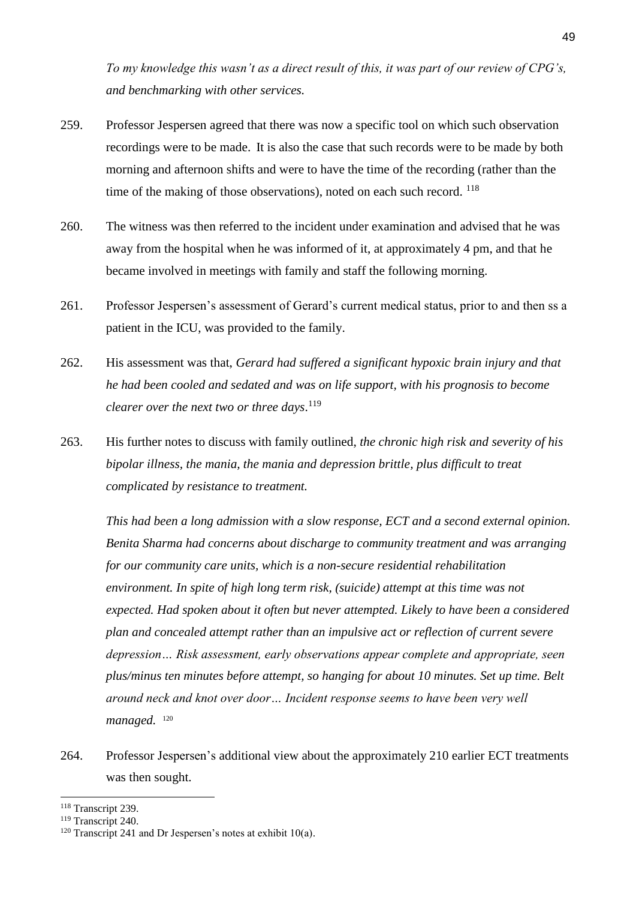*To my knowledge this wasn't as a direct result of this, it was part of our review of CPG's, and benchmarking with other services.*

259. Professor Jespersen agreed that there was now a specific tool on which such observation recordings were to be made. It is also the case that such records were to be made by both morning and afternoon shifts and were to have the time of the recording (rather than the time of the making of those observations), noted on each such record. [118]

260. The witness was then referred to the incident under examination and advised that he was away from the hospital when he was informed of it, at approximately 4 pm, and that he became involved in meetings with family and staff the following morning.

261. Professor Jespersen's assessment of Gerard's current medical status, prior to and then ss a patient in the ICU, was provided to the family.

262. His assessment was that, *Gerard had suffered a significant hypoxic brain injury and that he had been cooled and sedated and was on life support, with his prognosis to become clearer over the next two or three days*.[119]

263. His further notes to discuss with family outlined, *the chronic high risk and severity of his bipolar illness, the mania, the mania and depression brittle, plus difficult to treat complicated by resistance to treatment.*

     *This had been a long admission with a slow response, ECT and a second external opinion. Benita Sharma had concerns about discharge to community treatment and was arranging for our community care units, which is a non-secure residential rehabilitation environment. In spite of high long term risk, (suicide) attempt at this time was not expected. Had spoken about it often but never attempted. Likely to have been a considered plan and concealed attempt rather than an impulsive act or reflection of current severe depression… Risk assessment, early observations appear complete and appropriate, seen plus/minus ten minutes before attempt, so hanging for about 10 minutes. Set up time. Belt around neck and knot over door… Incident response seems to have been very well managed.* [120]

264. Professor Jespersen's additional view about the approximately 210 earlier ECT treatments was then sought.

---

[118] Transcript 239.

[119] Transcript 240.

[120] Transcript 241 and Dr Jespersen's notes at exhibit 10(a).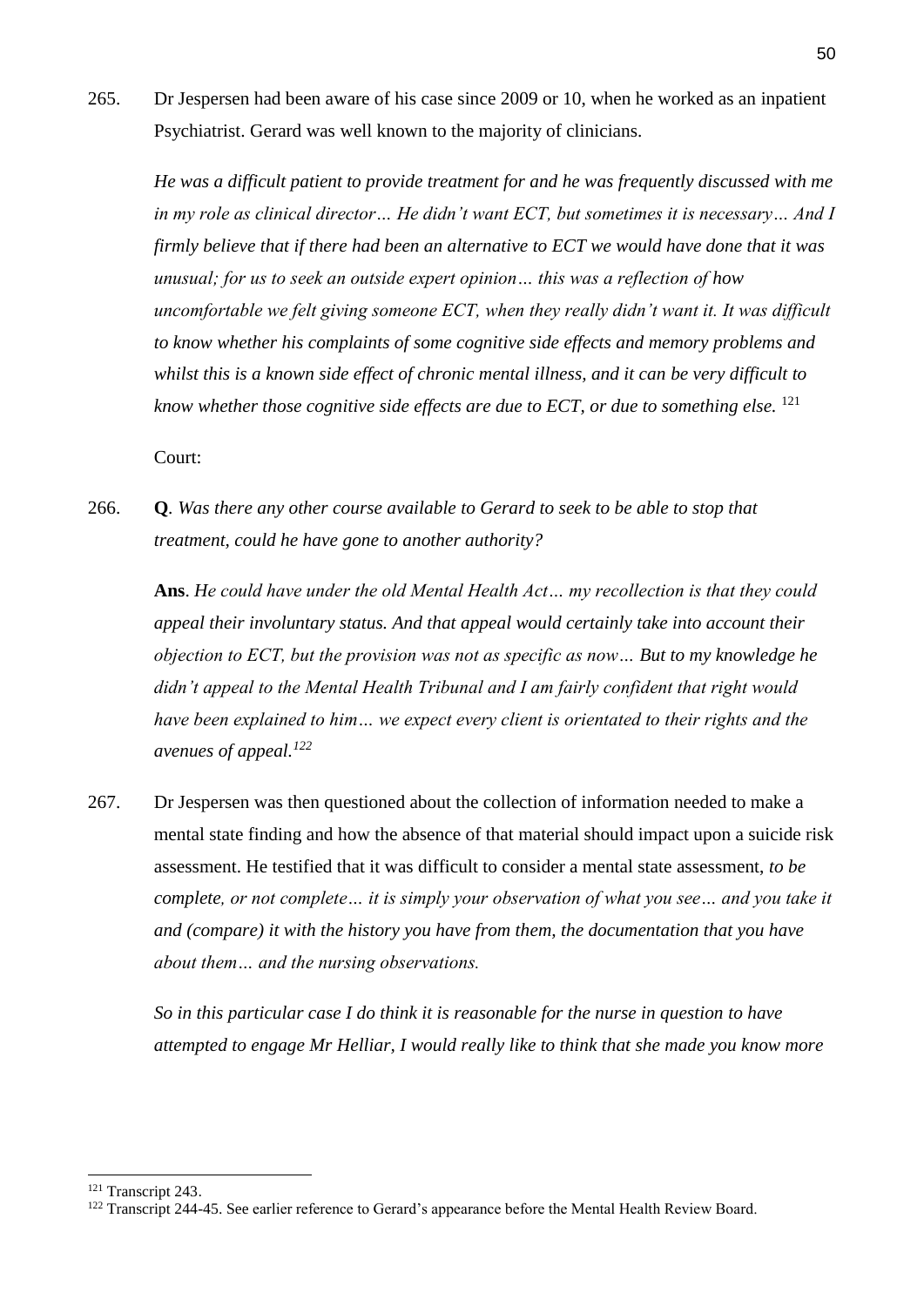265. Dr Jespersen had been aware of his case since 2009 or 10, when he worked as an inpatient Psychiatrist. Gerard was well known to the majority of clinicians.

*He was a difficult patient to provide treatment for and he was frequently discussed with me in my role as clinical director… He didn't want ECT, but sometimes it is necessary… And I firmly believe that if there had been an alternative to ECT we would have done that it was unusual; for us to seek an outside expert opinion… this was a reflection of how uncomfortable we felt giving someone ECT, when they really didn't want it. It was difficult to know whether his complaints of some cognitive side effects and memory problems and whilst this is a known side effect of chronic mental illness, and it can be very difficult to know whether those cognitive side effects are due to ECT, or due to something else.* [121]

Court:

266. **Q**. *Was there any other course available to Gerard to seek to be able to stop that treatment, could he have gone to another authority?*

**Ans**. *He could have under the old Mental Health Act… my recollection is that they could appeal their involuntary status. And that appeal would certainly take into account their objection to ECT, but the provision was not as specific as now… But to my knowledge he didn't appeal to the Mental Health Tribunal and I am fairly confident that right would have been explained to him… we expect every client is orientated to their rights and the avenues of appeal.*[122]

267. Dr Jespersen was then questioned about the collection of information needed to make a mental state finding and how the absence of that material should impact upon a suicide risk assessment. He testified that it was difficult to consider a mental state assessment, *to be complete, or not complete… it is simply your observation of what you see… and you take it and (compare) it with the history you have from them, the documentation that you have about them… and the nursing observations.*

*So in this particular case I do think it is reasonable for the nurse in question to have attempted to engage Mr Helliar, I would really like to think that she made you know more*

---

[121] Transcript 243.

[122] Transcript 244-45. See earlier reference to Gerard's appearance before the Mental Health Review Board.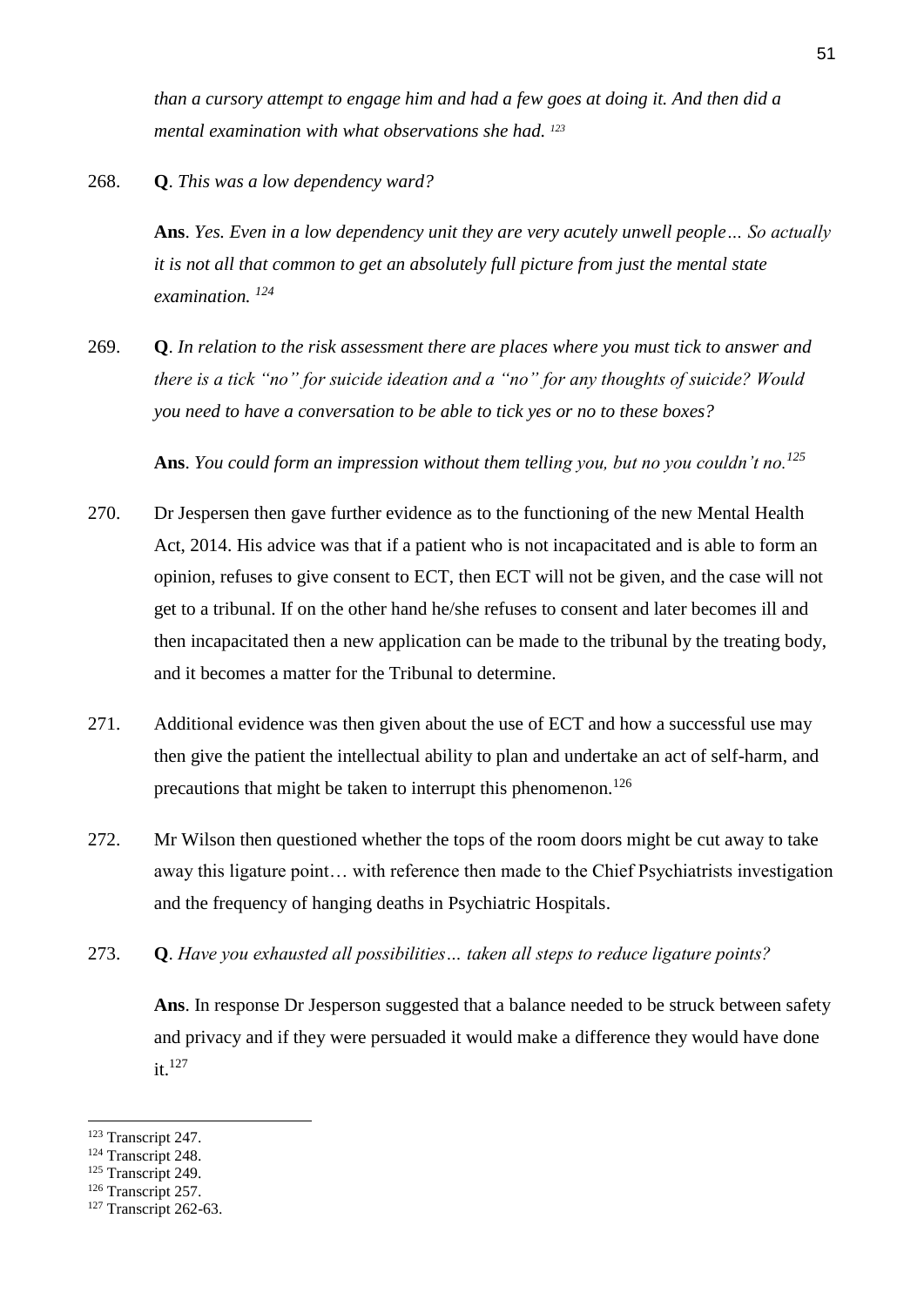*than a cursory attempt to engage him and had a few goes at doing it. And then did a mental examination with what observations she had.* [123]

268. **Q**. *This was a low dependency ward?*

**Ans**. *Yes. Even in a low dependency unit they are very acutely unwell people… So actually it is not all that common to get an absolutely full picture from just the mental state examination.* [124]

269. **Q**. *In relation to the risk assessment there are places where you must tick to answer and there is a tick "no" for suicide ideation and a "no" for any thoughts of suicide? Would you need to have a conversation to be able to tick yes or no to these boxes?*

**Ans**. *You could form an impression without them telling you, but no you couldn't no.*[125]

270. Dr Jespersen then gave further evidence as to the functioning of the new Mental Health Act, 2014. His advice was that if a patient who is not incapacitated and is able to form an opinion, refuses to give consent to ECT, then ECT will not be given, and the case will not get to a tribunal. If on the other hand he/she refuses to consent and later becomes ill and then incapacitated then a new application can be made to the tribunal by the treating body, and it becomes a matter for the Tribunal to determine.

271. Additional evidence was then given about the use of ECT and how a successful use may then give the patient the intellectual ability to plan and undertake an act of self-harm, and precautions that might be taken to interrupt this phenomenon.[126]

272. Mr Wilson then questioned whether the tops of the room doors might be cut away to take away this ligature point… with reference then made to the Chief Psychiatrists investigation and the frequency of hanging deaths in Psychiatric Hospitals.

273. **Q**. *Have you exhausted all possibilities… taken all steps to reduce ligature points?*

**Ans**. In response Dr Jesperson suggested that a balance needed to be struck between safety and privacy and if they were persuaded it would make a difference they would have done it.[127]

---

[123] Transcript 247.
[124] Transcript 248.
[125] Transcript 249.
[126] Transcript 257.
[127] Transcript 262-63.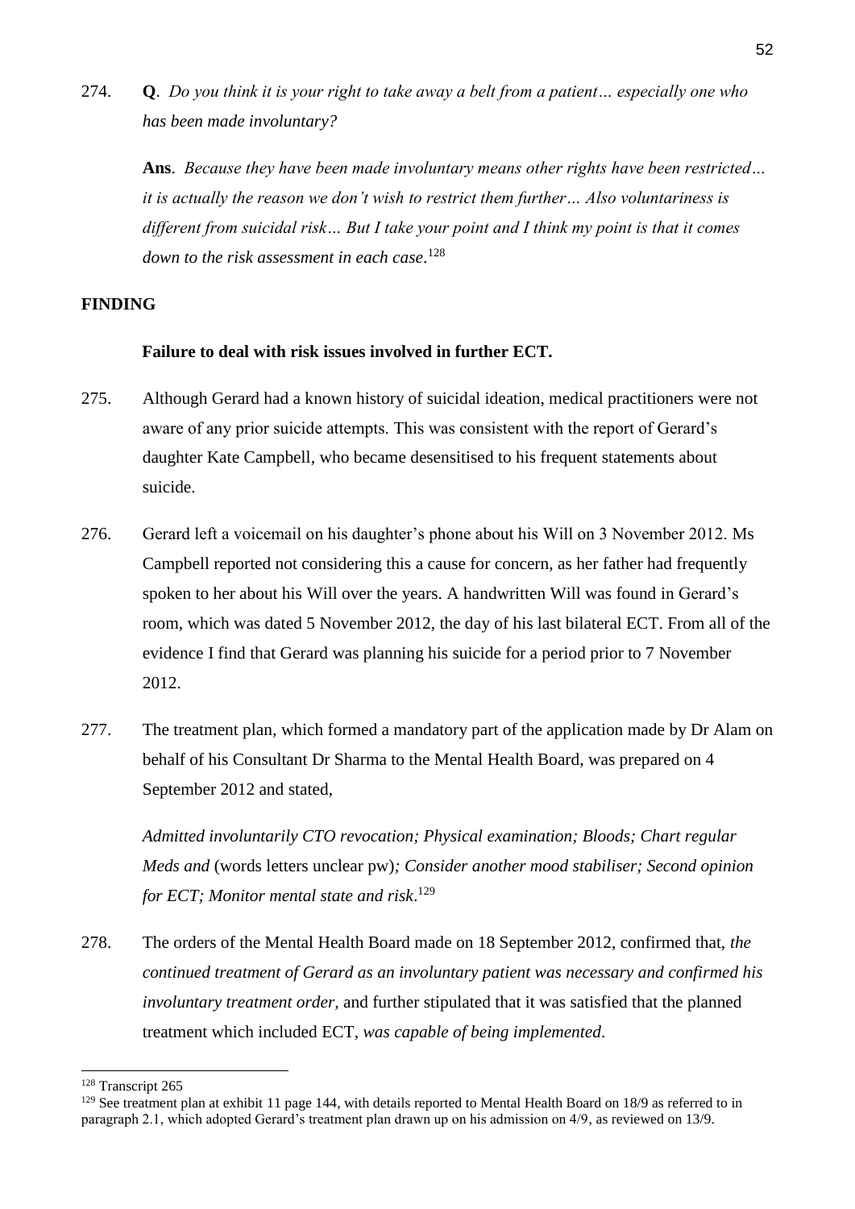274. **Q**. *Do you think it is your right to take away a belt from a patient… especially one who has been made involuntary?*

**Ans**. *Because they have been made involuntary means other rights have been restricted… it is actually the reason we don't wish to restrict them further… Also voluntariness is different from suicidal risk… But I take your point and I think my point is that it comes down to the risk assessment in each case*.[128]

**FINDING**

**Failure to deal with risk issues involved in further ECT.**

275. Although Gerard had a known history of suicidal ideation, medical practitioners were not aware of any prior suicide attempts. This was consistent with the report of Gerard's daughter Kate Campbell, who became desensitised to his frequent statements about suicide.

276. Gerard left a voicemail on his daughter's phone about his Will on 3 November 2012. Ms Campbell reported not considering this a cause for concern, as her father had frequently spoken to her about his Will over the years. A handwritten Will was found in Gerard's room, which was dated 5 November 2012, the day of his last bilateral ECT. From all of the evidence I find that Gerard was planning his suicide for a period prior to 7 November 2012.

277. The treatment plan, which formed a mandatory part of the application made by Dr Alam on behalf of his Consultant Dr Sharma to the Mental Health Board, was prepared on 4 September 2012 and stated,

*Admitted involuntarily CTO revocation; Physical examination; Bloods; Chart regular Meds and* (words letters unclear pw)*; Consider another mood stabiliser; Second opinion for ECT; Monitor mental state and risk*.[129]

278. The orders of the Mental Health Board made on 18 September 2012, confirmed that, *the continued treatment of Gerard as an involuntary patient was necessary and confirmed his involuntary treatment order,* and further stipulated that it was satisfied that the planned treatment which included ECT, *was capable of being implemented*.

---

[128] Transcript 265

[129] See treatment plan at exhibit 11 page 144, with details reported to Mental Health Board on 18/9 as referred to in paragraph 2.1, which adopted Gerard's treatment plan drawn up on his admission on 4/9, as reviewed on 13/9.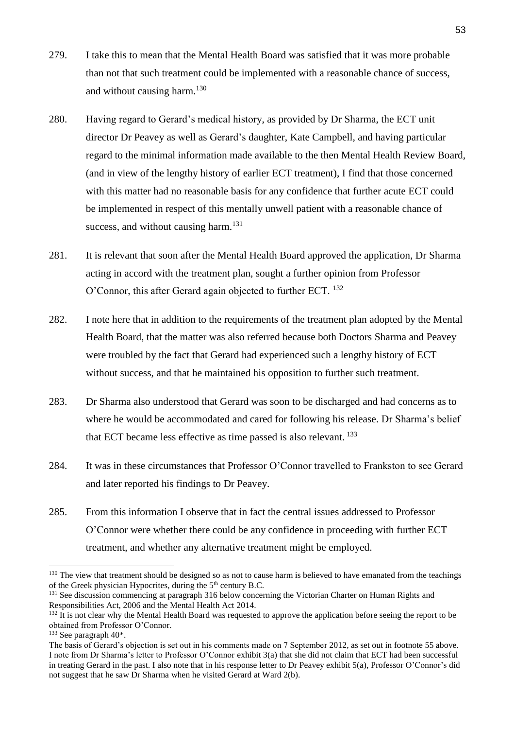279. I take this to mean that the Mental Health Board was satisfied that it was more probable than not that such treatment could be implemented with a reasonable chance of success, and without causing harm.[130]

280. Having regard to Gerard's medical history, as provided by Dr Sharma, the ECT unit director Dr Peavey as well as Gerard's daughter, Kate Campbell, and having particular regard to the minimal information made available to the then Mental Health Review Board, (and in view of the lengthy history of earlier ECT treatment), I find that those concerned with this matter had no reasonable basis for any confidence that further acute ECT could be implemented in respect of this mentally unwell patient with a reasonable chance of success, and without causing harm.[131]

281. It is relevant that soon after the Mental Health Board approved the application, Dr Sharma acting in accord with the treatment plan, sought a further opinion from Professor O'Connor, this after Gerard again objected to further ECT. [132]

282. I note here that in addition to the requirements of the treatment plan adopted by the Mental Health Board, that the matter was also referred because both Doctors Sharma and Peavey were troubled by the fact that Gerard had experienced such a lengthy history of ECT without success, and that he maintained his opposition to further such treatment.

283. Dr Sharma also understood that Gerard was soon to be discharged and had concerns as to where he would be accommodated and cared for following his release. Dr Sharma's belief that ECT became less effective as time passed is also relevant. [133]

284. It was in these circumstances that Professor O'Connor travelled to Frankston to see Gerard and later reported his findings to Dr Peavey.

285. From this information I observe that in fact the central issues addressed to Professor O'Connor were whether there could be any confidence in proceeding with further ECT treatment, and whether any alternative treatment might be employed.

---

[130] The view that treatment should be designed so as not to cause harm is believed to have emanated from the teachings of the Greek physician Hypocrites, during the 5th century B.C.

[131] See discussion commencing at paragraph 316 below concerning the Victorian Charter on Human Rights and Responsibilities Act, 2006 and the Mental Health Act 2014.

[132] It is not clear why the Mental Health Board was requested to approve the application before seeing the report to be obtained from Professor O'Connor.

[133] See paragraph 40*.

The basis of Gerard's objection is set out in his comments made on 7 September 2012, as set out in footnote 55 above. I note from Dr Sharma's letter to Professor O'Connor exhibit 3(a) that she did not claim that ECT had been successful in treating Gerard in the past. I also note that in his response letter to Dr Peavey exhibit 5(a), Professor O'Connor's did not suggest that he saw Dr Sharma when he visited Gerard at Ward 2(b).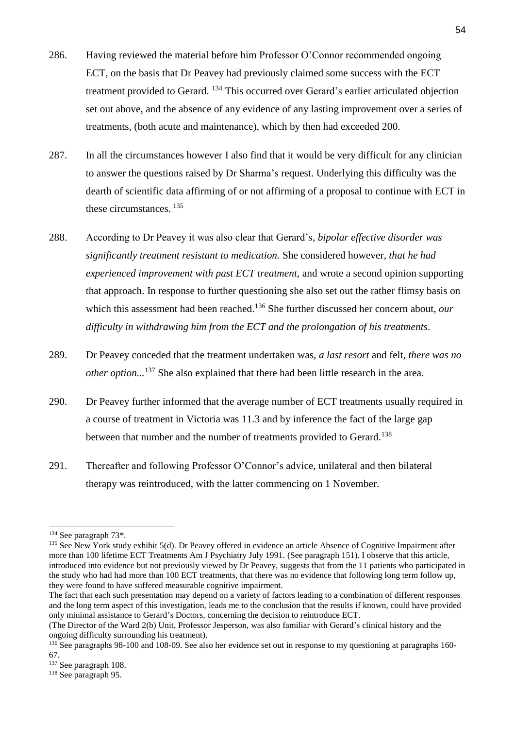286. Having reviewed the material before him Professor O'Connor recommended ongoing ECT, on the basis that Dr Peavey had previously claimed some success with the ECT treatment provided to Gerard. [134] This occurred over Gerard's earlier articulated objection set out above, and the absence of any evidence of any lasting improvement over a series of treatments, (both acute and maintenance), which by then had exceeded 200.

287. In all the circumstances however I also find that it would be very difficult for any clinician to answer the questions raised by Dr Sharma's request. Underlying this difficulty was the dearth of scientific data affirming of or not affirming of a proposal to continue with ECT in these circumstances. [135]

288. According to Dr Peavey it was also clear that Gerard's, *bipolar effective disorder was significantly treatment resistant to medication.* She considered however, *that he had experienced improvement with past ECT treatment,* and wrote a second opinion supporting that approach. In response to further questioning she also set out the rather flimsy basis on which this assessment had been reached.[136] She further discussed her concern about, *our difficulty in withdrawing him from the ECT and the prolongation of his treatments*.

289. Dr Peavey conceded that the treatment undertaken was, *a last resort* and felt, *there was no other option...*[137] She also explained that there had been little research in the area.

290. Dr Peavey further informed that the average number of ECT treatments usually required in a course of treatment in Victoria was 11.3 and by inference the fact of the large gap between that number and the number of treatments provided to Gerard.[138]

291. Thereafter and following Professor O'Connor's advice, unilateral and then bilateral therapy was reintroduced, with the latter commencing on 1 November.

---

[134] See paragraph 73*.

[135] See New York study exhibit 5(d). Dr Peavey offered in evidence an article Absence of Cognitive Impairment after more than 100 lifetime ECT Treatments Am J Psychiatry July 1991. (See paragraph 151). I observe that this article, introduced into evidence but not previously viewed by Dr Peavey, suggests that from the 11 patients who participated in the study who had had more than 100 ECT treatments, that there was no evidence that following long term follow up, they were found to have suffered measurable cognitive impairment.
The fact that each such presentation may depend on a variety of factors leading to a combination of different responses and the long term aspect of this investigation, leads me to the conclusion that the results if known, could have provided only minimal assistance to Gerard's Doctors, concerning the decision to reintroduce ECT.
(The Director of the Ward 2(b) Unit, Professor Jesperson, was also familiar with Gerard's clinical history and the ongoing difficulty surrounding his treatment).

[136] See paragraphs 98-100 and 108-09. See also her evidence set out in response to my questioning at paragraphs 160-67.

[137] See paragraph 108.

[138] See paragraph 95.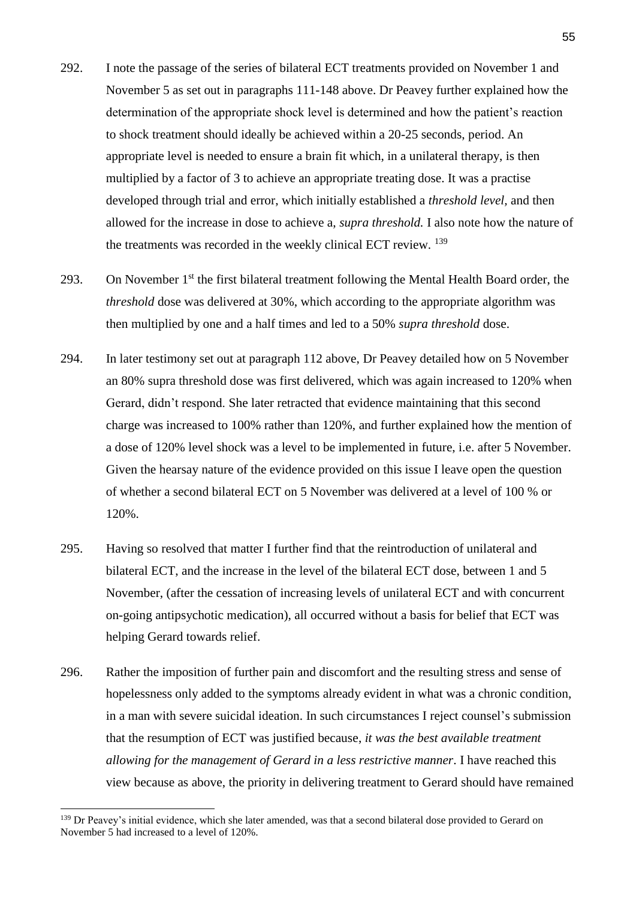292. I note the passage of the series of bilateral ECT treatments provided on November 1 and November 5 as set out in paragraphs 111-148 above. Dr Peavey further explained how the determination of the appropriate shock level is determined and how the patient's reaction to shock treatment should ideally be achieved within a 20-25 seconds, period. An appropriate level is needed to ensure a brain fit which, in a unilateral therapy, is then multiplied by a factor of 3 to achieve an appropriate treating dose. It was a practise developed through trial and error, which initially established a *threshold level,* and then allowed for the increase in dose to achieve a, *supra threshold.* I also note how the nature of the treatments was recorded in the weekly clinical ECT review. [139]

293. On November 1st the first bilateral treatment following the Mental Health Board order, the *threshold* dose was delivered at 30%, which according to the appropriate algorithm was then multiplied by one and a half times and led to a 50% *supra threshold* dose.

294. In later testimony set out at paragraph 112 above, Dr Peavey detailed how on 5 November an 80% supra threshold dose was first delivered, which was again increased to 120% when Gerard, didn't respond. She later retracted that evidence maintaining that this second charge was increased to 100% rather than 120%, and further explained how the mention of a dose of 120% level shock was a level to be implemented in future, i.e. after 5 November. Given the hearsay nature of the evidence provided on this issue I leave open the question of whether a second bilateral ECT on 5 November was delivered at a level of 100 % or 120%.

295. Having so resolved that matter I further find that the reintroduction of unilateral and bilateral ECT, and the increase in the level of the bilateral ECT dose, between 1 and 5 November, (after the cessation of increasing levels of unilateral ECT and with concurrent on-going antipsychotic medication), all occurred without a basis for belief that ECT was helping Gerard towards relief.

296. Rather the imposition of further pain and discomfort and the resulting stress and sense of hopelessness only added to the symptoms already evident in what was a chronic condition, in a man with severe suicidal ideation. In such circumstances I reject counsel's submission that the resumption of ECT was justified because, *it was the best available treatment allowing for the management of Gerard in a less restrictive manner*. I have reached this view because as above, the priority in delivering treatment to Gerard should have remained

---

[139] Dr Peavey's initial evidence, which she later amended, was that a second bilateral dose provided to Gerard on November 5 had increased to a level of 120%.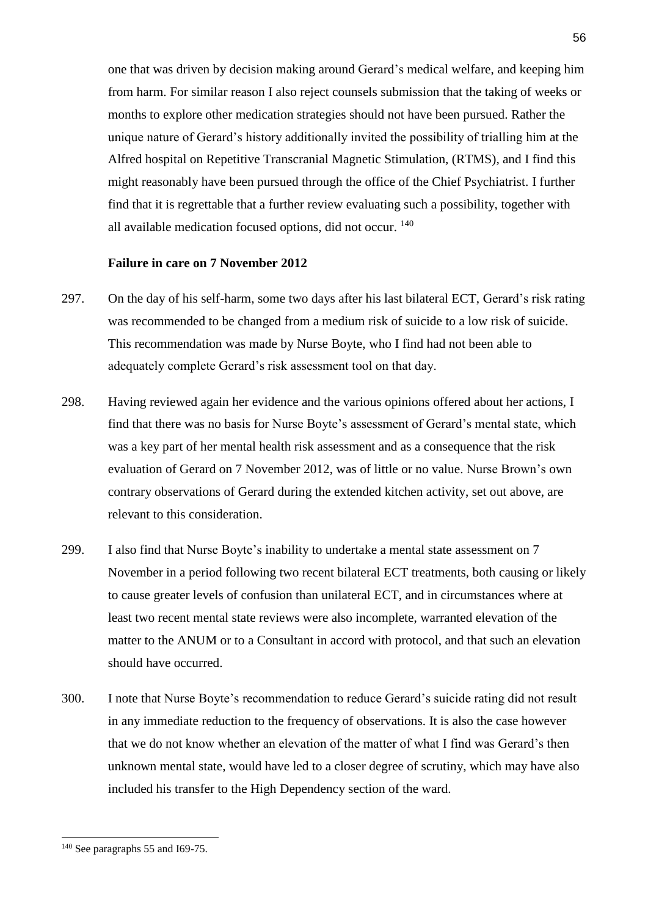one that was driven by decision making around Gerard's medical welfare, and keeping him from harm. For similar reason I also reject counsels submission that the taking of weeks or months to explore other medication strategies should not have been pursued. Rather the unique nature of Gerard's history additionally invited the possibility of trialling him at the Alfred hospital on Repetitive Transcranial Magnetic Stimulation, (RTMS), and I find this might reasonably have been pursued through the office of the Chief Psychiatrist. I further find that it is regrettable that a further review evaluating such a possibility, together with all available medication focused options, did not occur. [140]

**Failure in care on 7 November 2012**

297. On the day of his self-harm, some two days after his last bilateral ECT, Gerard's risk rating was recommended to be changed from a medium risk of suicide to a low risk of suicide. This recommendation was made by Nurse Boyte, who I find had not been able to adequately complete Gerard's risk assessment tool on that day.

298. Having reviewed again her evidence and the various opinions offered about her actions, I find that there was no basis for Nurse Boyte's assessment of Gerard's mental state, which was a key part of her mental health risk assessment and as a consequence that the risk evaluation of Gerard on 7 November 2012, was of little or no value. Nurse Brown's own contrary observations of Gerard during the extended kitchen activity, set out above, are relevant to this consideration.

299. I also find that Nurse Boyte's inability to undertake a mental state assessment on 7 November in a period following two recent bilateral ECT treatments, both causing or likely to cause greater levels of confusion than unilateral ECT, and in circumstances where at least two recent mental state reviews were also incomplete, warranted elevation of the matter to the ANUM or to a Consultant in accord with protocol, and that such an elevation should have occurred.

300. I note that Nurse Boyte's recommendation to reduce Gerard's suicide rating did not result in any immediate reduction to the frequency of observations. It is also the case however that we do not know whether an elevation of the matter of what I find was Gerard's then unknown mental state, would have led to a closer degree of scrutiny, which may have also included his transfer to the High Dependency section of the ward.

---

[140] See paragraphs 55 and I69-75.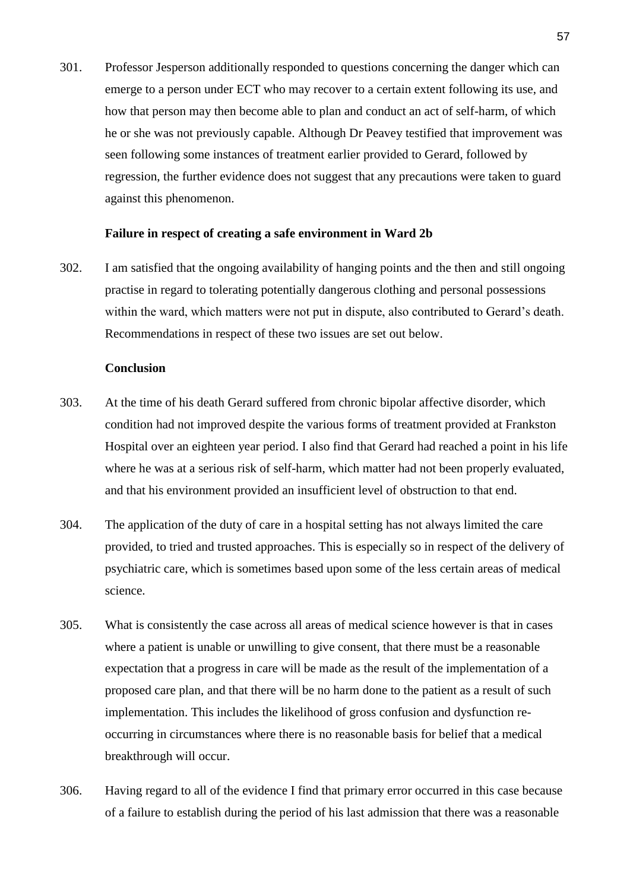301. Professor Jesperson additionally responded to questions concerning the danger which can emerge to a person under ECT who may recover to a certain extent following its use, and how that person may then become able to plan and conduct an act of self-harm, of which he or she was not previously capable. Although Dr Peavey testified that improvement was seen following some instances of treatment earlier provided to Gerard, followed by regression, the further evidence does not suggest that any precautions were taken to guard against this phenomenon.

**Failure in respect of creating a safe environment in Ward 2b**

302. I am satisfied that the ongoing availability of hanging points and the then and still ongoing practise in regard to tolerating potentially dangerous clothing and personal possessions within the ward, which matters were not put in dispute, also contributed to Gerard's death. Recommendations in respect of these two issues are set out below.

**Conclusion**

303. At the time of his death Gerard suffered from chronic bipolar affective disorder, which condition had not improved despite the various forms of treatment provided at Frankston Hospital over an eighteen year period. I also find that Gerard had reached a point in his life where he was at a serious risk of self-harm, which matter had not been properly evaluated, and that his environment provided an insufficient level of obstruction to that end.

304. The application of the duty of care in a hospital setting has not always limited the care provided, to tried and trusted approaches. This is especially so in respect of the delivery of psychiatric care, which is sometimes based upon some of the less certain areas of medical science.

305. What is consistently the case across all areas of medical science however is that in cases where a patient is unable or unwilling to give consent, that there must be a reasonable expectation that a progress in care will be made as the result of the implementation of a proposed care plan, and that there will be no harm done to the patient as a result of such implementation. This includes the likelihood of gross confusion and dysfunction re-occurring in circumstances where there is no reasonable basis for belief that a medical breakthrough will occur.

306. Having regard to all of the evidence I find that primary error occurred in this case because of a failure to establish during the period of his last admission that there was a reasonable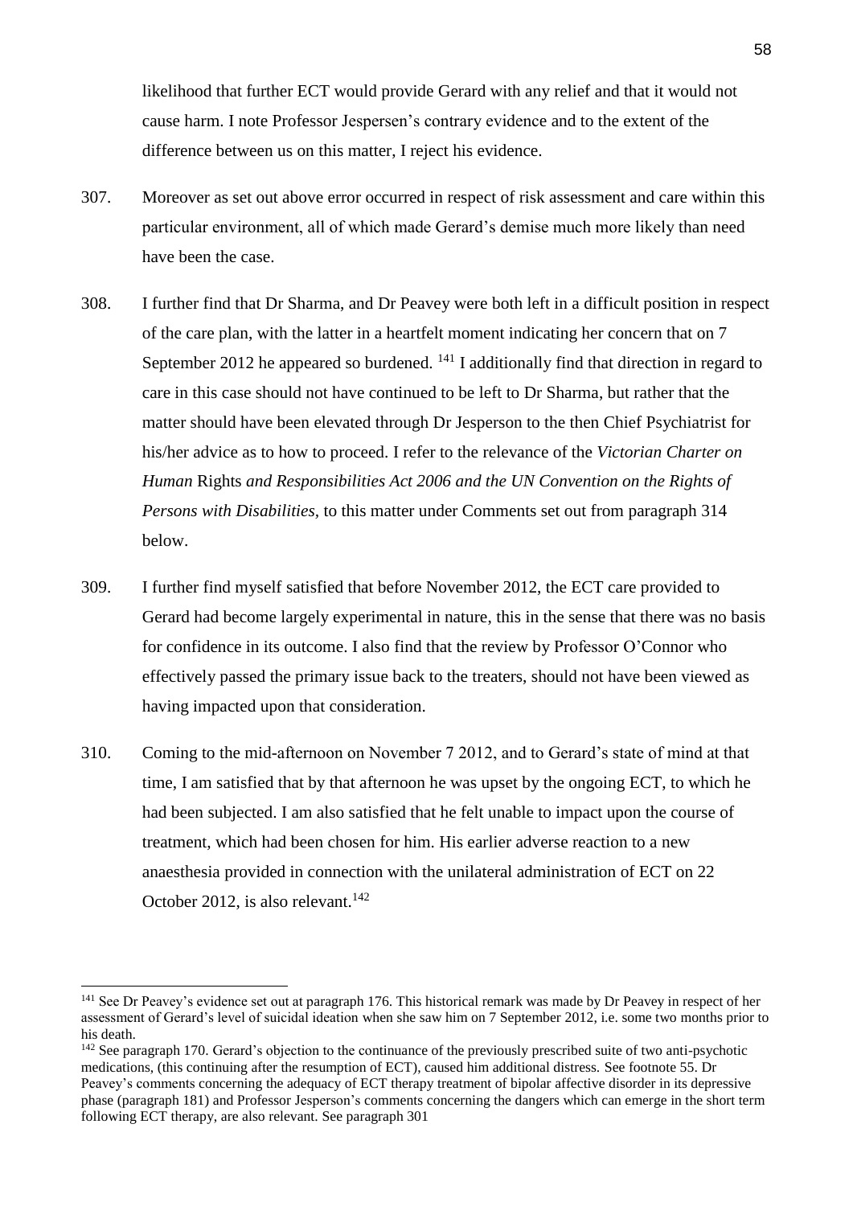likelihood that further ECT would provide Gerard with any relief and that it would not cause harm. I note Professor Jespersen's contrary evidence and to the extent of the difference between us on this matter, I reject his evidence.

307. Moreover as set out above error occurred in respect of risk assessment and care within this particular environment, all of which made Gerard's demise much more likely than need have been the case.

308. I further find that Dr Sharma, and Dr Peavey were both left in a difficult position in respect of the care plan, with the latter in a heartfelt moment indicating her concern that on 7 September 2012 he appeared so burdened. [141] I additionally find that direction in regard to care in this case should not have continued to be left to Dr Sharma, but rather that the matter should have been elevated through Dr Jesperson to the then Chief Psychiatrist for his/her advice as to how to proceed. I refer to the relevance of the *Victorian Charter on Human* Rights *and Responsibilities Act 2006 and the UN Convention on the Rights of Persons with Disabilities*, to this matter under Comments set out from paragraph 314 below.

309. I further find myself satisfied that before November 2012, the ECT care provided to Gerard had become largely experimental in nature, this in the sense that there was no basis for confidence in its outcome. I also find that the review by Professor O'Connor who effectively passed the primary issue back to the treaters, should not have been viewed as having impacted upon that consideration.

310. Coming to the mid-afternoon on November 7 2012, and to Gerard's state of mind at that time, I am satisfied that by that afternoon he was upset by the ongoing ECT, to which he had been subjected. I am also satisfied that he felt unable to impact upon the course of treatment, which had been chosen for him. His earlier adverse reaction to a new anaesthesia provided in connection with the unilateral administration of ECT on 22 October 2012, is also relevant.[142]

---

[141] See Dr Peavey's evidence set out at paragraph 176. This historical remark was made by Dr Peavey in respect of her assessment of Gerard's level of suicidal ideation when she saw him on 7 September 2012, i.e. some two months prior to his death.

[142] See paragraph 170. Gerard's objection to the continuance of the previously prescribed suite of two anti-psychotic medications, (this continuing after the resumption of ECT), caused him additional distress. See footnote 55. Dr Peavey's comments concerning the adequacy of ECT therapy treatment of bipolar affective disorder in its depressive phase (paragraph 181) and Professor Jesperson's comments concerning the dangers which can emerge in the short term following ECT therapy, are also relevant. See paragraph 301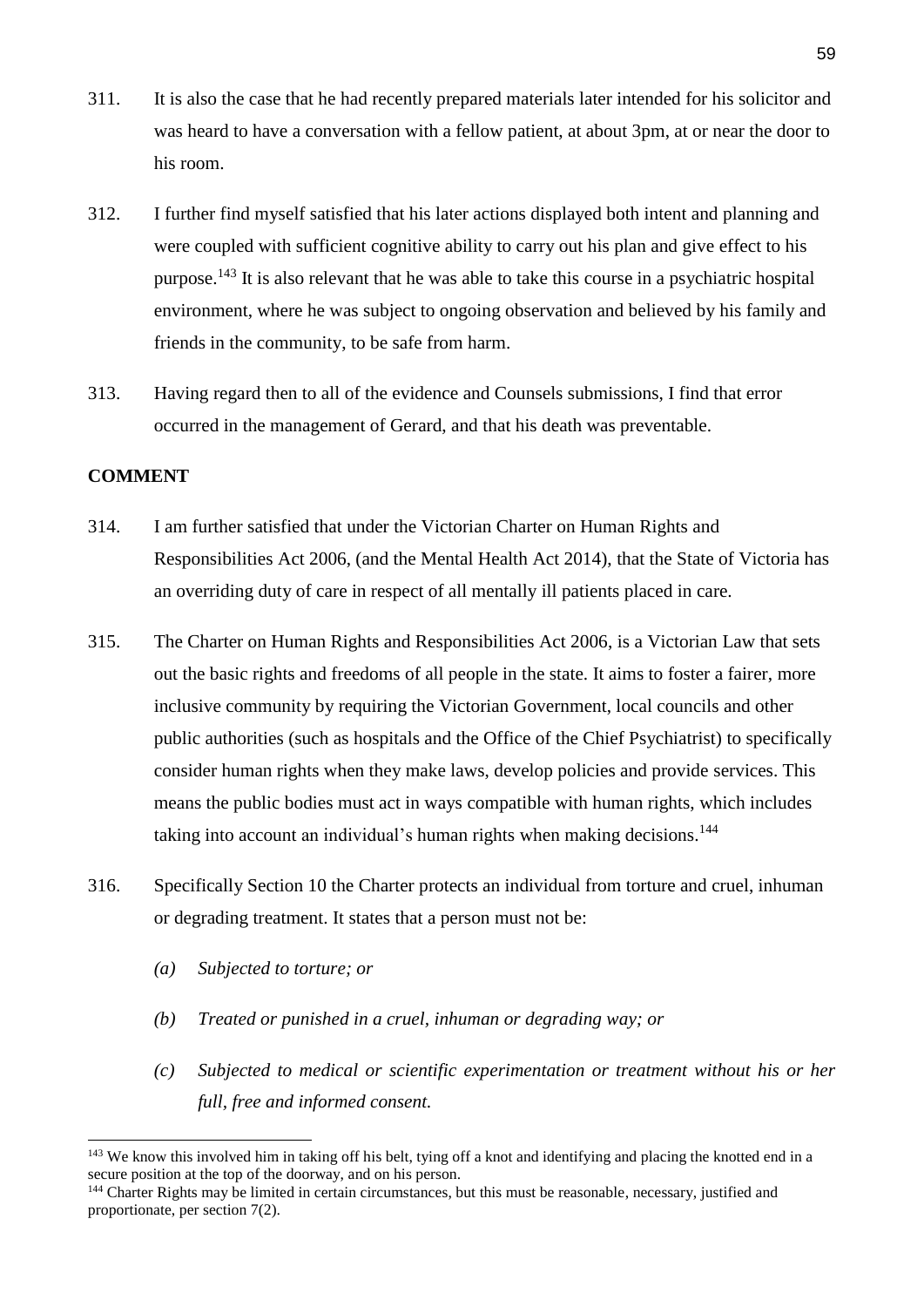311. It is also the case that he had recently prepared materials later intended for his solicitor and was heard to have a conversation with a fellow patient, at about 3pm, at or near the door to his room.

312. I further find myself satisfied that his later actions displayed both intent and planning and were coupled with sufficient cognitive ability to carry out his plan and give effect to his purpose.[143] It is also relevant that he was able to take this course in a psychiatric hospital environment, where he was subject to ongoing observation and believed by his family and friends in the community, to be safe from harm.

313. Having regard then to all of the evidence and Counsels submissions, I find that error occurred in the management of Gerard, and that his death was preventable.

**COMMENT**

314. I am further satisfied that under the Victorian Charter on Human Rights and Responsibilities Act 2006, (and the Mental Health Act 2014), that the State of Victoria has an overriding duty of care in respect of all mentally ill patients placed in care.

315. The Charter on Human Rights and Responsibilities Act 2006, is a Victorian Law that sets out the basic rights and freedoms of all people in the state. It aims to foster a fairer, more inclusive community by requiring the Victorian Government, local councils and other public authorities (such as hospitals and the Office of the Chief Psychiatrist) to specifically consider human rights when they make laws, develop policies and provide services. This means the public bodies must act in ways compatible with human rights, which includes taking into account an individual's human rights when making decisions.[144]

316. Specifically Section 10 the Charter protects an individual from torture and cruel, inhuman or degrading treatment. It states that a person must not be:

   *(a) Subjected to torture; or*

   *(b) Treated or punished in a cruel, inhuman or degrading way; or*

   *(c) Subjected to medical or scientific experimentation or treatment without his or her full, free and informed consent.*

---

[143] We know this involved him in taking off his belt, tying off a knot and identifying and placing the knotted end in a secure position at the top of the doorway, and on his person.

[144] Charter Rights may be limited in certain circumstances, but this must be reasonable, necessary, justified and proportionate, per section 7(2).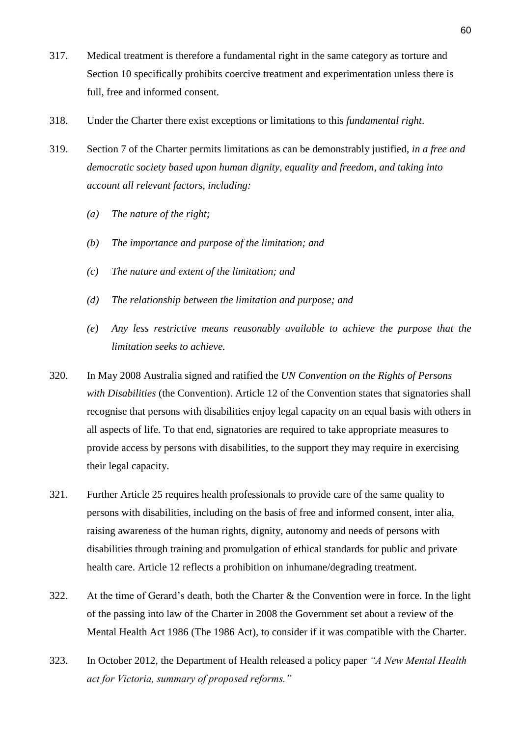317. Medical treatment is therefore a fundamental right in the same category as torture and Section 10 specifically prohibits coercive treatment and experimentation unless there is full, free and informed consent.

318. Under the Charter there exist exceptions or limitations to this *fundamental right*.

319. Section 7 of the Charter permits limitations as can be demonstrably justified, *in a free and democratic society based upon human dignity, equality and freedom, and taking into account all relevant factors, including:*

   *(a) The nature of the right;*

   *(b) The importance and purpose of the limitation; and*

   *(c) The nature and extent of the limitation; and*

   *(d) The relationship between the limitation and purpose; and*

   *(e) Any less restrictive means reasonably available to achieve the purpose that the limitation seeks to achieve.*

320. In May 2008 Australia signed and ratified the *UN Convention on the Rights of Persons with Disabilities* (the Convention). Article 12 of the Convention states that signatories shall recognise that persons with disabilities enjoy legal capacity on an equal basis with others in all aspects of life. To that end, signatories are required to take appropriate measures to provide access by persons with disabilities, to the support they may require in exercising their legal capacity.

321. Further Article 25 requires health professionals to provide care of the same quality to persons with disabilities, including on the basis of free and informed consent, inter alia, raising awareness of the human rights, dignity, autonomy and needs of persons with disabilities through training and promulgation of ethical standards for public and private health care. Article 12 reflects a prohibition on inhumane/degrading treatment.

322. At the time of Gerard's death, both the Charter & the Convention were in force. In the light of the passing into law of the Charter in 2008 the Government set about a review of the Mental Health Act 1986 (The 1986 Act), to consider if it was compatible with the Charter.

323. In October 2012, the Department of Health released a policy paper *"A New Mental Health act for Victoria, summary of proposed reforms."*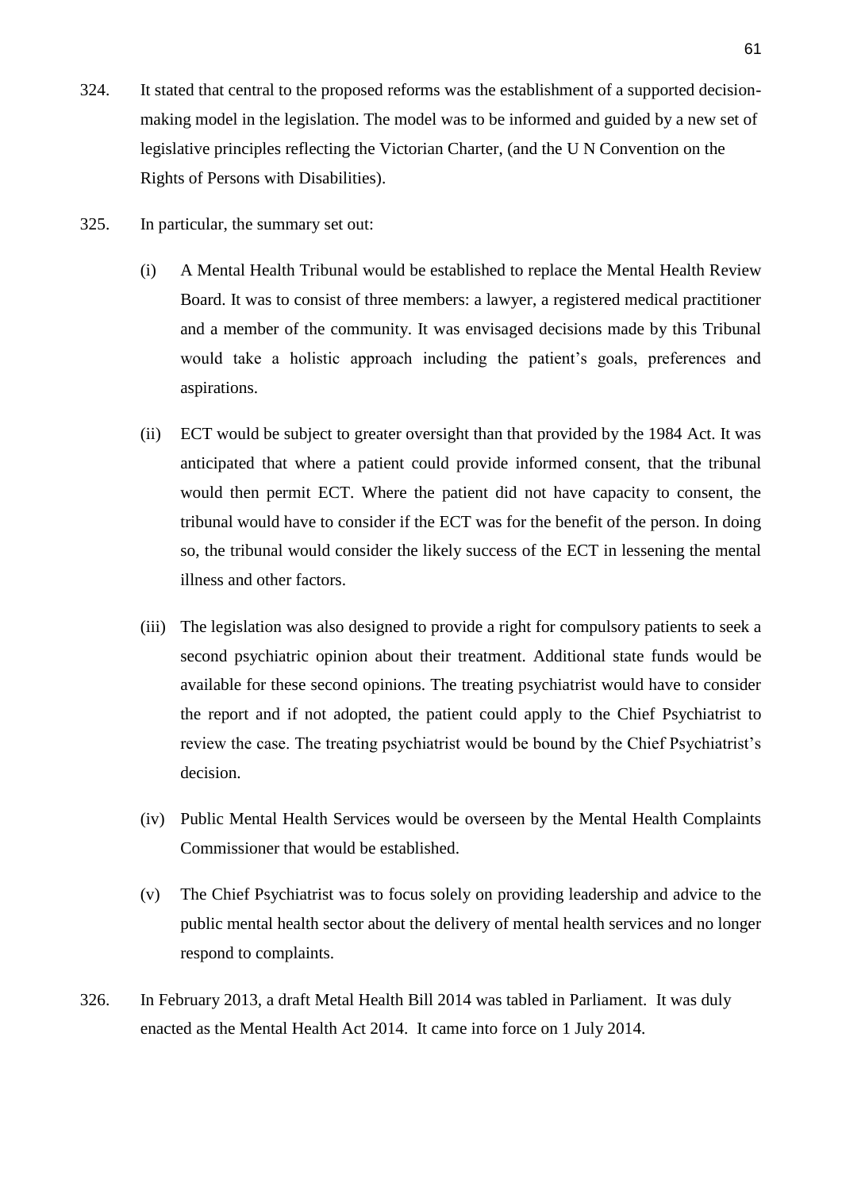324. It stated that central to the proposed reforms was the establishment of a supported decision-making model in the legislation. The model was to be informed and guided by a new set of legislative principles reflecting the Victorian Charter, (and the U N Convention on the Rights of Persons with Disabilities).

325. In particular, the summary set out:

(i) A Mental Health Tribunal would be established to replace the Mental Health Review Board. It was to consist of three members: a lawyer, a registered medical practitioner and a member of the community. It was envisaged decisions made by this Tribunal would take a holistic approach including the patient's goals, preferences and aspirations.

(ii) ECT would be subject to greater oversight than that provided by the 1984 Act. It was anticipated that where a patient could provide informed consent, that the tribunal would then permit ECT. Where the patient did not have capacity to consent, the tribunal would have to consider if the ECT was for the benefit of the person. In doing so, the tribunal would consider the likely success of the ECT in lessening the mental illness and other factors.

(iii) The legislation was also designed to provide a right for compulsory patients to seek a second psychiatric opinion about their treatment. Additional state funds would be available for these second opinions. The treating psychiatrist would have to consider the report and if not adopted, the patient could apply to the Chief Psychiatrist to review the case. The treating psychiatrist would be bound by the Chief Psychiatrist's decision.

(iv) Public Mental Health Services would be overseen by the Mental Health Complaints Commissioner that would be established.

(v) The Chief Psychiatrist was to focus solely on providing leadership and advice to the public mental health sector about the delivery of mental health services and no longer respond to complaints.

326. In February 2013, a draft Metal Health Bill 2014 was tabled in Parliament. It was duly enacted as the Mental Health Act 2014. It came into force on 1 July 2014.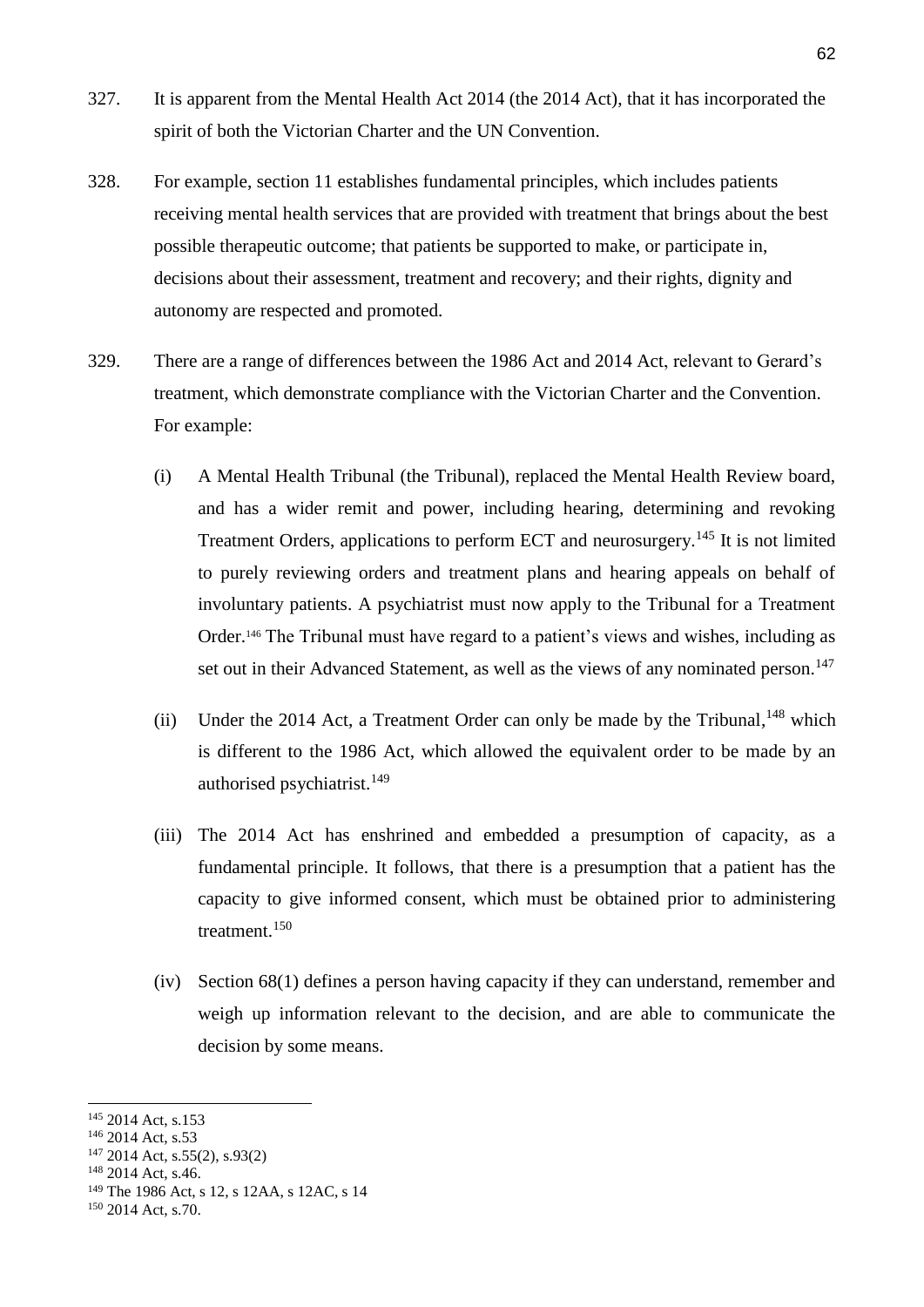327. It is apparent from the Mental Health Act 2014 (the 2014 Act), that it has incorporated the spirit of both the Victorian Charter and the UN Convention.

328. For example, section 11 establishes fundamental principles, which includes patients receiving mental health services that are provided with treatment that brings about the best possible therapeutic outcome; that patients be supported to make, or participate in, decisions about their assessment, treatment and recovery; and their rights, dignity and autonomy are respected and promoted.

329. There are a range of differences between the 1986 Act and 2014 Act, relevant to Gerard's treatment, which demonstrate compliance with the Victorian Charter and the Convention. For example:

   (i) A Mental Health Tribunal (the Tribunal), replaced the Mental Health Review board, and has a wider remit and power, including hearing, determining and revoking Treatment Orders, applications to perform ECT and neurosurgery.[145] It is not limited to purely reviewing orders and treatment plans and hearing appeals on behalf of involuntary patients. A psychiatrist must now apply to the Tribunal for a Treatment Order.[146] The Tribunal must have regard to a patient's views and wishes, including as set out in their Advanced Statement, as well as the views of any nominated person.[147]

   (ii) Under the 2014 Act, a Treatment Order can only be made by the Tribunal,[148] which is different to the 1986 Act, which allowed the equivalent order to be made by an authorised psychiatrist.[149]

   (iii) The 2014 Act has enshrined and embedded a presumption of capacity, as a fundamental principle. It follows, that there is a presumption that a patient has the capacity to give informed consent, which must be obtained prior to administering treatment.[150]

   (iv) Section 68(1) defines a person having capacity if they can understand, remember and weigh up information relevant to the decision, and are able to communicate the decision by some means.

---

[145] 2014 Act, s.153

[146] 2014 Act, s.53

[147] 2014 Act, s.55(2), s.93(2)

[148] 2014 Act, s.46.

[149] The 1986 Act, s 12, s 12AA, s 12AC, s 14

[150] 2014 Act, s.70.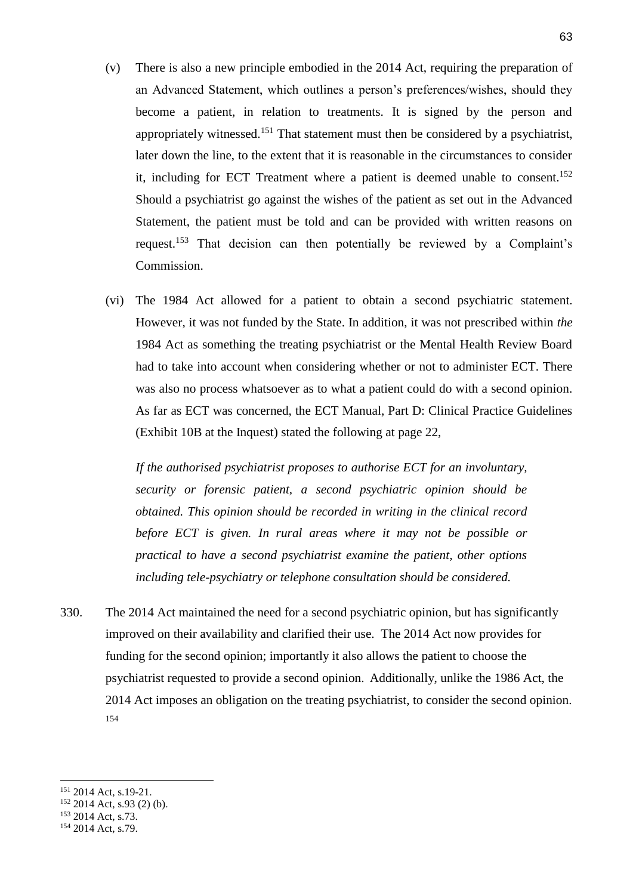(v) There is also a new principle embodied in the 2014 Act, requiring the preparation of an Advanced Statement, which outlines a person's preferences/wishes, should they become a patient, in relation to treatments. It is signed by the person and appropriately witnessed.[151] That statement must then be considered by a psychiatrist, later down the line, to the extent that it is reasonable in the circumstances to consider it, including for ECT Treatment where a patient is deemed unable to consent.[152] Should a psychiatrist go against the wishes of the patient as set out in the Advanced Statement, the patient must be told and can be provided with written reasons on request.[153] That decision can then potentially be reviewed by a Complaint's Commission.

(vi) The 1984 Act allowed for a patient to obtain a second psychiatric statement. However, it was not funded by the State. In addition, it was not prescribed within *the* 1984 Act as something the treating psychiatrist or the Mental Health Review Board had to take into account when considering whether or not to administer ECT. There was also no process whatsoever as to what a patient could do with a second opinion. As far as ECT was concerned, the ECT Manual, Part D: Clinical Practice Guidelines (Exhibit 10B at the Inquest) stated the following at page 22,

*If the authorised psychiatrist proposes to authorise ECT for an involuntary, security or forensic patient, a second psychiatric opinion should be obtained. This opinion should be recorded in writing in the clinical record before ECT is given. In rural areas where it may not be possible or practical to have a second psychiatrist examine the patient, other options including tele-psychiatry or telephone consultation should be considered.*

330. The 2014 Act maintained the need for a second psychiatric opinion, but has significantly improved on their availability and clarified their use. The 2014 Act now provides for funding for the second opinion; importantly it also allows the patient to choose the psychiatrist requested to provide a second opinion. Additionally, unlike the 1986 Act, the 2014 Act imposes an obligation on the treating psychiatrist, to consider the second opinion.[154]

---

[151] 2014 Act, s.19-21.

[152] 2014 Act, s.93 (2) (b).

[153] 2014 Act, s.73.

[154] 2014 Act, s.79.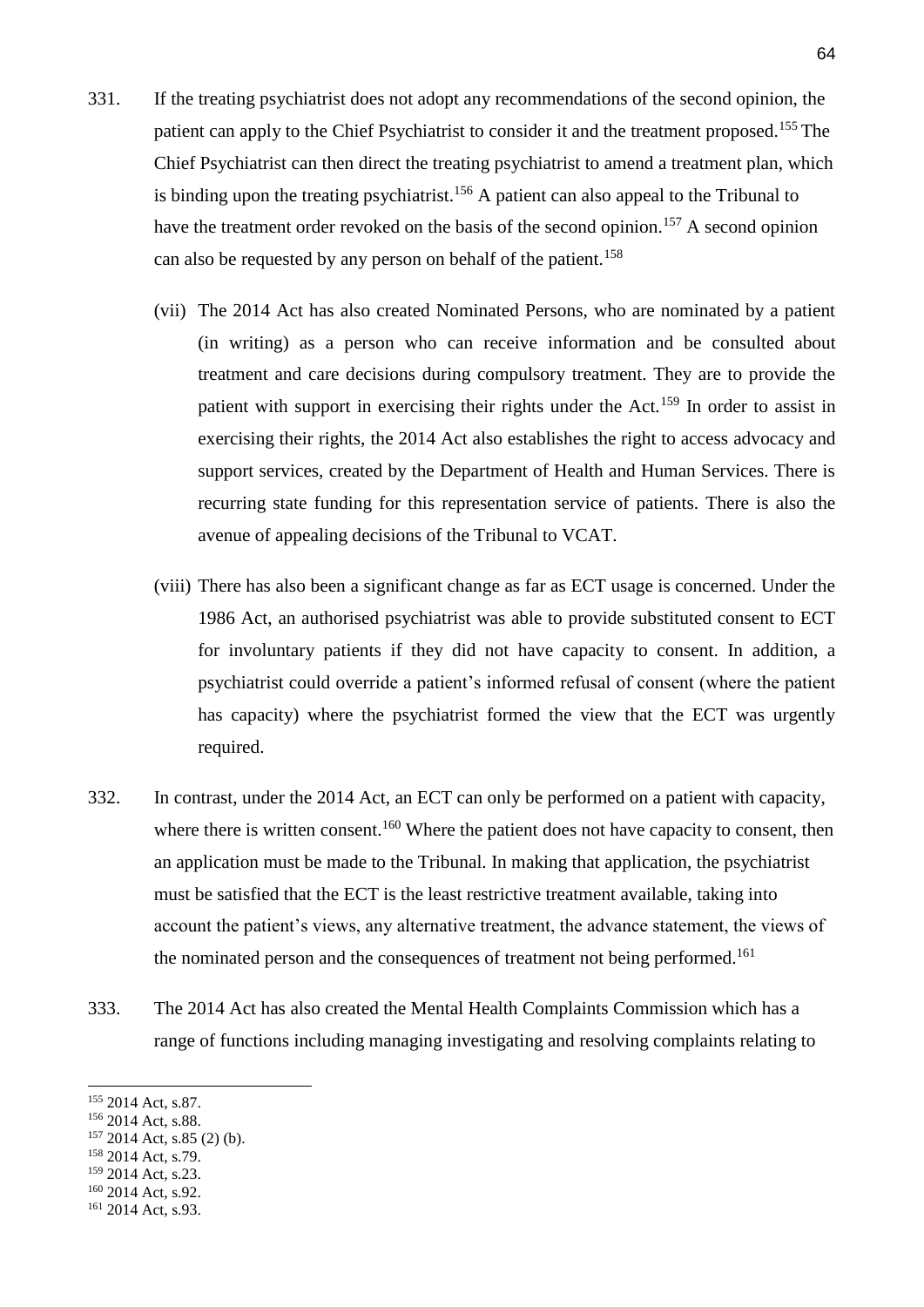331. If the treating psychiatrist does not adopt any recommendations of the second opinion, the patient can apply to the Chief Psychiatrist to consider it and the treatment proposed.[155] The Chief Psychiatrist can then direct the treating psychiatrist to amend a treatment plan, which is binding upon the treating psychiatrist.[156] A patient can also appeal to the Tribunal to have the treatment order revoked on the basis of the second opinion.[157] A second opinion can also be requested by any person on behalf of the patient.[158]

(vii) The 2014 Act has also created Nominated Persons, who are nominated by a patient (in writing) as a person who can receive information and be consulted about treatment and care decisions during compulsory treatment. They are to provide the patient with support in exercising their rights under the Act.[159] In order to assist in exercising their rights, the 2014 Act also establishes the right to access advocacy and support services, created by the Department of Health and Human Services. There is recurring state funding for this representation service of patients. There is also the avenue of appealing decisions of the Tribunal to VCAT.

(viii) There has also been a significant change as far as ECT usage is concerned. Under the 1986 Act, an authorised psychiatrist was able to provide substituted consent to ECT for involuntary patients if they did not have capacity to consent. In addition, a psychiatrist could override a patient's informed refusal of consent (where the patient has capacity) where the psychiatrist formed the view that the ECT was urgently required.

332. In contrast, under the 2014 Act, an ECT can only be performed on a patient with capacity, where there is written consent.[160] Where the patient does not have capacity to consent, then an application must be made to the Tribunal. In making that application, the psychiatrist must be satisfied that the ECT is the least restrictive treatment available, taking into account the patient's views, any alternative treatment, the advance statement, the views of the nominated person and the consequences of treatment not being performed.[161]

333. The 2014 Act has also created the Mental Health Complaints Commission which has a range of functions including managing investigating and resolving complaints relating to

---

[155] 2014 Act, s.87.
[156] 2014 Act, s.88.
[157] 2014 Act, s.85 (2) (b).
[158] 2014 Act, s.79.
[159] 2014 Act, s.23.
[160] 2014 Act, s.92.
[161] 2014 Act, s.93.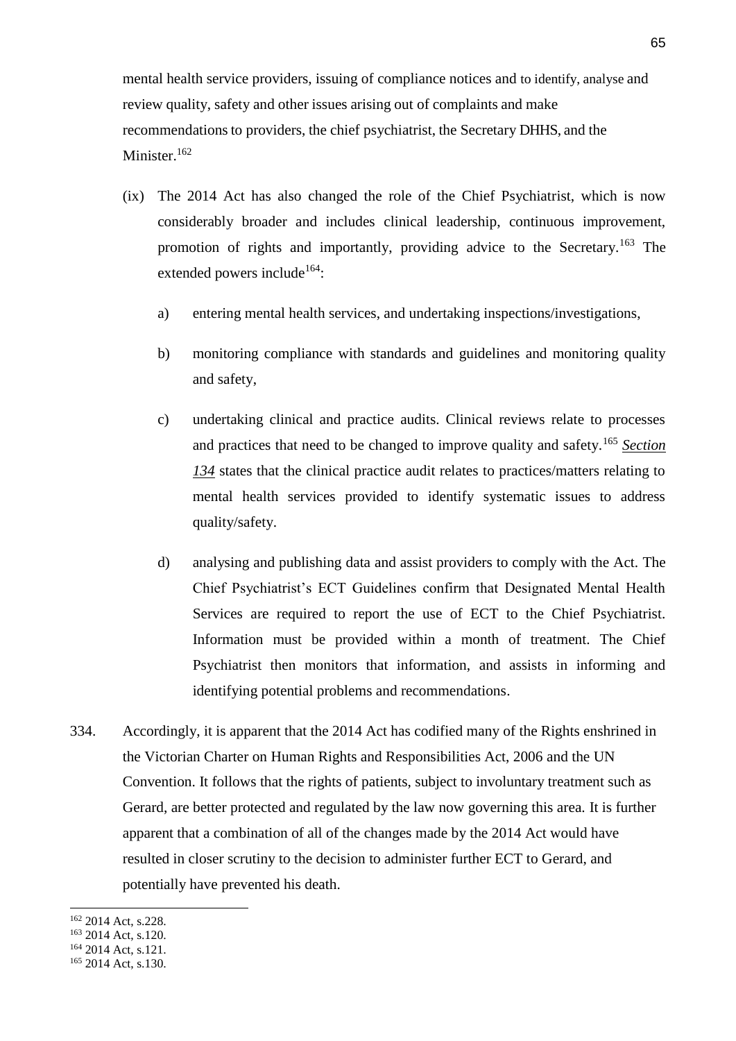mental health service providers, issuing of compliance notices and to identify, analyse and review quality, safety and other issues arising out of complaints and make recommendations to providers, the chief psychiatrist, the Secretary DHHS, and the Minister.[162]

(ix) The 2014 Act has also changed the role of the Chief Psychiatrist, which is now considerably broader and includes clinical leadership, continuous improvement, promotion of rights and importantly, providing advice to the Secretary.[163] The extended powers include[164]:

a) entering mental health services, and undertaking inspections/investigations,

b) monitoring compliance with standards and guidelines and monitoring quality and safety,

c) undertaking clinical and practice audits. Clinical reviews relate to processes and practices that need to be changed to improve quality and safety.[165] ***Section 134*** states that the clinical practice audit relates to practices/matters relating to mental health services provided to identify systematic issues to address quality/safety.

d) analysing and publishing data and assist providers to comply with the Act. The Chief Psychiatrist's ECT Guidelines confirm that Designated Mental Health Services are required to report the use of ECT to the Chief Psychiatrist. Information must be provided within a month of treatment. The Chief Psychiatrist then monitors that information, and assists in informing and identifying potential problems and recommendations.

334. Accordingly, it is apparent that the 2014 Act has codified many of the Rights enshrined in the Victorian Charter on Human Rights and Responsibilities Act, 2006 and the UN Convention. It follows that the rights of patients, subject to involuntary treatment such as Gerard, are better protected and regulated by the law now governing this area. It is further apparent that a combination of all of the changes made by the 2014 Act would have resulted in closer scrutiny to the decision to administer further ECT to Gerard, and potentially have prevented his death.

---

[162] 2014 Act, s.228.

[163] 2014 Act, s.120.

[164] 2014 Act, s.121.

[165] 2014 Act, s.130.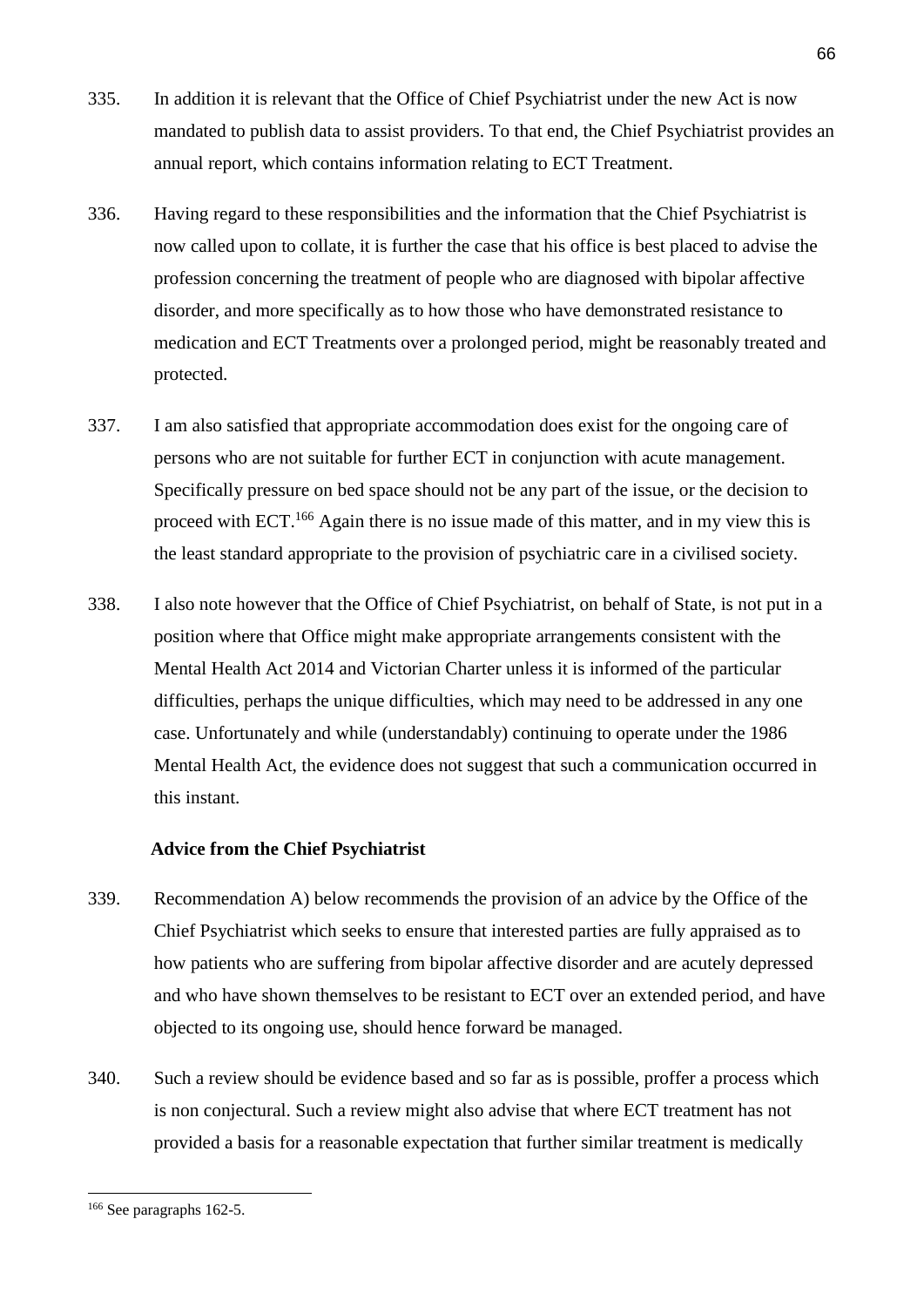335. In addition it is relevant that the Office of Chief Psychiatrist under the new Act is now mandated to publish data to assist providers. To that end, the Chief Psychiatrist provides an annual report, which contains information relating to ECT Treatment.

336. Having regard to these responsibilities and the information that the Chief Psychiatrist is now called upon to collate, it is further the case that his office is best placed to advise the profession concerning the treatment of people who are diagnosed with bipolar affective disorder, and more specifically as to how those who have demonstrated resistance to medication and ECT Treatments over a prolonged period, might be reasonably treated and protected.

337. I am also satisfied that appropriate accommodation does exist for the ongoing care of persons who are not suitable for further ECT in conjunction with acute management. Specifically pressure on bed space should not be any part of the issue, or the decision to proceed with ECT.[166] Again there is no issue made of this matter, and in my view this is the least standard appropriate to the provision of psychiatric care in a civilised society.

338. I also note however that the Office of Chief Psychiatrist, on behalf of State, is not put in a position where that Office might make appropriate arrangements consistent with the Mental Health Act 2014 and Victorian Charter unless it is informed of the particular difficulties, perhaps the unique difficulties, which may need to be addressed in any one case. Unfortunately and while (understandably) continuing to operate under the 1986 Mental Health Act, the evidence does not suggest that such a communication occurred in this instant.

**Advice from the Chief Psychiatrist**

339. Recommendation A) below recommends the provision of an advice by the Office of the Chief Psychiatrist which seeks to ensure that interested parties are fully appraised as to how patients who are suffering from bipolar affective disorder and are acutely depressed and who have shown themselves to be resistant to ECT over an extended period, and have objected to its ongoing use, should hence forward be managed.

340. Such a review should be evidence based and so far as is possible, proffer a process which is non conjectural. Such a review might also advise that where ECT treatment has not provided a basis for a reasonable expectation that further similar treatment is medically

---

[166] See paragraphs 162-5.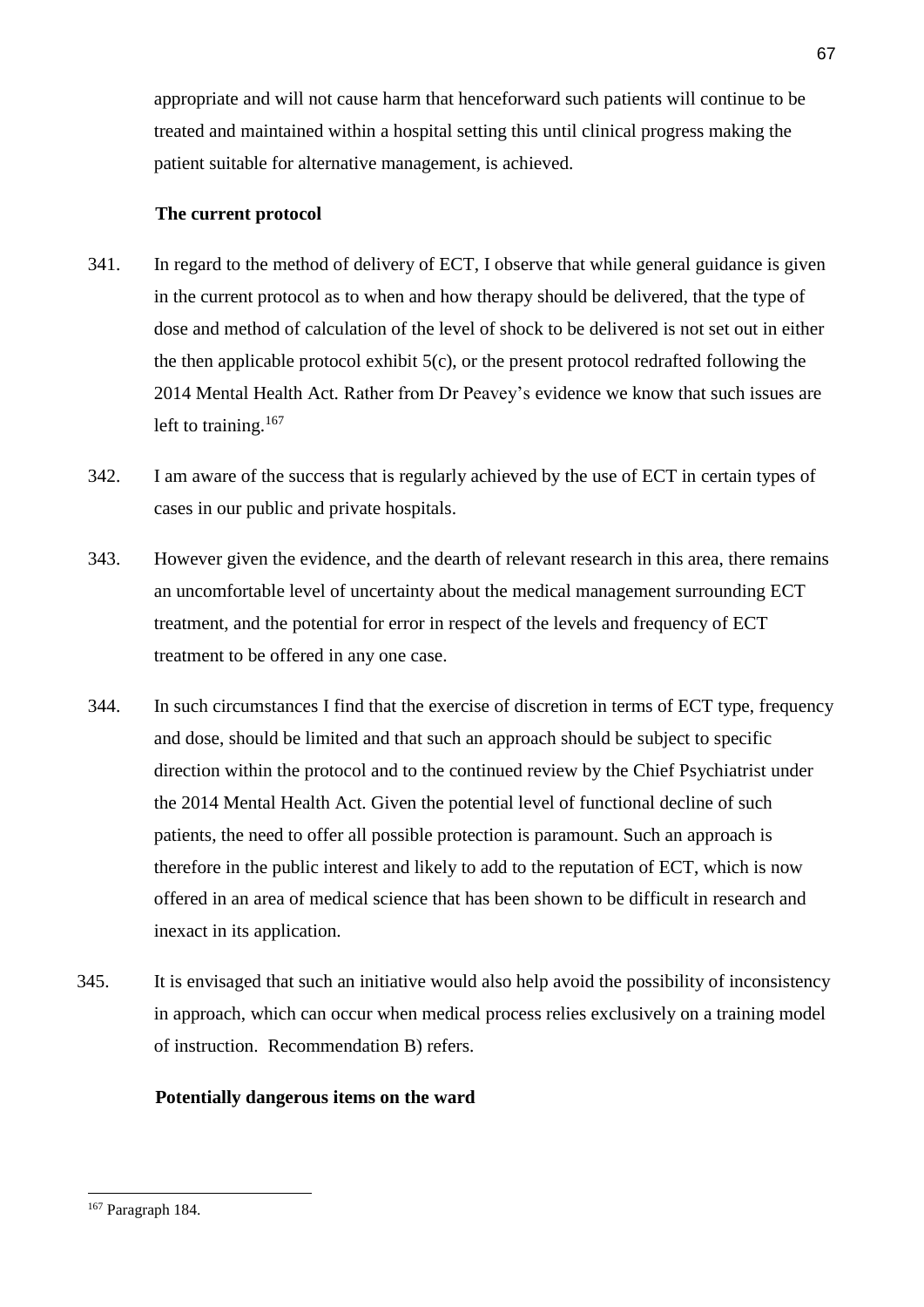appropriate and will not cause harm that henceforward such patients will continue to be treated and maintained within a hospital setting this until clinical progress making the patient suitable for alternative management, is achieved.

**The current protocol**

341. In regard to the method of delivery of ECT, I observe that while general guidance is given in the current protocol as to when and how therapy should be delivered, that the type of dose and method of calculation of the level of shock to be delivered is not set out in either the then applicable protocol exhibit 5(c), or the present protocol redrafted following the 2014 Mental Health Act. Rather from Dr Peavey's evidence we know that such issues are left to training.[167]

342. I am aware of the success that is regularly achieved by the use of ECT in certain types of cases in our public and private hospitals.

343. However given the evidence, and the dearth of relevant research in this area, there remains an uncomfortable level of uncertainty about the medical management surrounding ECT treatment, and the potential for error in respect of the levels and frequency of ECT treatment to be offered in any one case.

344. In such circumstances I find that the exercise of discretion in terms of ECT type, frequency and dose, should be limited and that such an approach should be subject to specific direction within the protocol and to the continued review by the Chief Psychiatrist under the 2014 Mental Health Act. Given the potential level of functional decline of such patients, the need to offer all possible protection is paramount. Such an approach is therefore in the public interest and likely to add to the reputation of ECT, which is now offered in an area of medical science that has been shown to be difficult in research and inexact in its application.

345. It is envisaged that such an initiative would also help avoid the possibility of inconsistency in approach, which can occur when medical process relies exclusively on a training model of instruction. Recommendation B) refers.

**Potentially dangerous items on the ward**

---

[167] Paragraph 184.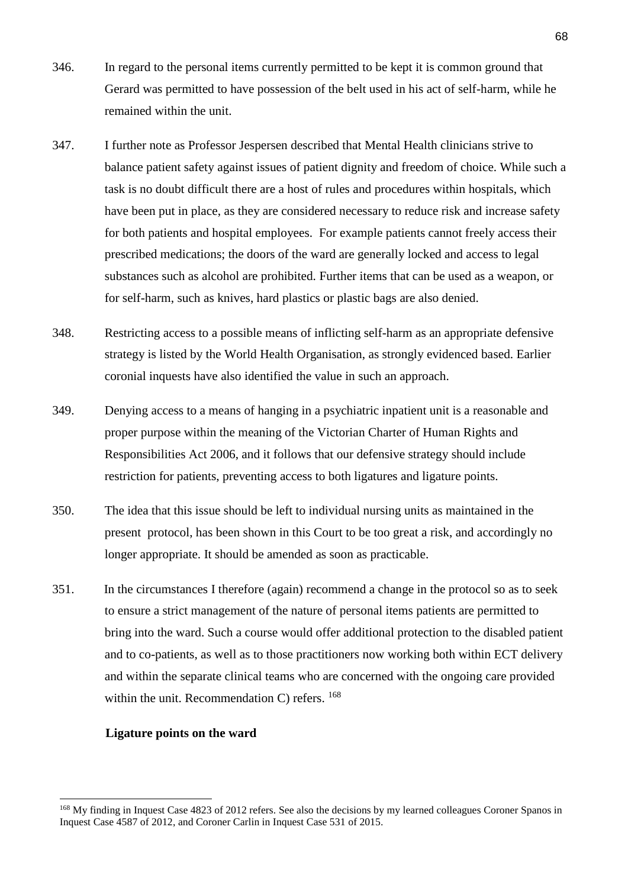346. In regard to the personal items currently permitted to be kept it is common ground that Gerard was permitted to have possession of the belt used in his act of self-harm, while he remained within the unit.

347. I further note as Professor Jespersen described that Mental Health clinicians strive to balance patient safety against issues of patient dignity and freedom of choice. While such a task is no doubt difficult there are a host of rules and procedures within hospitals, which have been put in place, as they are considered necessary to reduce risk and increase safety for both patients and hospital employees. For example patients cannot freely access their prescribed medications; the doors of the ward are generally locked and access to legal substances such as alcohol are prohibited. Further items that can be used as a weapon, or for self-harm, such as knives, hard plastics or plastic bags are also denied.

348. Restricting access to a possible means of inflicting self-harm as an appropriate defensive strategy is listed by the World Health Organisation, as strongly evidenced based. Earlier coronial inquests have also identified the value in such an approach.

349. Denying access to a means of hanging in a psychiatric inpatient unit is a reasonable and proper purpose within the meaning of the Victorian Charter of Human Rights and Responsibilities Act 2006, and it follows that our defensive strategy should include restriction for patients, preventing access to both ligatures and ligature points.

350. The idea that this issue should be left to individual nursing units as maintained in the present protocol, has been shown in this Court to be too great a risk, and accordingly no longer appropriate. It should be amended as soon as practicable.

351. In the circumstances I therefore (again) recommend a change in the protocol so as to seek to ensure a strict management of the nature of personal items patients are permitted to bring into the ward. Such a course would offer additional protection to the disabled patient and to co-patients, as well as to those practitioners now working both within ECT delivery and within the separate clinical teams who are concerned with the ongoing care provided within the unit. Recommendation C) refers. [168]

**Ligature points on the ward**

[168] My finding in Inquest Case 4823 of 2012 refers. See also the decisions by my learned colleagues Coroner Spanos in Inquest Case 4587 of 2012, and Coroner Carlin in Inquest Case 531 of 2015.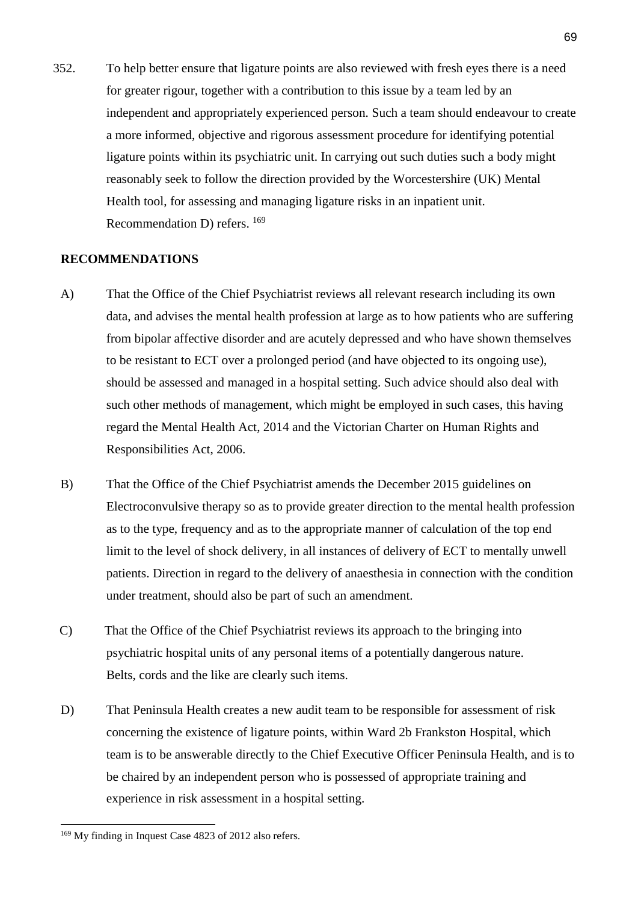352. To help better ensure that ligature points are also reviewed with fresh eyes there is a need for greater rigour, together with a contribution to this issue by a team led by an independent and appropriately experienced person. Such a team should endeavour to create a more informed, objective and rigorous assessment procedure for identifying potential ligature points within its psychiatric unit. In carrying out such duties such a body might reasonably seek to follow the direction provided by the Worcestershire (UK) Mental Health tool, for assessing and managing ligature risks in an inpatient unit. Recommendation D) refers. [169]

**RECOMMENDATIONS**

A) That the Office of the Chief Psychiatrist reviews all relevant research including its own data, and advises the mental health profession at large as to how patients who are suffering from bipolar affective disorder and are acutely depressed and who have shown themselves to be resistant to ECT over a prolonged period (and have objected to its ongoing use), should be assessed and managed in a hospital setting. Such advice should also deal with such other methods of management, which might be employed in such cases, this having regard the Mental Health Act, 2014 and the Victorian Charter on Human Rights and Responsibilities Act, 2006.

B) That the Office of the Chief Psychiatrist amends the December 2015 guidelines on Electroconvulsive therapy so as to provide greater direction to the mental health profession as to the type, frequency and as to the appropriate manner of calculation of the top end limit to the level of shock delivery, in all instances of delivery of ECT to mentally unwell patients. Direction in regard to the delivery of anaesthesia in connection with the condition under treatment, should also be part of such an amendment.

C) That the Office of the Chief Psychiatrist reviews its approach to the bringing into psychiatric hospital units of any personal items of a potentially dangerous nature. Belts, cords and the like are clearly such items.

D) That Peninsula Health creates a new audit team to be responsible for assessment of risk concerning the existence of ligature points, within Ward 2b Frankston Hospital, which team is to be answerable directly to the Chief Executive Officer Peninsula Health, and is to be chaired by an independent person who is possessed of appropriate training and experience in risk assessment in a hospital setting.

[169] My finding in Inquest Case 4823 of 2012 also refers.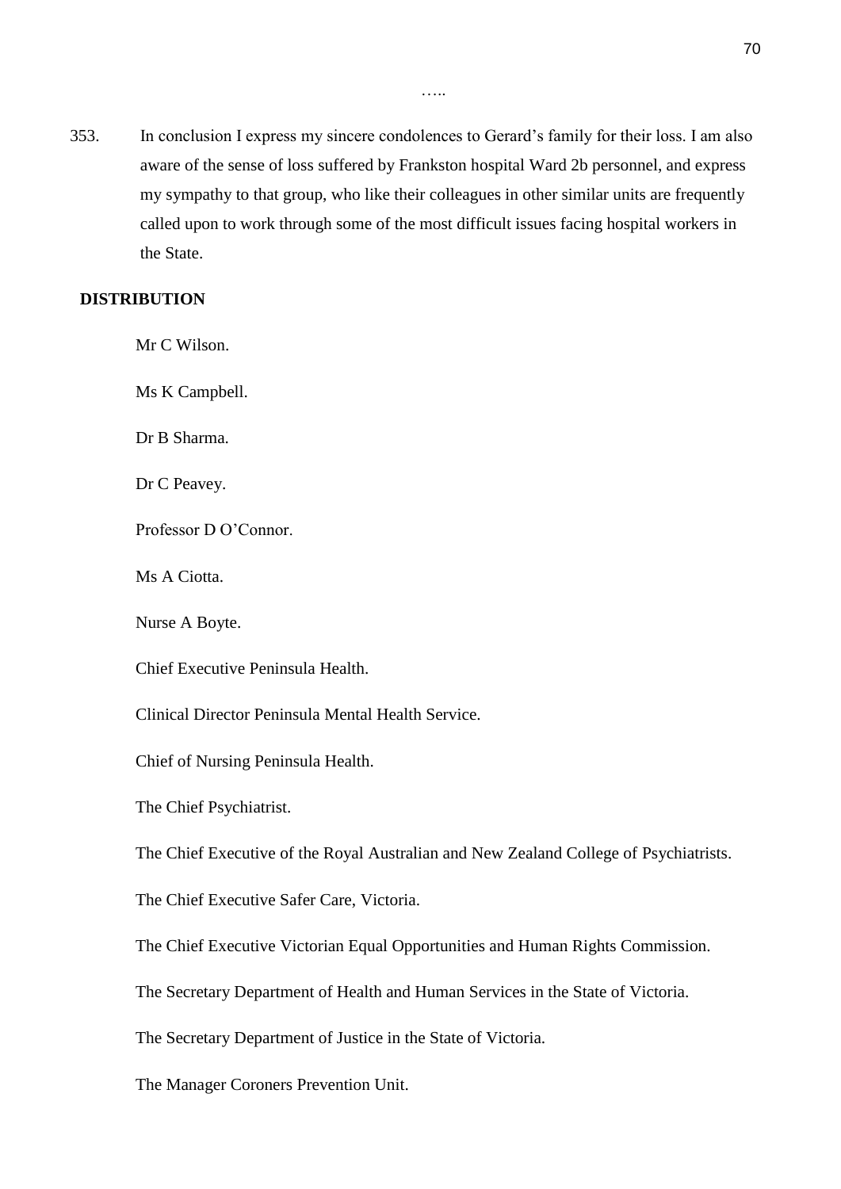…..

353. In conclusion I express my sincere condolences to Gerard's family for their loss. I am also aware of the sense of loss suffered by Frankston hospital Ward 2b personnel, and express my sympathy to that group, who like their colleagues in other similar units are frequently called upon to work through some of the most difficult issues facing hospital workers in the State.

**DISTRIBUTION**

Mr C Wilson.

Ms K Campbell.

Dr B Sharma.

Dr C Peavey.

Professor D O'Connor.

Ms A Ciotta.

Nurse A Boyte.

Chief Executive Peninsula Health.

Clinical Director Peninsula Mental Health Service.

Chief of Nursing Peninsula Health.

The Chief Psychiatrist.

The Chief Executive of the Royal Australian and New Zealand College of Psychiatrists.

The Chief Executive Safer Care, Victoria.

The Chief Executive Victorian Equal Opportunities and Human Rights Commission.

The Secretary Department of Health and Human Services in the State of Victoria.

The Secretary Department of Justice in the State of Victoria.

The Manager Coroners Prevention Unit.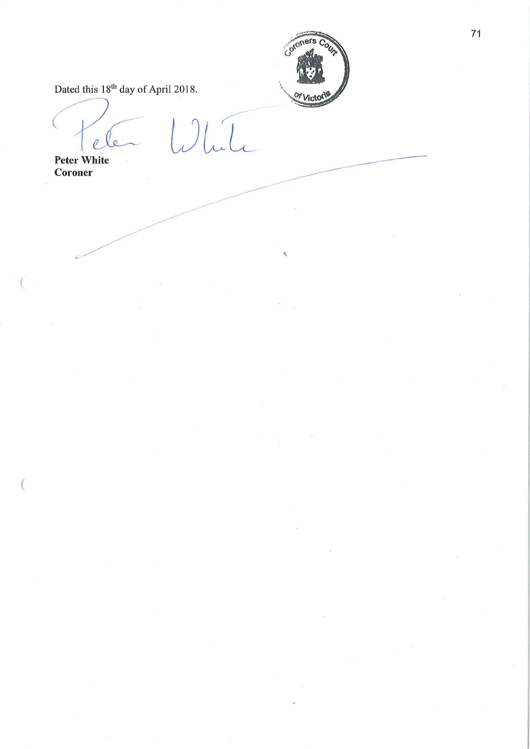Dated this 18th day of April 2018.

**Peter White**
**Coroner**